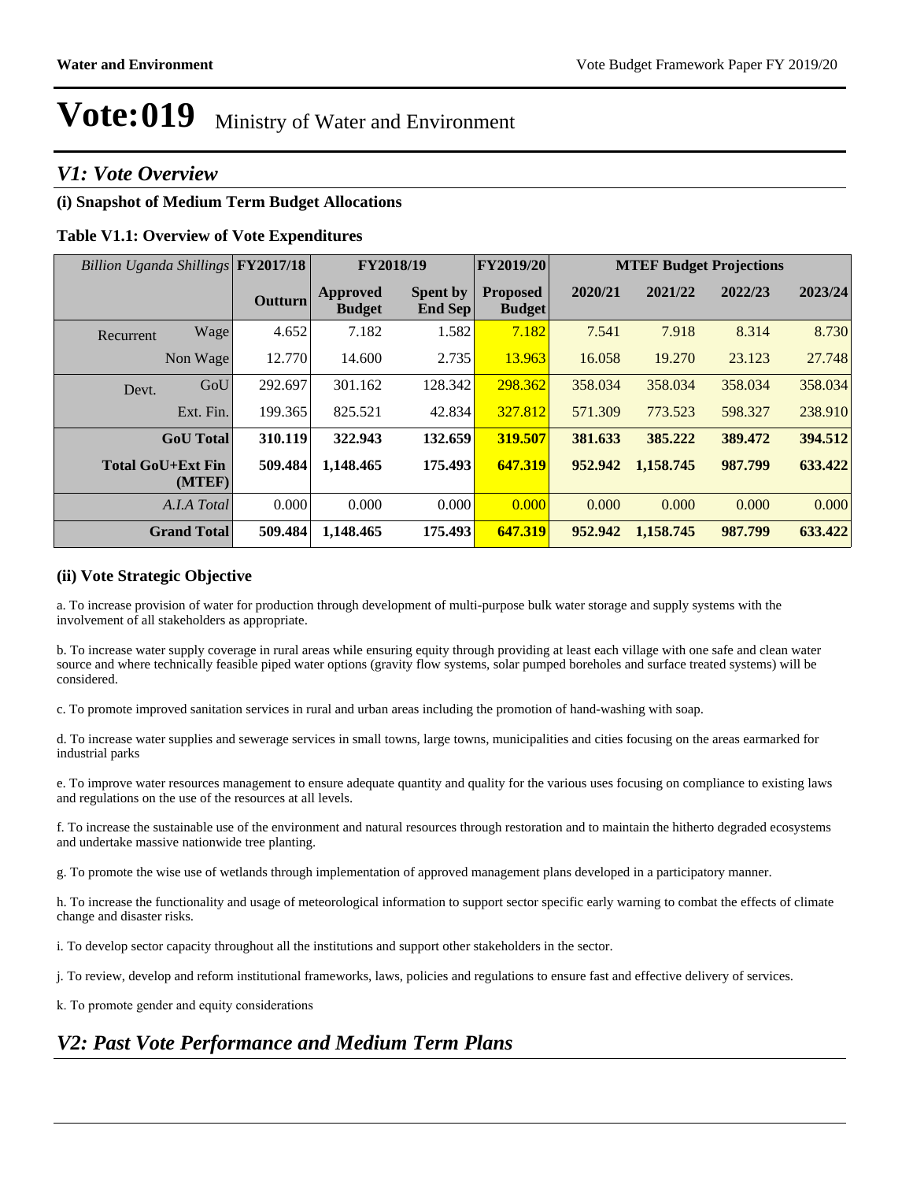# Vote:019 Ministry of Water and Environment

## V1: Vote Overview

### (i) Snapshot of Medium Term Budget Allocations

**Table V1.1: Overview of Vote Expenditures**

| *Billion Uganda Shillings* | | FY2017/18 | FY2018/19 | | FY2019/20 | MTEF Budget Projections | | | |
|---|---|---|---|---|---|---|---|---|---|
| | | **Outturn** | **Approved Budget** | **Spent by End Sep** | **Proposed Budget** | **2020/21** | **2021/22** | **2022/23** | **2023/24** |
| Recurrent | Wage | 4.652 | 7.182 | 1.582 | 7.182 | 7.541 | 7.918 | 8.314 | 8.730 |
| | Non Wage | 12.770 | 14.600 | 2.735 | 13.963 | 16.058 | 19.270 | 23.123 | 27.748 |
| Devt. | GoU | 292.697 | 301.162 | 128.342 | 298.362 | 358.034 | 358.034 | 358.034 | 358.034 |
| | Ext. Fin. | 199.365 | 825.521 | 42.834 | 327.812 | 571.309 | 773.523 | 598.327 | 238.910 |
| | **GoU Total** | **310.119** | **322.943** | **132.659** | **319.507** | **381.633** | **385.222** | **389.472** | **394.512** |
| | **Total GoU+Ext Fin (MTEF)** | **509.484** | **1,148.465** | **175.493** | **647.319** | **952.942** | **1,158.745** | **987.799** | **633.422** |
| | *A.I.A Total* | 0.000 | 0.000 | 0.000 | 0.000 | 0.000 | 0.000 | 0.000 | 0.000 |
| | **Grand Total** | **509.484** | **1,148.465** | **175.493** | **647.319** | **952.942** | **1,158.745** | **987.799** | **633.422** |

### (ii) Vote Strategic Objective

a. To increase provision of water for production through development of multi-purpose bulk water storage and supply systems with the involvement of all stakeholders as appropriate.

b. To increase water supply coverage in rural areas while ensuring equity through providing at least each village with one safe and clean water source and where technically feasible piped water options (gravity flow systems, solar pumped boreholes and surface treated systems) will be considered.

c. To promote improved sanitation services in rural and urban areas including the promotion of hand-washing with soap.

d. To increase water supplies and sewerage services in small towns, large towns, municipalities and cities focusing on the areas earmarked for industrial parks

e. To improve water resources management to ensure adequate quantity and quality for the various uses focusing on compliance to existing laws and regulations on the use of the resources at all levels.

f. To increase the sustainable use of the environment and natural resources through restoration and to maintain the hitherto degraded ecosystems and undertake massive nationwide tree planting.

g. To promote the wise use of wetlands through implementation of approved management plans developed in a participatory manner.

h. To increase the functionality and usage of meteorological information to support sector specific early warning to combat the effects of climate change and disaster risks.

i. To develop sector capacity throughout all the institutions and support other stakeholders in the sector.

j. To review, develop and reform institutional frameworks, laws, policies and regulations to ensure fast and effective delivery of services.

k. To promote gender and equity considerations

## V2: Past Vote Performance and Medium Term Plans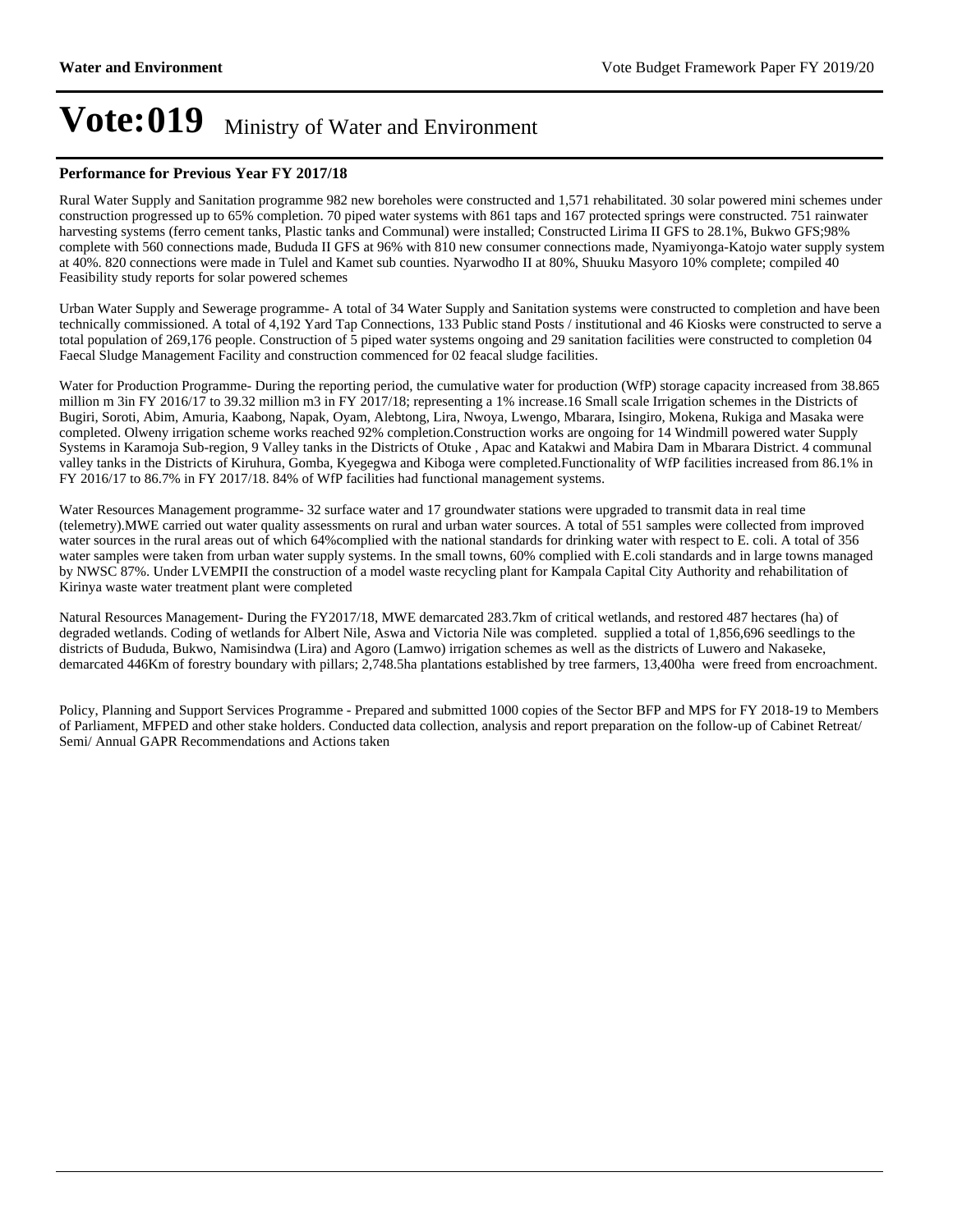# Vote:019 Ministry of Water and Environment

**Performance for Previous Year FY 2017/18**

Rural Water Supply and Sanitation programme 982 new boreholes were constructed and 1,571 rehabilitated. 30 solar powered mini schemes under construction progressed up to 65% completion. 70 piped water systems with 861 taps and 167 protected springs were constructed. 751 rainwater harvesting systems (ferro cement tanks, Plastic tanks and Communal) were installed; Constructed Lirima II GFS to 28.1%, Bukwo GFS;98% complete with 560 connections made, Bududa II GFS at 96% with 810 new consumer connections made, Nyamiyonga-Katojo water supply system at 40%. 820 connections were made in Tulel and Kamet sub counties. Nyarwodho II at 80%, Shuuku Masyoro 10% complete; compiled 40 Feasibility study reports for solar powered schemes

Urban Water Supply and Sewerage programme- A total of 34 Water Supply and Sanitation systems were constructed to completion and have been technically commissioned. A total of 4,192 Yard Tap Connections, 133 Public stand Posts / institutional and 46 Kiosks were constructed to serve a total population of 269,176 people. Construction of 5 piped water systems ongoing and 29 sanitation facilities were constructed to completion 04 Faecal Sludge Management Facility and construction commenced for 02 feacal sludge facilities.

Water for Production Programme- During the reporting period, the cumulative water for production (WfP) storage capacity increased from 38.865 million m 3in FY 2016/17 to 39.32 million m3 in FY 2017/18; representing a 1% increase.16 Small scale Irrigation schemes in the Districts of Bugiri, Soroti, Abim, Amuria, Kaabong, Napak, Oyam, Alebtong, Lira, Nwoya, Lwengo, Mbarara, Isingiro, Mokena, Rukiga and Masaka were completed. Olweny irrigation scheme works reached 92% completion.Construction works are ongoing for 14 Windmill powered water Supply Systems in Karamoja Sub-region, 9 Valley tanks in the Districts of Otuke , Apac and Katakwi and Mabira Dam in Mbarara District. 4 communal valley tanks in the Districts of Kiruhura, Gomba, Kyegegwa and Kiboga were completed.Functionality of WfP facilities increased from 86.1% in FY 2016/17 to 86.7% in FY 2017/18. 84% of WfP facilities had functional management systems.

Water Resources Management programme- 32 surface water and 17 groundwater stations were upgraded to transmit data in real time (telemetry).MWE carried out water quality assessments on rural and urban water sources. A total of 551 samples were collected from improved water sources in the rural areas out of which 64%complied with the national standards for drinking water with respect to E. coli. A total of 356 water samples were taken from urban water supply systems. In the small towns, 60% complied with E.coli standards and in large towns managed by NWSC 87%. Under LVEMPII the construction of a model waste recycling plant for Kampala Capital City Authority and rehabilitation of Kirinya waste water treatment plant were completed

Natural Resources Management- During the FY2017/18, MWE demarcated 283.7km of critical wetlands, and restored 487 hectares (ha) of degraded wetlands. Coding of wetlands for Albert Nile, Aswa and Victoria Nile was completed. supplied a total of 1,856,696 seedlings to the districts of Bududa, Bukwo, Namisindwa (Lira) and Agoro (Lamwo) irrigation schemes as well as the districts of Luwero and Nakaseke, demarcated 446Km of forestry boundary with pillars; 2,748.5ha plantations established by tree farmers, 13,400ha were freed from encroachment.

Policy, Planning and Support Services Programme - Prepared and submitted 1000 copies of the Sector BFP and MPS for FY 2018-19 to Members of Parliament, MFPED and other stake holders. Conducted data collection, analysis and report preparation on the follow-up of Cabinet Retreat/ Semi/ Annual GAPR Recommendations and Actions taken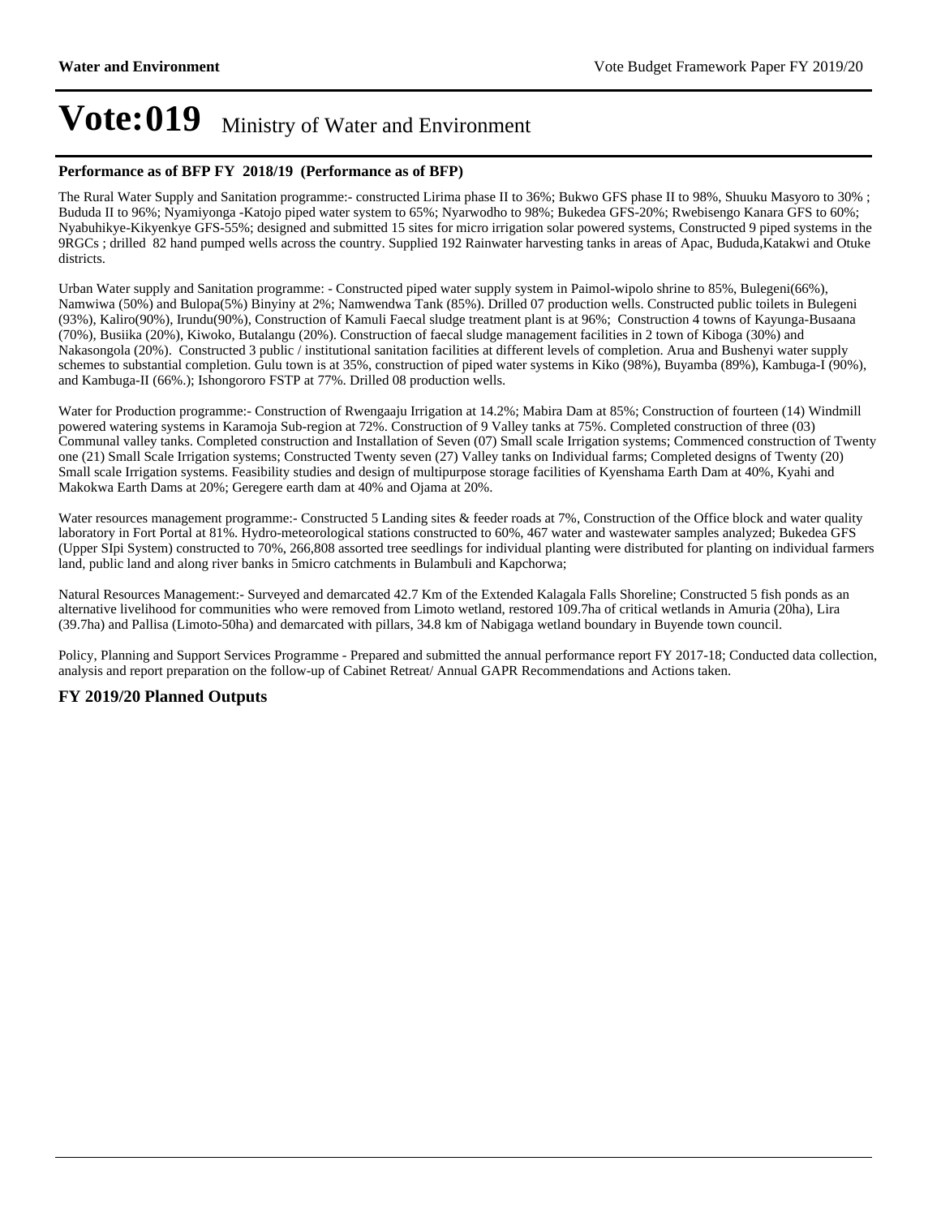# Vote:019 Ministry of Water and Environment

### Performance as of BFP FY 2018/19 (Performance as of BFP)

The Rural Water Supply and Sanitation programme:- constructed Lirima phase II to 36%; Bukwo GFS phase II to 98%, Shuuku Masyoro to 30% ; Bududa II to 96%; Nyamiyonga -Katojo piped water system to 65%; Nyarwodho to 98%; Bukedea GFS-20%; Rwebisengo Kanara GFS to 60%; Nyabuhikye-Kikyenkye GFS-55%; designed and submitted 15 sites for micro irrigation solar powered systems, Constructed 9 piped systems in the 9RGCs ; drilled 82 hand pumped wells across the country. Supplied 192 Rainwater harvesting tanks in areas of Apac, Bududa,Katakwi and Otuke districts.

Urban Water supply and Sanitation programme: - Constructed piped water supply system in Paimol-wipolo shrine to 85%, Bulegeni(66%), Namwiwa (50%) and Bulopa(5%) Binyiny at 2%; Namwendwa Tank (85%). Drilled 07 production wells. Constructed public toilets in Bulegeni (93%), Kaliro(90%), Irundu(90%), Construction of Kamuli Faecal sludge treatment plant is at 96%; Construction 4 towns of Kayunga-Busaana (70%), Busiika (20%), Kiwoko, Butalangu (20%). Construction of faecal sludge management facilities in 2 town of Kiboga (30%) and Nakasongola (20%). Constructed 3 public / institutional sanitation facilities at different levels of completion. Arua and Bushenyi water supply schemes to substantial completion. Gulu town is at 35%, construction of piped water systems in Kiko (98%), Buyamba (89%), Kambuga-I (90%), and Kambuga-II (66%.); Ishongororo FSTP at 77%. Drilled 08 production wells.

Water for Production programme:- Construction of Rwengaaju Irrigation at 14.2%; Mabira Dam at 85%; Construction of fourteen (14) Windmill powered watering systems in Karamoja Sub-region at 72%. Construction of 9 Valley tanks at 75%. Completed construction of three (03) Communal valley tanks. Completed construction and Installation of Seven (07) Small scale Irrigation systems; Commenced construction of Twenty one (21) Small Scale Irrigation systems; Constructed Twenty seven (27) Valley tanks on Individual farms; Completed designs of Twenty (20) Small scale Irrigation systems. Feasibility studies and design of multipurpose storage facilities of Kyenshama Earth Dam at 40%, Kyahi and Makokwa Earth Dams at 20%; Geregere earth dam at 40% and Ojama at 20%.

Water resources management programme:- Constructed 5 Landing sites & feeder roads at 7%, Construction of the Office block and water quality laboratory in Fort Portal at 81%. Hydro-meteorological stations constructed to 60%, 467 water and wastewater samples analyzed; Bukedea GFS (Upper SIpi System) constructed to 70%, 266,808 assorted tree seedlings for individual planting were distributed for planting on individual farmers land, public land and along river banks in 5micro catchments in Bulambuli and Kapchorwa;

Natural Resources Management:- Surveyed and demarcated 42.7 Km of the Extended Kalagala Falls Shoreline; Constructed 5 fish ponds as an alternative livelihood for communities who were removed from Limoto wetland, restored 109.7ha of critical wetlands in Amuria (20ha), Lira (39.7ha) and Pallisa (Limoto-50ha) and demarcated with pillars, 34.8 km of Nabigaga wetland boundary in Buyende town council.

Policy, Planning and Support Services Programme - Prepared and submitted the annual performance report FY 2017-18; Conducted data collection, analysis and report preparation on the follow-up of Cabinet Retreat/ Annual GAPR Recommendations and Actions taken.

### FY 2019/20 Planned Outputs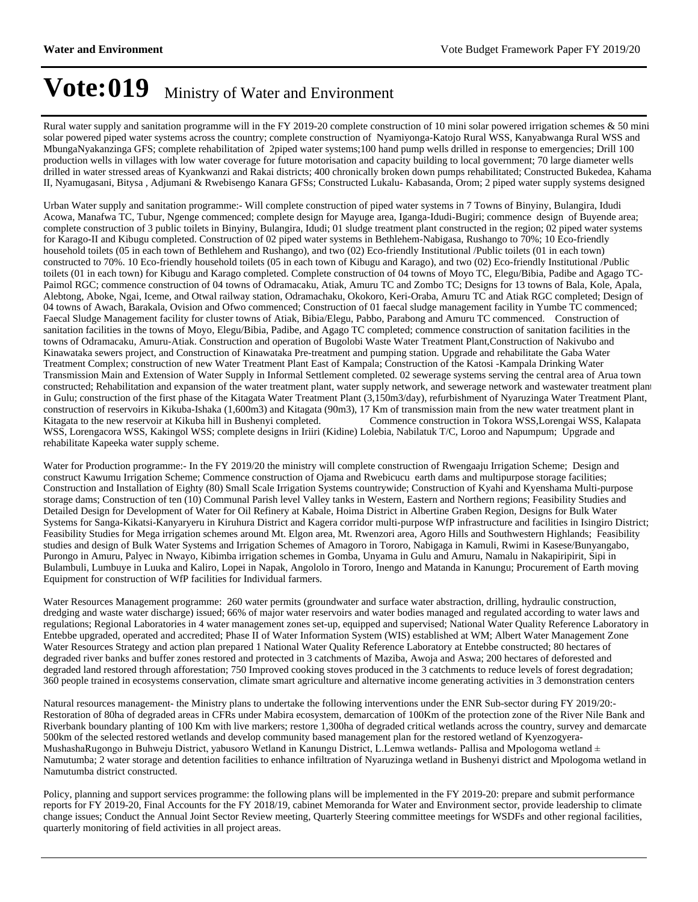# Vote:019 Ministry of Water and Environment

Rural water supply and sanitation programme will in the FY 2019-20 complete construction of 10 mini solar powered irrigation schemes & 50 mini solar powered piped water systems across the country; complete construction of Nyamiyonga-Katojo Rural WSS, Kanyabwanga Rural WSS and MbungaNyakanzinga GFS; complete rehabilitation of 2piped water systems;100 hand pump wells drilled in response to emergencies; Drill 100 production wells in villages with low water coverage for future motorisation and capacity building to local government; 70 large diameter wells drilled in water stressed areas of Kyankwanzi and Rakai districts; 400 chronically broken down pumps rehabilitated; Constructed Bukedea, Kahama II, Nyamugasani, Bitysa , Adjumani & Rwebisengo Kanara GFSs; Constructed Lukalu- Kabasanda, Orom; 2 piped water supply systems designed

Urban Water supply and sanitation programme:- Will complete construction of piped water systems in 7 Towns of Binyiny, Bulangira, Idudi Acowa, Manafwa TC, Tubur, Ngenge commenced; complete design for Mayuge area, Iganga-Idudi-Bugiri; commence design of Buyende area; complete construction of 3 public toilets in Binyiny, Bulangira, Idudi; 01 sludge treatment plant constructed in the region; 02 piped water systems for Karago-II and Kibugu completed. Construction of 02 piped water systems in Bethlehem-Nabigasa, Rushango to 70%; 10 Eco-friendly household toilets (05 in each town of Bethlehem and Rushango), and two (02) Eco-friendly Institutional /Public toilets (01 in each town) constructed to 70%. 10 Eco-friendly household toilets (05 in each town of Kibugu and Karago), and two (02) Eco-friendly Institutional /Public toilets (01 in each town) for Kibugu and Karago completed. Complete construction of 04 towns of Moyo TC, Elegu/Bibia, Padibe and Agago TC-Paimol RGC; commence construction of 04 towns of Odramacaku, Atiak, Amuru TC and Zombo TC; Designs for 13 towns of Bala, Kole, Apala, Alebtong, Aboke, Ngai, Iceme, and Otwal railway station, Odramachaku, Okokoro, Keri-Oraba, Amuru TC and Atiak RGC completed; Design of 04 towns of Awach, Barakala, Ovision and Ofwo commenced; Construction of 01 faecal sludge management facility in Yumbe TC commenced; Faecal Sludge Management facility for cluster towns of Atiak, Bibia/Elegu, Pabbo, Parabong and Amuru TC commenced. Construction of sanitation facilities in the towns of Moyo, Elegu/Bibia, Padibe, and Agago TC completed; commence construction of sanitation facilities in the towns of Odramacaku, Amuru-Atiak. Construction and operation of Bugolobi Waste Water Treatment Plant,Construction of Nakivubo and Kinawataka sewers project, and Construction of Kinawataka Pre-treatment and pumping station. Upgrade and rehabilitate the Gaba Water Treatment Complex; construction of new Water Treatment Plant East of Kampala; Construction of the Katosi -Kampala Drinking Water Transmission Main and Extension of Water Supply in Informal Settlement completed. 02 sewerage systems serving the central area of Arua town constructed; Rehabilitation and expansion of the water treatment plant, water supply network, and sewerage network and wastewater treatment plant in Gulu; construction of the first phase of the Kitagata Water Treatment Plant (3,150m3/day), refurbishment of Nyaruzinga Water Treatment Plant, construction of reservoirs in Kikuba-Ishaka (1,600m3) and Kitagata (90m3), 17 Km of transmission main from the new water treatment plant in Kitagata to the new reservoir at Kikuba hill in Bushenyi completed. Commence construction in Tokora WSS,Lorengai WSS, Kalapata WSS, Lorengacora WSS, Kakingol WSS; complete designs in Iriiri (Kidine) Lolebia, Nabilatuk T/C, Loroo and Napumpum; Upgrade and rehabilitate Kapeeka water supply scheme.

Water for Production programme:- In the FY 2019/20 the ministry will complete construction of Rwengaaju Irrigation Scheme; Design and construct Kawumu Irrigation Scheme; Commence construction of Ojama and Rwebicucu earth dams and multipurpose storage facilities; Construction and Installation of Eighty (80) Small Scale Irrigation Systems countrywide; Construction of Kyahi and Kyenshama Multi-purpose storage dams; Construction of ten (10) Communal Parish level Valley tanks in Western, Eastern and Northern regions; Feasibility Studies and Detailed Design for Development of Water for Oil Refinery at Kabale, Hoima District in Albertine Graben Region, Designs for Bulk Water Systems for Sanga-Kikatsi-Kanyaryeru in Kiruhura District and Kagera corridor multi-purpose WfP infrastructure and facilities in Isingiro District; Feasibility Studies for Mega irrigation schemes around Mt. Elgon area, Mt. Rwenzori area, Agoro Hills and Southwestern Highlands; Feasibility studies and design of Bulk Water Systems and Irrigation Schemes of Amagoro in Tororo, Nabigaga in Kamuli, Rwimi in Kasese/Bunyangabo, Purongo in Amuru, Palyec in Nwayo, Kibimba irrigation schemes in Gomba, Unyama in Gulu and Amuru, Namalu in Nakapiripirit, Sipi in Bulambuli, Lumbuye in Luuka and Kaliro, Lopei in Napak, Angololo in Tororo, Inengo and Matanda in Kanungu; Procurement of Earth moving Equipment for construction of WfP facilities for Individual farmers.

Water Resources Management programme: 260 water permits (groundwater and surface water abstraction, drilling, hydraulic construction, dredging and waste water discharge) issued; 66% of major water reservoirs and water bodies managed and regulated according to water laws and regulations; Regional Laboratories in 4 water management zones set-up, equipped and supervised; National Water Quality Reference Laboratory in Entebbe upgraded, operated and accredited; Phase II of Water Information System (WIS) established at WM; Albert Water Management Zone Water Resources Strategy and action plan prepared 1 National Water Quality Reference Laboratory at Entebbe constructed; 80 hectares of degraded river banks and buffer zones restored and protected in 3 catchments of Maziba, Awoja and Aswa; 200 hectares of deforested and degraded land restored through afforestation; 750 Improved cooking stoves produced in the 3 catchments to reduce levels of forest degradation; 360 people trained in ecosystems conservation, climate smart agriculture and alternative income generating activities in 3 demonstration centers

Natural resources management- the Ministry plans to undertake the following interventions under the ENR Sub-sector during FY 2019/20:- Restoration of 80ha of degraded areas in CFRs under Mabira ecosystem, demarcation of 100Km of the protection zone of the River Nile Bank and Riverbank boundary planting of 100 Km with live markers; restore 1,300ha of degraded critical wetlands across the country, survey and demarcate 500km of the selected restored wetlands and develop community based management plan for the restored wetland of Kyenzogyera-MushashaRugongo in Buhweju District, yabusoro Wetland in Kanungu District, L.Lemwa wetlands- Pallisa and Mpologoma wetland ± Namutumba; 2 water storage and detention facilities to enhance infiltration of Nyaruzinga wetland in Bushenyi district and Mpologoma wetland in Namutumba district constructed.

Policy, planning and support services programme: the following plans will be implemented in the FY 2019-20: prepare and submit performance reports for FY 2019-20, Final Accounts for the FY 2018/19, cabinet Memoranda for Water and Environment sector, provide leadership to climate change issues; Conduct the Annual Joint Sector Review meeting, Quarterly Steering committee meetings for WSDFs and other regional facilities, quarterly monitoring of field activities in all project areas.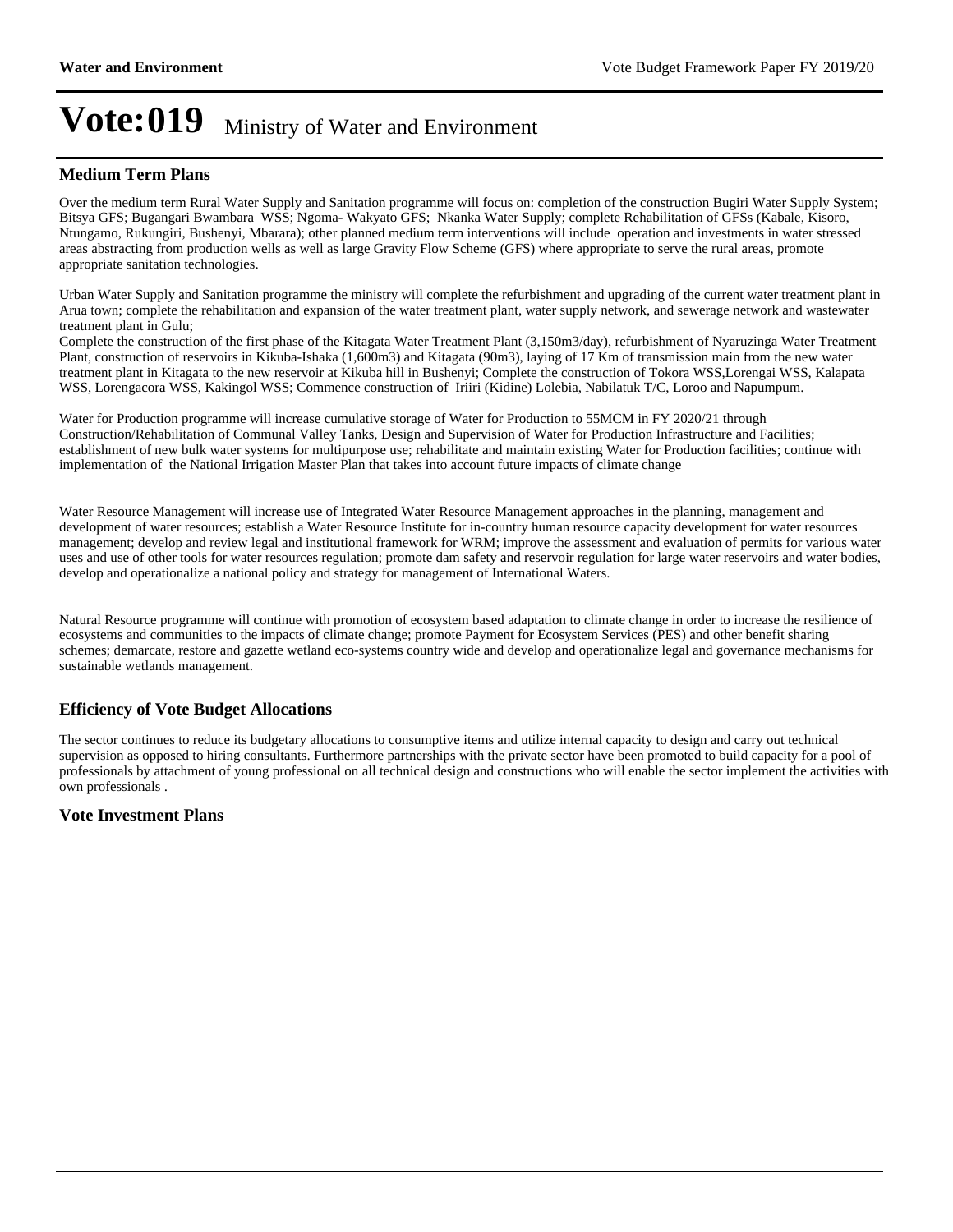# Vote:019 Ministry of Water and Environment

## Medium Term Plans

Over the medium term Rural Water Supply and Sanitation programme will focus on: completion of the construction Bugiri Water Supply System; Bitsya GFS; Bugangari Bwambara WSS; Ngoma- Wakyato GFS; Nkanka Water Supply; complete Rehabilitation of GFSs (Kabale, Kisoro, Ntungamo, Rukungiri, Bushenyi, Mbarara); other planned medium term interventions will include operation and investments in water stressed areas abstracting from production wells as well as large Gravity Flow Scheme (GFS) where appropriate to serve the rural areas, promote appropriate sanitation technologies.

Urban Water Supply and Sanitation programme the ministry will complete the refurbishment and upgrading of the current water treatment plant in Arua town; complete the rehabilitation and expansion of the water treatment plant, water supply network, and sewerage network and wastewater treatment plant in Gulu;
Complete the construction of the first phase of the Kitagata Water Treatment Plant (3,150m3/day), refurbishment of Nyaruzinga Water Treatment Plant, construction of reservoirs in Kikuba-Ishaka (1,600m3) and Kitagata (90m3), laying of 17 Km of transmission main from the new water treatment plant in Kitagata to the new reservoir at Kikuba hill in Bushenyi; Complete the construction of Tokora WSS,Lorengai WSS, Kalapata WSS, Lorengacora WSS, Kakingol WSS; Commence construction of Iriiri (Kidine) Lolebia, Nabilatuk T/C, Loroo and Napumpum.

Water for Production programme will increase cumulative storage of Water for Production to 55MCM in FY 2020/21 through Construction/Rehabilitation of Communal Valley Tanks, Design and Supervision of Water for Production Infrastructure and Facilities; establishment of new bulk water systems for multipurpose use; rehabilitate and maintain existing Water for Production facilities; continue with implementation of the National Irrigation Master Plan that takes into account future impacts of climate change

Water Resource Management will increase use of Integrated Water Resource Management approaches in the planning, management and development of water resources; establish a Water Resource Institute for in-country human resource capacity development for water resources management; develop and review legal and institutional framework for WRM; improve the assessment and evaluation of permits for various water uses and use of other tools for water resources regulation; promote dam safety and reservoir regulation for large water reservoirs and water bodies, develop and operationalize a national policy and strategy for management of International Waters.

Natural Resource programme will continue with promotion of ecosystem based adaptation to climate change in order to increase the resilience of ecosystems and communities to the impacts of climate change; promote Payment for Ecosystem Services (PES) and other benefit sharing schemes; demarcate, restore and gazette wetland eco-systems country wide and develop and operationalize legal and governance mechanisms for sustainable wetlands management.

## Efficiency of Vote Budget Allocations

The sector continues to reduce its budgetary allocations to consumptive items and utilize internal capacity to design and carry out technical supervision as opposed to hiring consultants. Furthermore partnerships with the private sector have been promoted to build capacity for a pool of professionals by attachment of young professional on all technical design and constructions who will enable the sector implement the activities with own professionals .

## Vote Investment Plans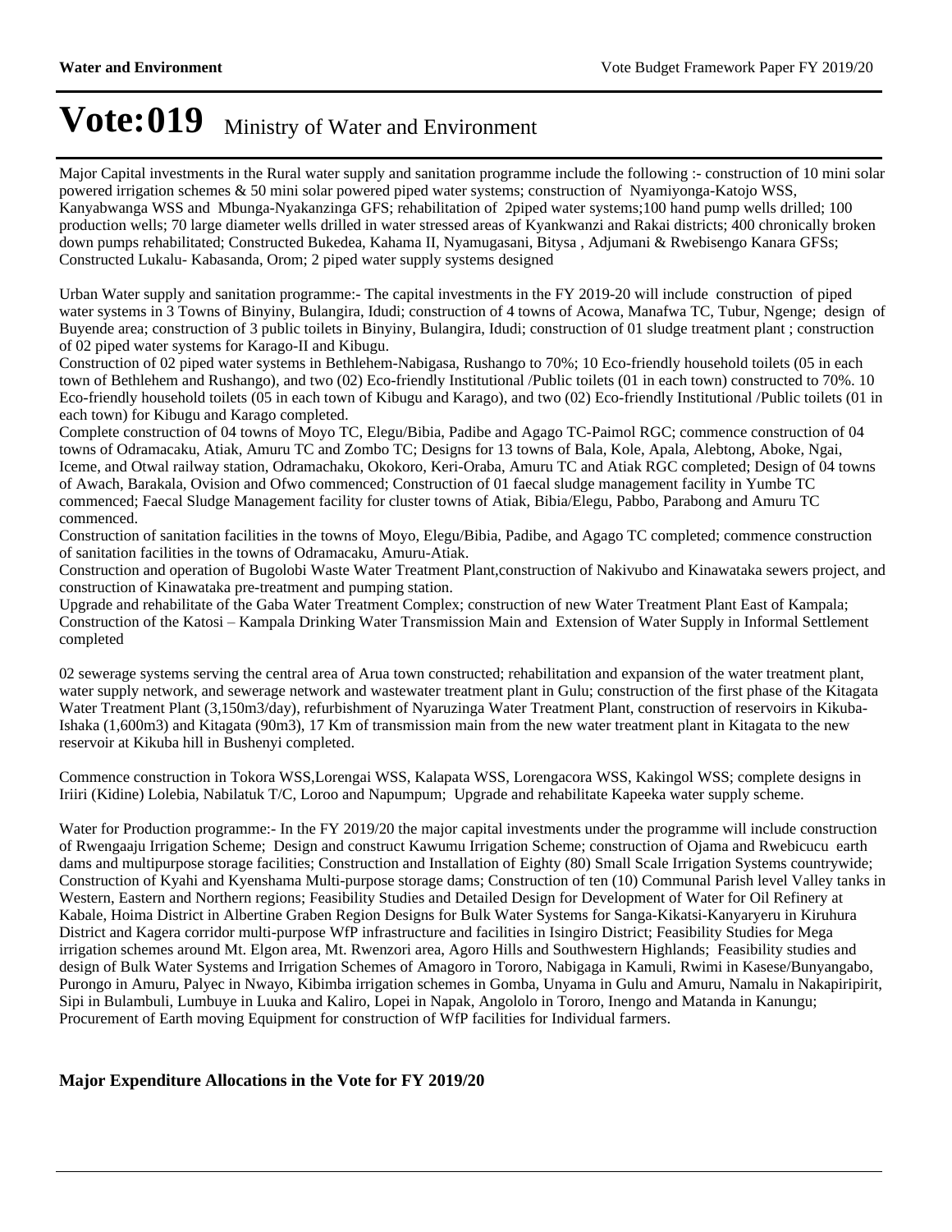# Vote:019 Ministry of Water and Environment

Major Capital investments in the Rural water supply and sanitation programme include the following :- construction of 10 mini solar powered irrigation schemes & 50 mini solar powered piped water systems; construction of Nyamiyonga-Katojo WSS, Kanyabwanga WSS and Mbunga-Nyakanzinga GFS; rehabilitation of 2piped water systems;100 hand pump wells drilled; 100 production wells; 70 large diameter wells drilled in water stressed areas of Kyankwanzi and Rakai districts; 400 chronically broken down pumps rehabilitated; Constructed Bukedea, Kahama II, Nyamugasani, Bitysa , Adjumani & Rwebisengo Kanara GFSs; Constructed Lukalu- Kabasanda, Orom; 2 piped water supply systems designed

Urban Water supply and sanitation programme:- The capital investments in the FY 2019-20 will include construction of piped water systems in 3 Towns of Binyiny, Bulangira, Idudi; construction of 4 towns of Acowa, Manafwa TC, Tubur, Ngenge; design of Buyende area; construction of 3 public toilets in Binyiny, Bulangira, Idudi; construction of 01 sludge treatment plant ; construction of 02 piped water systems for Karago-II and Kibugu.
Construction of 02 piped water systems in Bethlehem-Nabigasa, Rushango to 70%; 10 Eco-friendly household toilets (05 in each town of Bethlehem and Rushango), and two (02) Eco-friendly Institutional /Public toilets (01 in each town) constructed to 70%. 10 Eco-friendly household toilets (05 in each town of Kibugu and Karago), and two (02) Eco-friendly Institutional /Public toilets (01 in each town) for Kibugu and Karago completed.
Complete construction of 04 towns of Moyo TC, Elegu/Bibia, Padibe and Agago TC-Paimol RGC; commence construction of 04 towns of Odramacaku, Atiak, Amuru TC and Zombo TC; Designs for 13 towns of Bala, Kole, Apala, Alebtong, Aboke, Ngai, Iceme, and Otwal railway station, Odramachaku, Okokoro, Keri-Oraba, Amuru TC and Atiak RGC completed; Design of 04 towns of Awach, Barakala, Ovision and Ofwo commenced; Construction of 01 faecal sludge management facility in Yumbe TC commenced; Faecal Sludge Management facility for cluster towns of Atiak, Bibia/Elegu, Pabbo, Parabong and Amuru TC commenced.
Construction of sanitation facilities in the towns of Moyo, Elegu/Bibia, Padibe, and Agago TC completed; commence construction of sanitation facilities in the towns of Odramacaku, Amuru-Atiak.
Construction and operation of Bugolobi Waste Water Treatment Plant,construction of Nakivubo and Kinawataka sewers project, and construction of Kinawataka pre-treatment and pumping station.
Upgrade and rehabilitate of the Gaba Water Treatment Complex; construction of new Water Treatment Plant East of Kampala; Construction of the Katosi – Kampala Drinking Water Transmission Main and Extension of Water Supply in Informal Settlement completed

02 sewerage systems serving the central area of Arua town constructed; rehabilitation and expansion of the water treatment plant, water supply network, and sewerage network and wastewater treatment plant in Gulu; construction of the first phase of the Kitagata Water Treatment Plant (3,150m3/day), refurbishment of Nyaruzinga Water Treatment Plant, construction of reservoirs in Kikuba-Ishaka (1,600m3) and Kitagata (90m3), 17 Km of transmission main from the new water treatment plant in Kitagata to the new reservoir at Kikuba hill in Bushenyi completed.

Commence construction in Tokora WSS,Lorengai WSS, Kalapata WSS, Lorengacora WSS, Kakingol WSS; complete designs in Iriiri (Kidine) Lolebia, Nabilatuk T/C, Loroo and Napumpum; Upgrade and rehabilitate Kapeeka water supply scheme.

Water for Production programme:- In the FY 2019/20 the major capital investments under the programme will include construction of Rwengaaju Irrigation Scheme; Design and construct Kawumu Irrigation Scheme; construction of Ojama and Rwebicucu earth dams and multipurpose storage facilities; Construction and Installation of Eighty (80) Small Scale Irrigation Systems countrywide; Construction of Kyahi and Kyenshama Multi-purpose storage dams; Construction of ten (10) Communal Parish level Valley tanks in Western, Eastern and Northern regions; Feasibility Studies and Detailed Design for Development of Water for Oil Refinery at Kabale, Hoima District in Albertine Graben Region Designs for Bulk Water Systems for Sanga-Kikatsi-Kanyaryeru in Kiruhura District and Kagera corridor multi-purpose WfP infrastructure and facilities in Isingiro District; Feasibility Studies for Mega irrigation schemes around Mt. Elgon area, Mt. Rwenzori area, Agoro Hills and Southwestern Highlands; Feasibility studies and design of Bulk Water Systems and Irrigation Schemes of Amagoro in Tororo, Nabigaga in Kamuli, Rwimi in Kasese/Bunyangabo, Purongo in Amuru, Palyec in Nwayo, Kibimba irrigation schemes in Gomba, Unyama in Gulu and Amuru, Namalu in Nakapiripirit, Sipi in Bulambuli, Lumbuye in Luuka and Kaliro, Lopei in Napak, Angololo in Tororo, Inengo and Matanda in Kanungu; Procurement of Earth moving Equipment for construction of WfP facilities for Individual farmers.

**Major Expenditure Allocations in the Vote for FY 2019/20**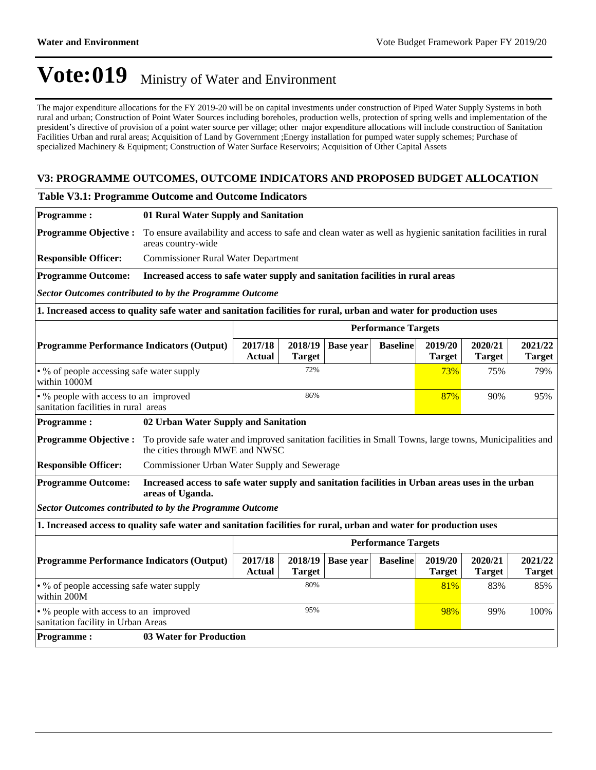# Vote:019 Ministry of Water and Environment

The major expenditure allocations for the FY 2019-20 will be on capital investments under construction of Piped Water Supply Systems in both rural and urban; Construction of Point Water Sources including boreholes, production wells, protection of spring wells and implementation of the president's directive of provision of a point water source per village; other major expenditure allocations will include construction of Sanitation Facilities Urban and rural areas; Acquisition of Land by Government ;Energy installation for pumped water supply schemes; Purchase of specialized Machinery & Equipment; Construction of Water Surface Reservoirs; Acquisition of Other Capital Assets

## V3: PROGRAMME OUTCOMES, OUTCOME INDICATORS AND PROPOSED BUDGET ALLOCATION

### Table V3.1: Programme Outcome and Outcome Indicators

**Programme :** **01 Rural Water Supply and Sanitation**

**Programme Objective :** To ensure availability and access to safe and clean water as well as hygienic sanitation facilities in rural areas country-wide

**Responsible Officer:** Commissioner Rural Water Department

**Programme Outcome:** **Increased access to safe water supply and sanitation facilities in rural areas**

***Sector Outcomes contributed to by the Programme Outcome***

**1. Increased access to quality safe water and sanitation facilities for rural, urban and water for production uses**

| Programme Performance Indicators (Output) | Performance Targets | | | | | | |
|---|---|---|---|---|---|---|---|
| | 2017/18 Actual | 2018/19 Target | Base year | Baseline | 2019/20 Target | 2020/21 Target | 2021/22 Target |
| • % of people accessing safe water supply within 1000M | | 72% | | | 73% | 75% | 79% |
| • % people with access to an improved sanitation facilities in rural areas | | 86% | | | 87% | 90% | 95% |

**Programme :** **02 Urban Water Supply and Sanitation**

**Programme Objective :** To provide safe water and improved sanitation facilities in Small Towns, large towns, Municipalities and the cities through MWE and NWSC

**Responsible Officer:** Commissioner Urban Water Supply and Sewerage

**Programme Outcome:** **Increased access to safe water supply and sanitation facilities in Urban areas uses in the urban areas of Uganda.**

***Sector Outcomes contributed to by the Programme Outcome***

**1. Increased access to quality safe water and sanitation facilities for rural, urban and water for production uses**

| Programme Performance Indicators (Output) | Performance Targets | | | | | | |
|---|---|---|---|---|---|---|---|
| | 2017/18 Actual | 2018/19 Target | Base year | Baseline | 2019/20 Target | 2020/21 Target | 2021/22 Target |
| • % of people accessing safe water supply within 200M | | 80% | | | 81% | 83% | 85% |
| • % people with access to an improved sanitation facility in Urban Areas | | 95% | | | 98% | 99% | 100% |

**Programme :** **03 Water for Production**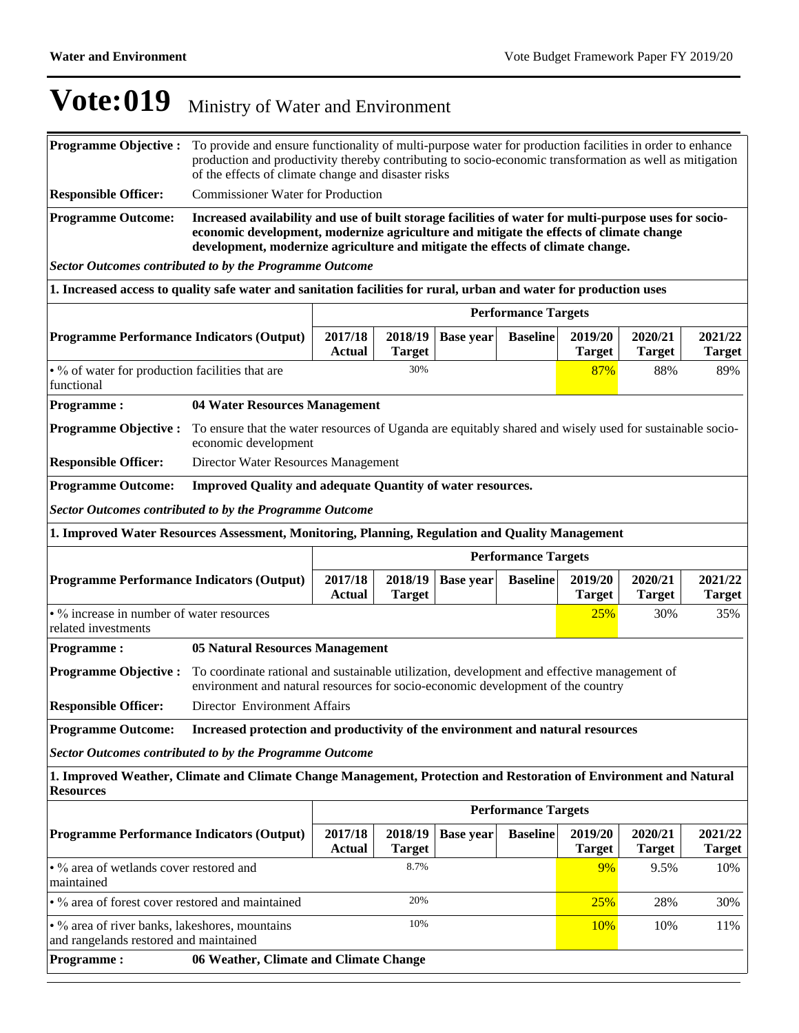# Vote:019 Ministry of Water and Environment

**Programme Objective :** To provide and ensure functionality of multi-purpose water for production facilities in order to enhance production and productivity thereby contributing to socio-economic transformation as well as mitigation of the effects of climate change and disaster risks

**Responsible Officer:** Commissioner Water for Production

**Programme Outcome:** **Increased availability and use of built storage facilities of water for multi-purpose uses for socio-economic development, modernize agriculture and mitigate the effects of climate change development, modernize agriculture and mitigate the effects of climate change.**

***Sector Outcomes contributed to by the Programme Outcome***

**1. Increased access to quality safe water and sanitation facilities for rural, urban and water for production uses**

| Programme Performance Indicators (Output) | Performance Targets | | | | | | |
|---|---|---|---|---|---|---|---|
| | 2017/18 Actual | 2018/19 Target | Base year | Baseline | 2019/20 Target | 2020/21 Target | 2021/22 Target |
| • % of water for production facilities that are functional | | 30% | | | 87% | 88% | 89% |

**Programme :** **04 Water Resources Management**

**Programme Objective :** To ensure that the water resources of Uganda are equitably shared and wisely used for sustainable socio-economic development

**Responsible Officer:** Director Water Resources Management

**Programme Outcome:** **Improved Quality and adequate Quantity of water resources.**

***Sector Outcomes contributed to by the Programme Outcome***

**1. Improved Water Resources Assessment, Monitoring, Planning, Regulation and Quality Management**

| Programme Performance Indicators (Output) | Performance Targets | | | | | | |
|---|---|---|---|---|---|---|---|
| | 2017/18 Actual | 2018/19 Target | Base year | Baseline | 2019/20 Target | 2020/21 Target | 2021/22 Target |
| • % increase in number of water resources related investments | | | | | 25% | 30% | 35% |

**Programme :** **05 Natural Resources Management**

**Programme Objective :** To coordinate rational and sustainable utilization, development and effective management of environment and natural resources for socio-economic development of the country

**Responsible Officer:** Director Environment Affairs

**Programme Outcome:** **Increased protection and productivity of the environment and natural resources**

***Sector Outcomes contributed to by the Programme Outcome***

**1. Improved Weather, Climate and Climate Change Management, Protection and Restoration of Environment and Natural Resources**

| Programme Performance Indicators (Output) | Performance Targets | | | | | | |
|---|---|---|---|---|---|---|---|
| | 2017/18 Actual | 2018/19 Target | Base year | Baseline | 2019/20 Target | 2020/21 Target | 2021/22 Target |
| • % area of wetlands cover restored and maintained | | 8.7% | | | 9% | 9.5% | 10% |
| • % area of forest cover restored and maintained | | 20% | | | 25% | 28% | 30% |
| • % area of river banks, lakeshores, mountains and rangelands restored and maintained | | 10% | | | 10% | 10% | 11% |

**Programme :** **06 Weather, Climate and Climate Change**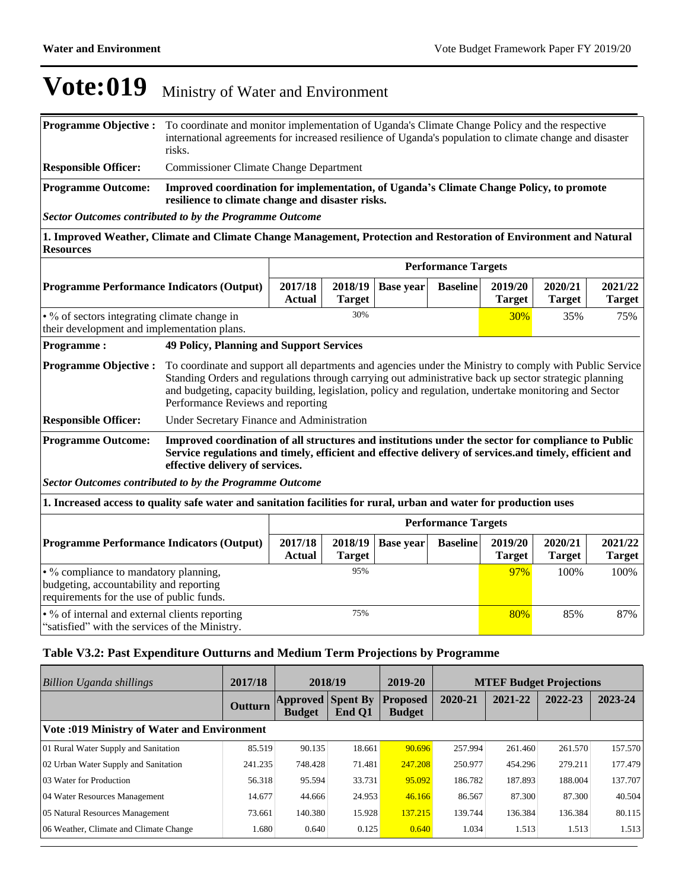# Vote:019 Ministry of Water and Environment

| | |
|---|---|
| **Programme Objective :** | To coordinate and monitor implementation of Uganda's Climate Change Policy and the respective international agreements for increased resilience of Uganda's population to climate change and disaster risks. |
| **Responsible Officer:** | Commissioner Climate Change Department |
| **Programme Outcome:** | **Improved coordination for implementation, of Uganda's Climate Change Policy, to promote resilience to climate change and disaster risks.** |

***Sector Outcomes contributed to by the Programme Outcome***

**1. Improved Weather, Climate and Climate Change Management, Protection and Restoration of Environment and Natural Resources**

| | Performance Targets | | | | | | |
|---|---|---|---|---|---|---|---|
| **Programme Performance Indicators (Output)** | **2017/18 Actual** | **2018/19 Target** | **Base year** | **Baseline** | **2019/20 Target** | **2020/21 Target** | **2021/22 Target** |
| • % of sectors integrating climate change in their development and implementation plans. | | 30% | | | 30% | 35% | 75% |

| | |
|---|---|
| **Programme :** | **49 Policy, Planning and Support Services** |
| **Programme Objective :** | To coordinate and support all departments and agencies under the Ministry to comply with Public Service Standing Orders and regulations through carrying out administrative back up sector strategic planning and budgeting, capacity building, legislation, policy and regulation, undertake monitoring and Sector Performance Reviews and reporting |
| **Responsible Officer:** | Under Secretary Finance and Administration |
| **Programme Outcome:** | **Improved coordination of all structures and institutions under the sector for compliance to Public Service regulations and timely, efficient and effective delivery of services.and timely, efficient and effective delivery of services.** |

***Sector Outcomes contributed to by the Programme Outcome***

**1. Increased access to quality safe water and sanitation facilities for rural, urban and water for production uses**

| | Performance Targets | | | | | | |
|---|---|---|---|---|---|---|---|
| **Programme Performance Indicators (Output)** | **2017/18 Actual** | **2018/19 Target** | **Base year** | **Baseline** | **2019/20 Target** | **2020/21 Target** | **2021/22 Target** |
| • % compliance to mandatory planning, budgeting, accountability and reporting requirements for the use of public funds. | | 95% | | | 97% | 100% | 100% |
| • % of internal and external clients reporting "satisfied" with the services of the Ministry. | | 75% | | | 80% | 85% | 87% |

### Table V3.2: Past Expenditure Outturns and Medium Term Projections by Programme

| *Billion Uganda shillings* | 2017/18 | 2018/19 | | 2019-20 | MTEF Budget Projections | | | |
|---|---|---|---|---|---|---|---|---|
| | **Outturn** | **Approved Budget** | **Spent By End Q1** | **Proposed Budget** | **2020-21** | **2021-22** | **2022-23** | **2023-24** |
| **Vote :019 Ministry of Water and Environment** | | | | | | | | |
| 01 Rural Water Supply and Sanitation | 85.519 | 90.135 | 18.661 | 90.696 | 257.994 | 261.460 | 261.570 | 157.570 |
| 02 Urban Water Supply and Sanitation | 241.235 | 748.428 | 71.481 | 247.208 | 250.977 | 454.296 | 279.211 | 177.479 |
| 03 Water for Production | 56.318 | 95.594 | 33.731 | 95.092 | 186.782 | 187.893 | 188.004 | 137.707 |
| 04 Water Resources Management | 14.677 | 44.666 | 24.953 | 46.166 | 86.567 | 87.300 | 87.300 | 40.504 |
| 05 Natural Resources Management | 73.661 | 140.380 | 15.928 | 137.215 | 139.744 | 136.384 | 136.384 | 80.115 |
| 06 Weather, Climate and Climate Change | 1.680 | 0.640 | 0.125 | 0.640 | 1.034 | 1.513 | 1.513 | 1.513 |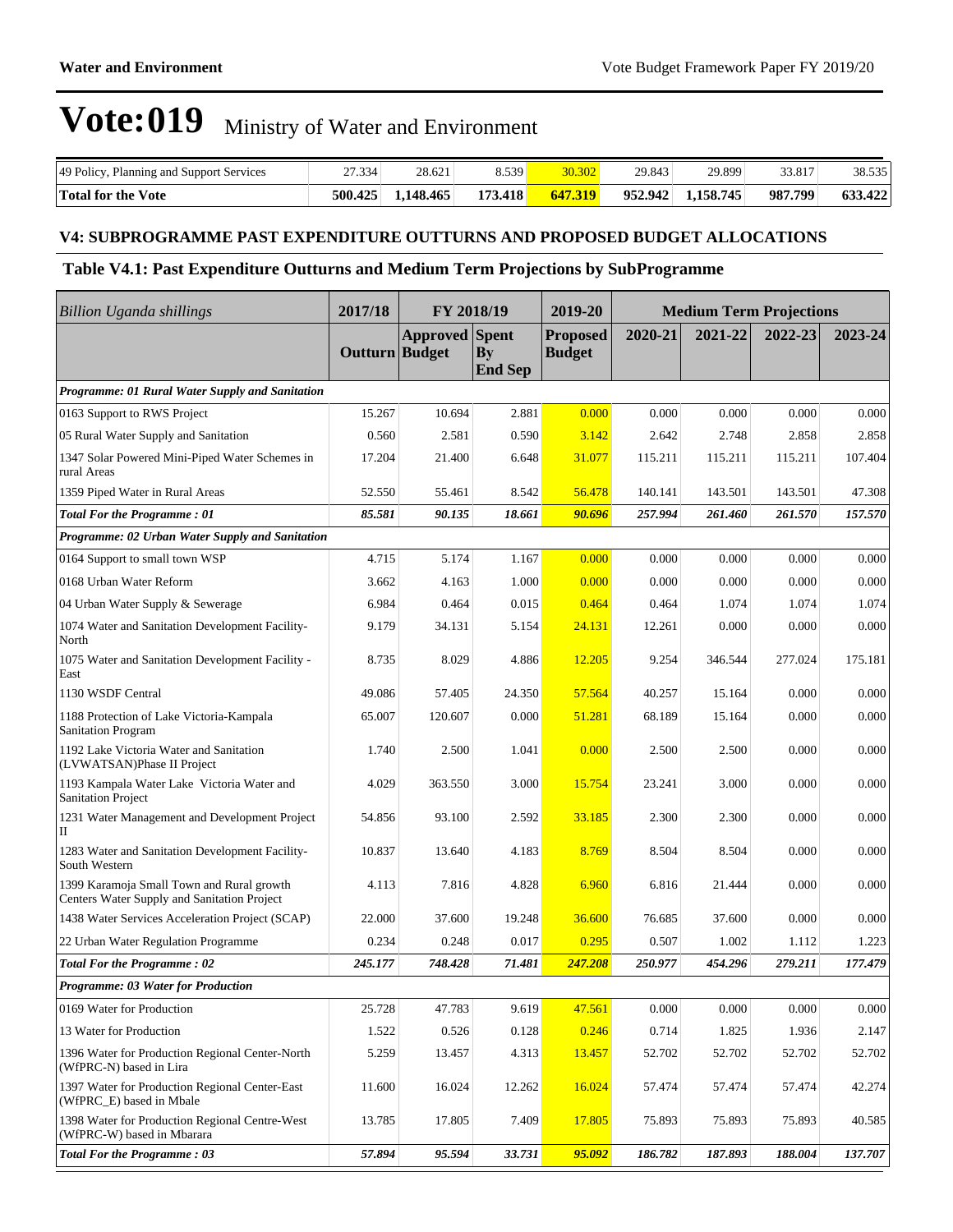# Vote:019 Ministry of Water and Environment

| | | | | | | | | |
|---|---|---|---|---|---|---|---|---|
| 49 Policy, Planning and Support Services | 27.334 | 28.621 | 8.539 | 30.302 | 29.843 | 29.899 | 33.817 | 38.535 |
| **Total for the Vote** | **500.425** | **1,148.465** | **173.418** | **647.319** | **952.942** | **1,158.745** | **987.799** | **633.422** |

### V4: SUBPROGRAMME PAST EXPENDITURE OUTTURNS AND PROPOSED BUDGET ALLOCATIONS

### Table V4.1: Past Expenditure Outturns and Medium Term Projections by SubProgramme

| *Billion Uganda shillings* | 2017/18 | FY 2018/19 | | 2019-20 | Medium Term Projections | | | |
|---|---|---|---|---|---|---|---|---|
| | **Outturn** | **Approved Budget** | **Spent By End Sep** | **Proposed Budget** | **2020-21** | **2021-22** | **2022-23** | **2023-24** |
| ***Programme: 01 Rural Water Supply and Sanitation*** | | | | | | | | |
| 0163 Support to RWS Project | 15.267 | 10.694 | 2.881 | 0.000 | 0.000 | 0.000 | 0.000 | 0.000 |
| 05 Rural Water Supply and Sanitation | 0.560 | 2.581 | 0.590 | 3.142 | 2.642 | 2.748 | 2.858 | 2.858 |
| 1347 Solar Powered Mini-Piped Water Schemes in rural Areas | 17.204 | 21.400 | 6.648 | 31.077 | 115.211 | 115.211 | 115.211 | 107.404 |
| 1359 Piped Water in Rural Areas | 52.550 | 55.461 | 8.542 | 56.478 | 140.141 | 143.501 | 143.501 | 47.308 |
| ***Total For the Programme : 01*** | ***85.581*** | ***90.135*** | ***18.661*** | ***90.696*** | ***257.994*** | ***261.460*** | ***261.570*** | ***157.570*** |
| ***Programme: 02 Urban Water Supply and Sanitation*** | | | | | | | | |
| 0164 Support to small town WSP | 4.715 | 5.174 | 1.167 | 0.000 | 0.000 | 0.000 | 0.000 | 0.000 |
| 0168 Urban Water Reform | 3.662 | 4.163 | 1.000 | 0.000 | 0.000 | 0.000 | 0.000 | 0.000 |
| 04 Urban Water Supply & Sewerage | 6.984 | 0.464 | 0.015 | 0.464 | 0.464 | 1.074 | 1.074 | 1.074 |
| 1074 Water and Sanitation Development Facility-North | 9.179 | 34.131 | 5.154 | 24.131 | 12.261 | 0.000 | 0.000 | 0.000 |
| 1075 Water and Sanitation Development Facility - East | 8.735 | 8.029 | 4.886 | 12.205 | 9.254 | 346.544 | 277.024 | 175.181 |
| 1130 WSDF Central | 49.086 | 57.405 | 24.350 | 57.564 | 40.257 | 15.164 | 0.000 | 0.000 |
| 1188 Protection of Lake Victoria-Kampala Sanitation Program | 65.007 | 120.607 | 0.000 | 51.281 | 68.189 | 15.164 | 0.000 | 0.000 |
| 1192 Lake Victoria Water and Sanitation (LVWATSAN)Phase II Project | 1.740 | 2.500 | 1.041 | 0.000 | 2.500 | 2.500 | 0.000 | 0.000 |
| 1193 Kampala Water Lake Victoria Water and Sanitation Project | 4.029 | 363.550 | 3.000 | 15.754 | 23.241 | 3.000 | 0.000 | 0.000 |
| 1231 Water Management and Development Project II | 54.856 | 93.100 | 2.592 | 33.185 | 2.300 | 2.300 | 0.000 | 0.000 |
| 1283 Water and Sanitation Development Facility-South Western | 10.837 | 13.640 | 4.183 | 8.769 | 8.504 | 8.504 | 0.000 | 0.000 |
| 1399 Karamoja Small Town and Rural growth Centers Water Supply and Sanitation Project | 4.113 | 7.816 | 4.828 | 6.960 | 6.816 | 21.444 | 0.000 | 0.000 |
| 1438 Water Services Acceleration Project (SCAP) | 22.000 | 37.600 | 19.248 | 36.600 | 76.685 | 37.600 | 0.000 | 0.000 |
| 22 Urban Water Regulation Programme | 0.234 | 0.248 | 0.017 | 0.295 | 0.507 | 1.002 | 1.112 | 1.223 |
| ***Total For the Programme : 02*** | ***245.177*** | ***748.428*** | ***71.481*** | ***247.208*** | ***250.977*** | ***454.296*** | ***279.211*** | ***177.479*** |
| ***Programme: 03 Water for Production*** | | | | | | | | |
| 0169 Water for Production | 25.728 | 47.783 | 9.619 | 47.561 | 0.000 | 0.000 | 0.000 | 0.000 |
| 13 Water for Production | 1.522 | 0.526 | 0.128 | 0.246 | 0.714 | 1.825 | 1.936 | 2.147 |
| 1396 Water for Production Regional Center-North (WfPRC-N) based in Lira | 5.259 | 13.457 | 4.313 | 13.457 | 52.702 | 52.702 | 52.702 | 52.702 |
| 1397 Water for Production Regional Center-East (WfPRC_E) based in Mbale | 11.600 | 16.024 | 12.262 | 16.024 | 57.474 | 57.474 | 57.474 | 42.274 |
| 1398 Water for Production Regional Centre-West (WfPRC-W) based in Mbarara | 13.785 | 17.805 | 7.409 | 17.805 | 75.893 | 75.893 | 75.893 | 40.585 |
| ***Total For the Programme : 03*** | ***57.894*** | ***95.594*** | ***33.731*** | ***95.092*** | ***186.782*** | ***187.893*** | ***188.004*** | ***137.707*** |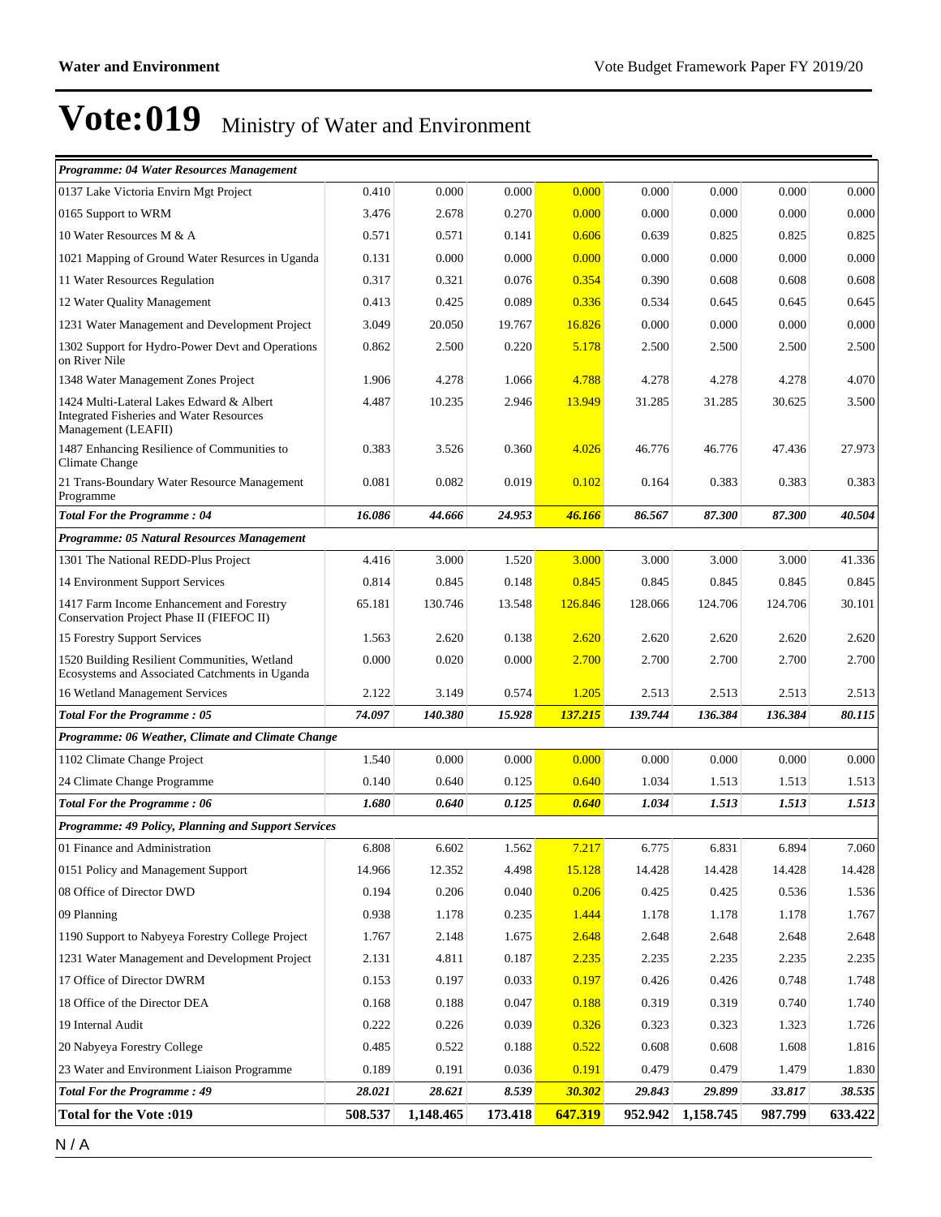# Vote:019 Ministry of Water and Environment

| | | | | | | | | |
|---|---|---|---|---|---|---|---|---|
| ***Programme: 04 Water Resources Management*** | | | | | | | | |
| 0137 Lake Victoria Envirn Mgt Project | 0.410 | 0.000 | 0.000 | 0.000 | 0.000 | 0.000 | 0.000 | 0.000 |
| 0165 Support to WRM | 3.476 | 2.678 | 0.270 | 0.000 | 0.000 | 0.000 | 0.000 | 0.000 |
| 10 Water Resources M & A | 0.571 | 0.571 | 0.141 | 0.606 | 0.639 | 0.825 | 0.825 | 0.825 |
| 1021 Mapping of Ground Water Resurces in Uganda | 0.131 | 0.000 | 0.000 | 0.000 | 0.000 | 0.000 | 0.000 | 0.000 |
| 11 Water Resources Regulation | 0.317 | 0.321 | 0.076 | 0.354 | 0.390 | 0.608 | 0.608 | 0.608 |
| 12 Water Quality Management | 0.413 | 0.425 | 0.089 | 0.336 | 0.534 | 0.645 | 0.645 | 0.645 |
| 1231 Water Management and Development Project | 3.049 | 20.050 | 19.767 | 16.826 | 0.000 | 0.000 | 0.000 | 0.000 |
| 1302 Support for Hydro-Power Devt and Operations on River Nile | 0.862 | 2.500 | 0.220 | 5.178 | 2.500 | 2.500 | 2.500 | 2.500 |
| 1348 Water Management Zones Project | 1.906 | 4.278 | 1.066 | 4.788 | 4.278 | 4.278 | 4.278 | 4.070 |
| 1424 Multi-Lateral Lakes Edward & Albert Integrated Fisheries and Water Resources Management (LEAFII) | 4.487 | 10.235 | 2.946 | 13.949 | 31.285 | 31.285 | 30.625 | 3.500 |
| 1487 Enhancing Resilience of Communities to Climate Change | 0.383 | 3.526 | 0.360 | 4.026 | 46.776 | 46.776 | 47.436 | 27.973 |
| 21 Trans-Boundary Water Resource Management Programme | 0.081 | 0.082 | 0.019 | 0.102 | 0.164 | 0.383 | 0.383 | 0.383 |
| ***Total For the Programme : 04*** | ***16.086*** | ***44.666*** | ***24.953*** | ***46.166*** | ***86.567*** | ***87.300*** | ***87.300*** | ***40.504*** |
| ***Programme: 05 Natural Resources Management*** | | | | | | | | |
| 1301 The National REDD-Plus Project | 4.416 | 3.000 | 1.520 | 3.000 | 3.000 | 3.000 | 3.000 | 41.336 |
| 14 Environment Support Services | 0.814 | 0.845 | 0.148 | 0.845 | 0.845 | 0.845 | 0.845 | 0.845 |
| 1417 Farm Income Enhancement and Forestry Conservation Project Phase II (FIEFOC II) | 65.181 | 130.746 | 13.548 | 126.846 | 128.066 | 124.706 | 124.706 | 30.101 |
| 15 Forestry Support Services | 1.563 | 2.620 | 0.138 | 2.620 | 2.620 | 2.620 | 2.620 | 2.620 |
| 1520 Building Resilient Communities, Wetland Ecosystems and Associated Catchments in Uganda | 0.000 | 0.020 | 0.000 | 2.700 | 2.700 | 2.700 | 2.700 | 2.700 |
| 16 Wetland Management Services | 2.122 | 3.149 | 0.574 | 1.205 | 2.513 | 2.513 | 2.513 | 2.513 |
| ***Total For the Programme : 05*** | ***74.097*** | ***140.380*** | ***15.928*** | ***137.215*** | ***139.744*** | ***136.384*** | ***136.384*** | ***80.115*** |
| ***Programme: 06 Weather, Climate and Climate Change*** | | | | | | | | |
| 1102 Climate Change Project | 1.540 | 0.000 | 0.000 | 0.000 | 0.000 | 0.000 | 0.000 | 0.000 |
| 24 Climate Change Programme | 0.140 | 0.640 | 0.125 | 0.640 | 1.034 | 1.513 | 1.513 | 1.513 |
| ***Total For the Programme : 06*** | ***1.680*** | ***0.640*** | ***0.125*** | ***0.640*** | ***1.034*** | ***1.513*** | ***1.513*** | ***1.513*** |
| ***Programme: 49 Policy, Planning and Support Services*** | | | | | | | | |
| 01 Finance and Administration | 6.808 | 6.602 | 1.562 | 7.217 | 6.775 | 6.831 | 6.894 | 7.060 |
| 0151 Policy and Management Support | 14.966 | 12.352 | 4.498 | 15.128 | 14.428 | 14.428 | 14.428 | 14.428 |
| 08 Office of Director DWD | 0.194 | 0.206 | 0.040 | 0.206 | 0.425 | 0.425 | 0.536 | 1.536 |
| 09 Planning | 0.938 | 1.178 | 0.235 | 1.444 | 1.178 | 1.178 | 1.178 | 1.767 |
| 1190 Support to Nabyeya Forestry College Project | 1.767 | 2.148 | 1.675 | 2.648 | 2.648 | 2.648 | 2.648 | 2.648 |
| 1231 Water Management and Development Project | 2.131 | 4.811 | 0.187 | 2.235 | 2.235 | 2.235 | 2.235 | 2.235 |
| 17 Office of Director DWRM | 0.153 | 0.197 | 0.033 | 0.197 | 0.426 | 0.426 | 0.748 | 1.748 |
| 18 Office of the Director DEA | 0.168 | 0.188 | 0.047 | 0.188 | 0.319 | 0.319 | 0.740 | 1.740 |
| 19 Internal Audit | 0.222 | 0.226 | 0.039 | 0.326 | 0.323 | 0.323 | 1.323 | 1.726 |
| 20 Nabyeya Forestry College | 0.485 | 0.522 | 0.188 | 0.522 | 0.608 | 0.608 | 1.608 | 1.816 |
| 23 Water and Environment Liaison Programme | 0.189 | 0.191 | 0.036 | 0.191 | 0.479 | 0.479 | 1.479 | 1.830 |
| ***Total For the Programme : 49*** | ***28.021*** | ***28.621*** | ***8.539*** | ***30.302*** | ***29.843*** | ***29.899*** | ***33.817*** | ***38.535*** |
| **Total for the Vote :019** | **508.537** | **1,148.465** | **173.418** | **647.319** | **952.942** | **1,158.745** | **987.799** | **633.422** |

N / A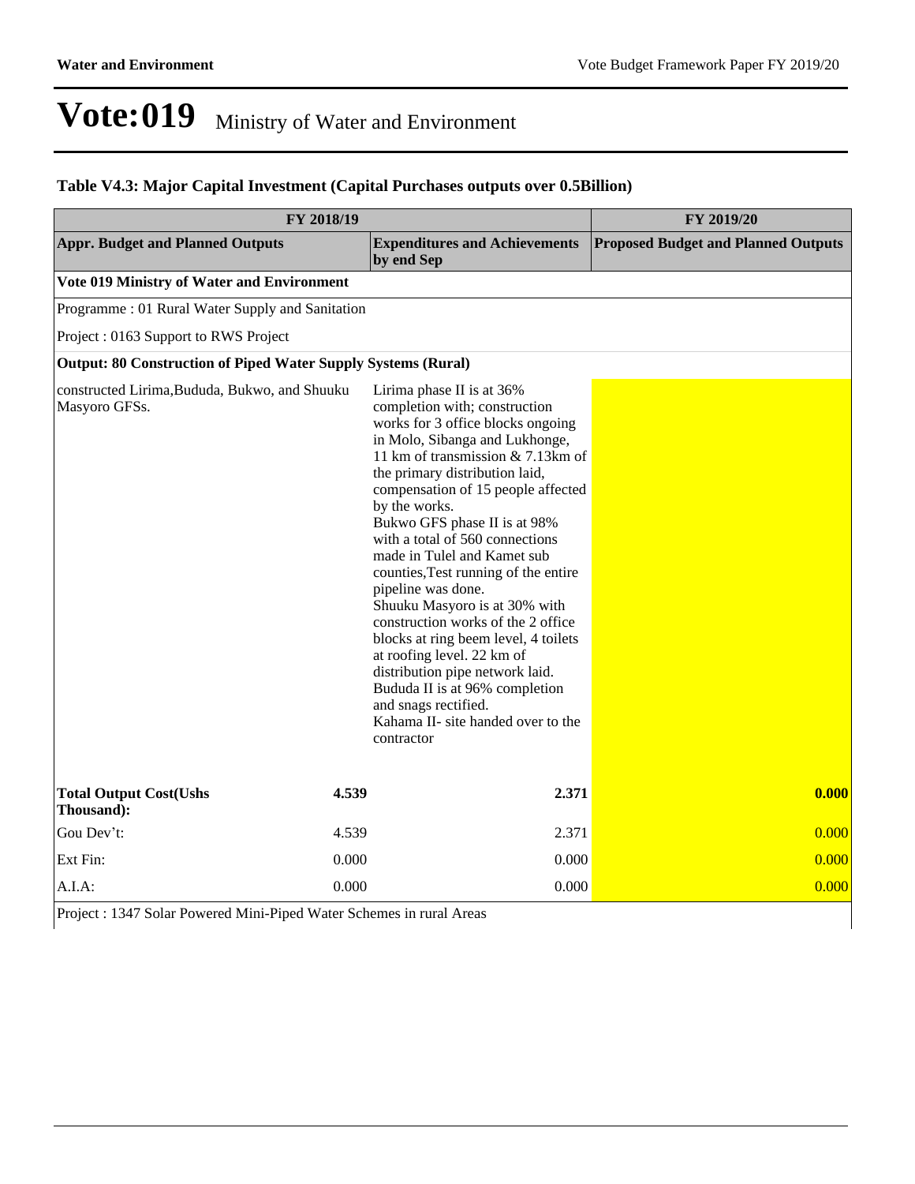# Vote:019 Ministry of Water and Environment

### Table V4.3: Major Capital Investment (Capital Purchases outputs over 0.5Billion)

| FY 2018/19 | | | FY 2019/20 |
|---|---|---|---|
| **Appr. Budget and Planned Outputs** | | **Expenditures and Achievements by end Sep** | **Proposed Budget and Planned Outputs** |
| **Vote 019 Ministry of Water and Environment** | | | |
| Programme : 01 Rural Water Supply and Sanitation | | | |
| Project : 0163 Support to RWS Project | | | |
| **Output: 80 Construction of Piped Water Supply Systems (Rural)** | | | |
| constructed Lirima,Bududa, Bukwo, and Shuuku Masyoro GFSs. | | Lirima phase II is at 36% completion with; construction works for 3 office blocks ongoing in Molo, Sibanga and Lukhonge, 11 km of transmission & 7.13km of the primary distribution laid, compensation of 15 people affected by the works. Bukwo GFS phase II is at 98% with a total of 560 connections made in Tulel and Kamet sub counties,Test running of the entire pipeline was done. Shuuku Masyoro is at 30% with construction works of the 2 office blocks at ring beem level, 4 toilets at roofing level. 22 km of distribution pipe network laid. Bududa II is at 96% completion and snags rectified. Kahama II- site handed over to the contractor | |
| **Total Output Cost(Ushs Thousand):** | **4.539** | **2.371** | **0.000** |
| Gou Dev't: | 4.539 | 2.371 | 0.000 |
| Ext Fin: | 0.000 | 0.000 | 0.000 |
| A.I.A: | 0.000 | 0.000 | 0.000 |
| Project : 1347 Solar Powered Mini-Piped Water Schemes in rural Areas | | | |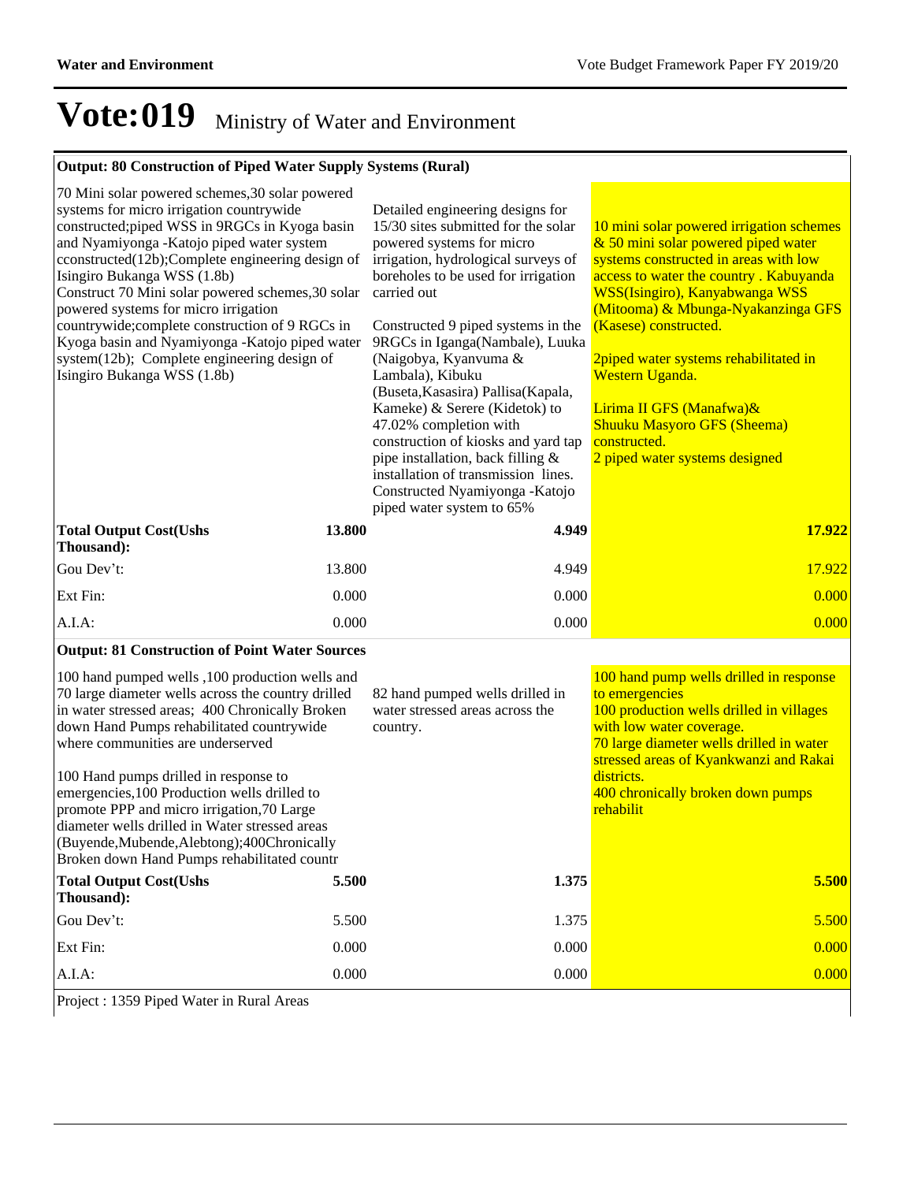# Vote:019 Ministry of Water and Environment

| **Output: 80 Construction of Piped Water Supply Systems (Rural)** | | |
|---|---|---|
| 70 Mini solar powered schemes,30 solar powered systems for micro irrigation countrywide constructed;piped WSS in 9RGCs in Kyoga basin and Nyamiyonga -Katojo piped water system cconstructed(12b);Complete engineering design of Isingiro Bukanga WSS (1.8b)<br>Construct 70 Mini solar powered schemes,30 solar powered systems for micro irrigation countrywide;complete construction of 9 RGCs in Kyoga basin and Nyamiyonga -Katojo piped water system(12b); Complete engineering design of Isingiro Bukanga WSS (1.8b) | Detailed engineering designs for 15/30 sites submitted for the solar powered systems for micro irrigation, hydrological surveys of boreholes to be used for irrigation carried out<br><br>Constructed 9 piped systems in the 9RGCs in Iganga(Nambale), Luuka (Naigobya, Kyanvuma & Lambala), Kibuku (Buseta,Kasasira) Pallisa(Kapala, Kameke) & Serere (Kidetok) to 47.02% completion with construction of kiosks and yard tap pipe installation, back filling & installation of transmission lines. Constructed Nyamiyonga -Katojo piped water system to 65% | 10 mini solar powered irrigation schemes & 50 mini solar powered piped water systems constructed in areas with low access to water the country . Kabuyanda WSS(Isingiro), Kanyabwanga WSS (Mitooma) & Mbunga-Nyakanzinga GFS (Kasese) constructed.<br><br>2piped water systems rehabilitated in Western Uganda.<br><br>Lirima II GFS (Manafwa)&<br>Shuuku Masyoro GFS (Sheema) constructed.<br>2 piped water systems designed |
| **Total Output Cost(Ushs Thousand):** **13.800** | **4.949** | **17.922** |
| Gou Dev't: 13.800 | 4.949 | 17.922 |
| Ext Fin: 0.000 | 0.000 | 0.000 |
| A.I.A: 0.000 | 0.000 | 0.000 |
| **Output: 81 Construction of Point Water Sources** | | |
| 100 hand pumped wells ,100 production wells and 70 large diameter wells across the country drilled in water stressed areas; 400 Chronically Broken down Hand Pumps rehabilitated countrywide where communities are underserved<br><br>100 Hand pumps drilled in response to emergencies,100 Production wells drilled to promote PPP and micro irrigation,70 Large diameter wells drilled in Water stressed areas (Buyende,Mubende,Alebtong);400Chronically Broken down Hand Pumps rehabilitated countr | 82 hand pumped wells drilled in water stressed areas across the country. | 100 hand pump wells drilled in response to emergencies<br>100 production wells drilled in villages with low water coverage.<br>70 large diameter wells drilled in water stressed areas of Kyankwanzi and Rakai districts.<br>400 chronically broken down pumps rehabilit |
| **Total Output Cost(Ushs Thousand):** **5.500** | **1.375** | **5.500** |
| Gou Dev't: 5.500 | 1.375 | 5.500 |
| Ext Fin: 0.000 | 0.000 | 0.000 |
| A.I.A: 0.000 | 0.000 | 0.000 |

Project : 1359 Piped Water in Rural Areas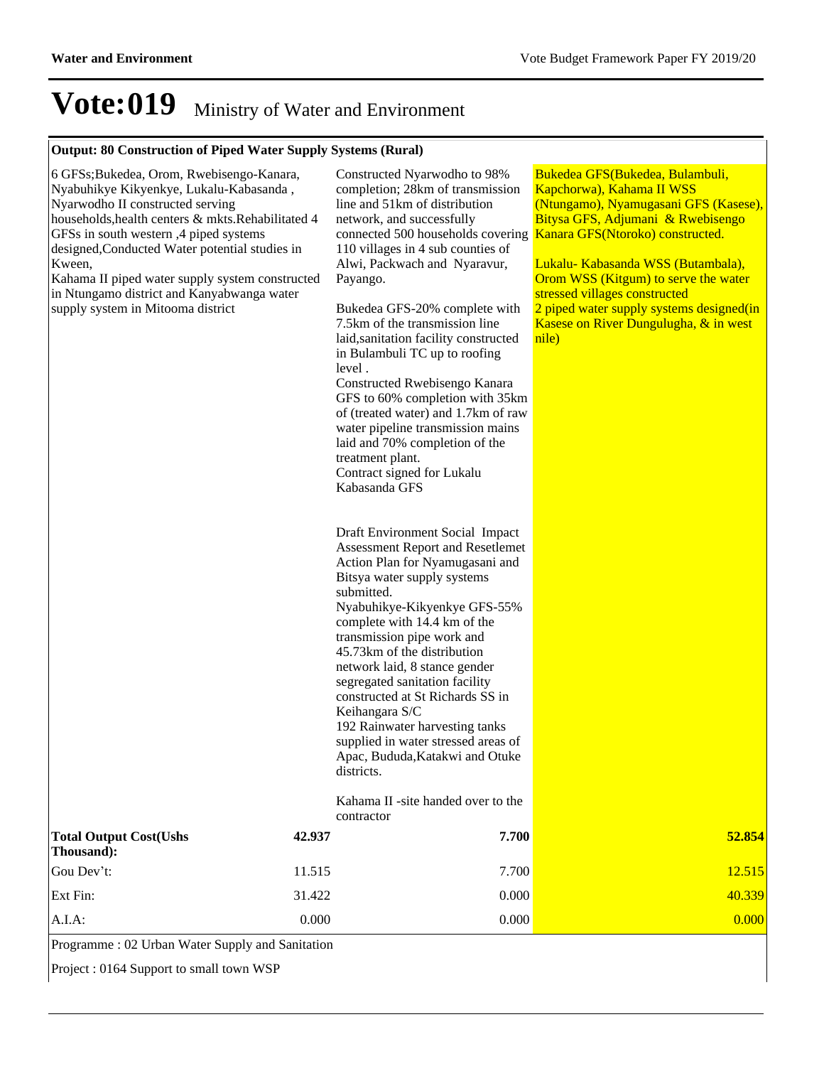# Vote:019 Ministry of Water and Environment

**Output: 80 Construction of Piped Water Supply Systems (Rural)**

| | | |
|---|---|---|
| 6 GFSs;Bukedea, Orom, Rwebisengo-Kanara, Nyabuhikye Kikyenkye, Lukalu-Kabasanda , Nyarwodho II constructed serving households,health centers & mkts.Rehabilitated 4 GFSs in south western ,4 piped systems designed,Conducted Water potential studies in Kween,<br>Kahama II piped water supply system constructed in Ntungamo district and Kanyabwanga water supply system in Mitooma district | Constructed Nyarwodho to 98% completion; 28km of transmission line and 51km of distribution network, and successfully connected 500 households covering 110 villages in 4 sub counties of Alwi, Packwach and Nyaravur, Payango.<br><br>Bukedea GFS-20% complete with 7.5km of the transmission line laid,sanitation facility constructed in Bulambuli TC up to roofing level .<br>Constructed Rwebisengo Kanara GFS to 60% completion with 35km of (treated water) and 1.7km of raw water pipeline transmission mains laid and 70% completion of the treatment plant.<br>Contract signed for Lukalu Kabasanda GFS<br><br>Draft Environment Social Impact Assessment Report and Resetlemet Action Plan for Nyamugasani and Bitsya water supply systems submitted.<br>Nyabuhikye-Kikyenkye GFS-55% complete with 14.4 km of the transmission pipe work and 45.73km of the distribution network laid, 8 stance gender segregated sanitation facility constructed at St Richards SS in Keihangara S/C<br>192 Rainwater harvesting tanks supplied in water stressed areas of Apac, Bududa,Katakwi and Otuke districts.<br><br>Kahama II -site handed over to the contractor | Bukedea GFS(Bukedea, Bulambuli, Kapchorwa), Kahama II WSS (Ntungamo), Nyamugasani GFS (Kasese), Bitysa GFS, Adjumani & Rwebisengo Kanara GFS(Ntoroko) constructed.<br><br>Lukalu- Kabasanda WSS (Butambala), Orom WSS (Kitgum) to serve the water stressed villages constructed<br>2 piped water supply systems designed(in Kasese on River Dungulugha, & in west nile) |

| | | | |
|---|---|---|---|
| **Total Output Cost(Ushs Thousand):** | **42.937** | **7.700** | **52.854** |
| Gou Dev't: | 11.515 | 7.700 | 12.515 |
| Ext Fin: | 31.422 | 0.000 | 40.339 |
| A.I.A: | 0.000 | 0.000 | 0.000 |

Programme : 02 Urban Water Supply and Sanitation

Project : 0164 Support to small town WSP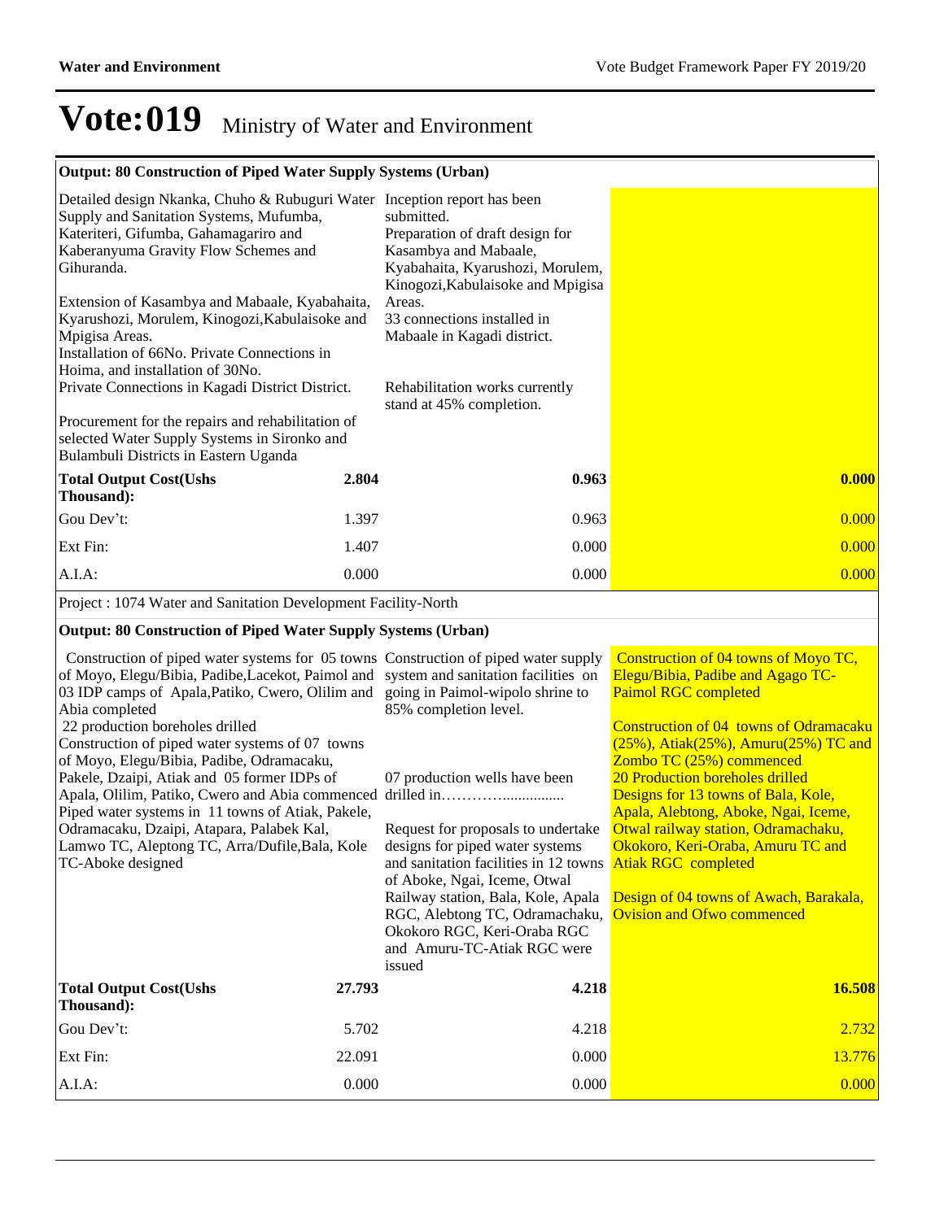# Vote:019 Ministry of Water and Environment

| Output: 80 Construction of Piped Water Supply Systems (Urban) | | | |
|---|---|---|---|
| Detailed design Nkanka, Chuho & Rubuguri Water Supply and Sanitation Systems, Mufumba, Kateriteri, Gifumba, Gahamagariro and Kaberanyuma Gravity Flow Schemes and Gihuranda.<br><br>Extension of Kasambya and Mabaale, Kyabahaita, Kyarushozi, Morulem, Kinogozi,Kabulaisoke and Mpigisa Areas.<br>Installation of 66No. Private Connections in Hoima, and installation of 30No.<br>Private Connections in Kagadi District District.<br><br>Procurement for the repairs and rehabilitation of selected Water Supply Systems in Sironko and Bulambuli Districts in Eastern Uganda | | Inception report has been submitted.<br>Preparation of draft design for Kasambya and Mabaale, Kyabahaita, Kyarushozi, Morulem, Kinogozi,Kabulaisoke and Mpigisa Areas.<br>33 connections installed in Mabaale in Kagadi district.<br><br>Rehabilitation works currently stand at 45% completion. | |
| **Total Output Cost(Ushs Thousand):** | **2.804** | **0.963** | **0.000** |
| Gou Dev't: | 1.397 | 0.963 | 0.000 |
| Ext Fin: | 1.407 | 0.000 | 0.000 |
| A.I.A: | 0.000 | 0.000 | 0.000 |

Project : 1074 Water and Sanitation Development Facility-North

| Output: 80 Construction of Piped Water Supply Systems (Urban) | | | |
|---|---|---|---|
| Construction of piped water systems for 05 towns of Moyo, Elegu/Bibia, Padibe,Lacekot, Paimol and 03 IDP camps of Apala,Patiko, Cwero, Olilim and Abia completed<br>22 production boreholes drilled<br>Construction of piped water systems of 07 towns of Moyo, Elegu/Bibia, Padibe, Odramacaku, Pakele, Dzaipi, Atiak and 05 former IDPs of Apala, Olilim, Patiko, Cwero and Abia commenced<br>Piped water systems in 11 towns of Atiak, Pakele, Odramacaku, Dzaipi, Atapara, Palabek Kal, Lamwo TC, Aleptong TC, Arra/Dufile,Bala, Kole TC-Aboke designed | | Construction of piped water supply system and sanitation facilities on going in Paimol-wipolo shrine to 85% completion level.<br><br>07 production wells have been drilled in…………................<br><br>Request for proposals to undertake designs for piped water systems and sanitation facilities in 12 towns of Aboke, Ngai, Iceme, Otwal Railway station, Bala, Kole, Apala RGC, Alebtong TC, Odramachaku, Okokoro RGC, Keri-Oraba RGC and Amuru-TC-Atiak RGC were issued | Construction of 04 towns of Moyo TC, Elegu/Bibia, Padibe and Agago TC-Paimol RGC completed<br><br>Construction of 04 towns of Odramacaku (25%), Atiak(25%), Amuru(25%) TC and Zombo TC (25%) commenced<br>20 Production boreholes drilled<br>Designs for 13 towns of Bala, Kole, Apala, Alebtong, Aboke, Ngai, Iceme, Otwal railway station, Odramachaku, Okokoro, Keri-Oraba, Amuru TC and Atiak RGC completed<br><br>Design of 04 towns of Awach, Barakala, Ovision and Ofwo commenced |
| **Total Output Cost(Ushs Thousand):** | **27.793** | **4.218** | **16.508** |
| Gou Dev't: | 5.702 | 4.218 | 2.732 |
| Ext Fin: | 22.091 | 0.000 | 13.776 |
| A.I.A: | 0.000 | 0.000 | 0.000 |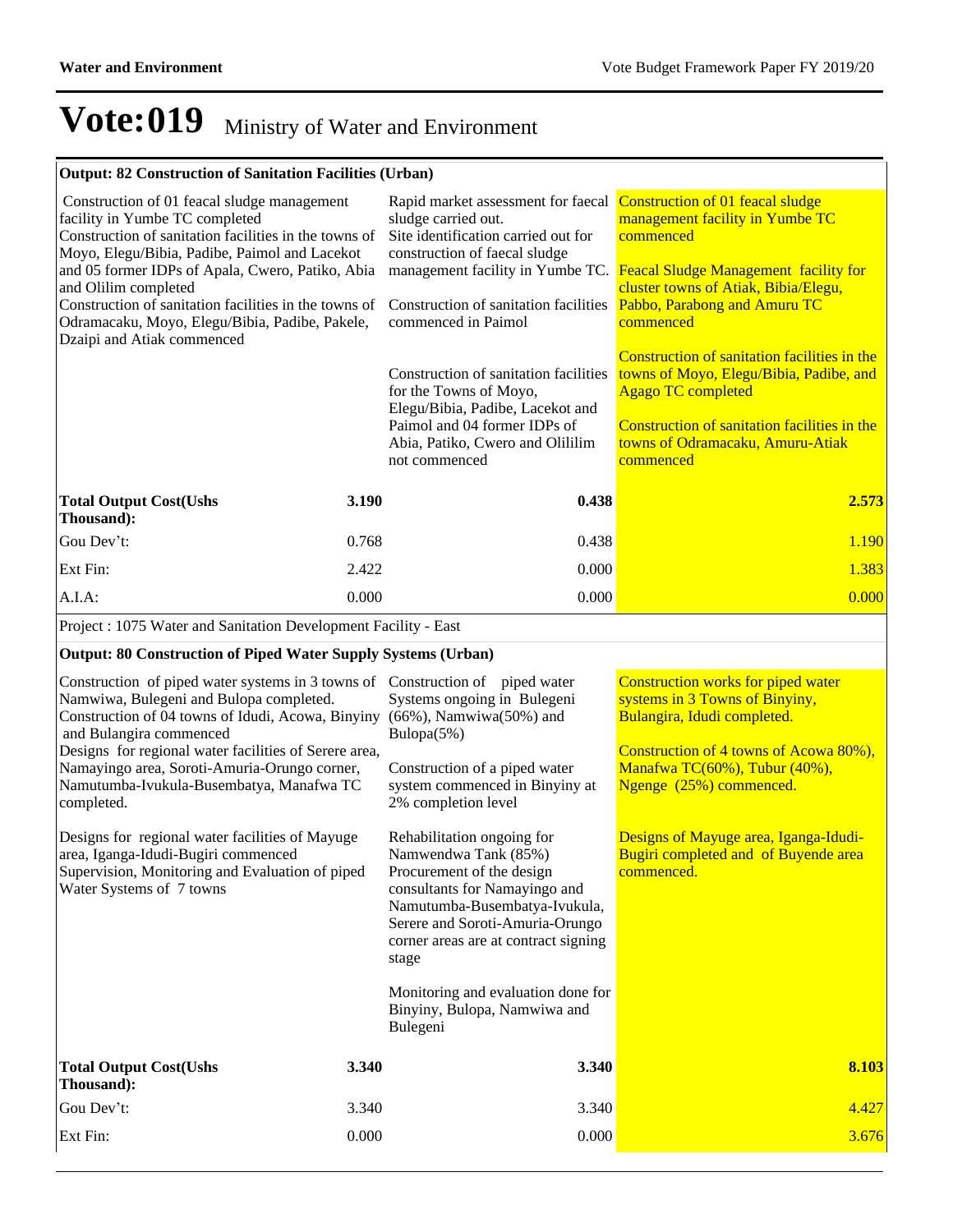# Vote:019 Ministry of Water and Environment

| **Output: 82 Construction of Sanitation Facilities (Urban)** | | | |
|---|---|---|---|
| Construction of 01 feacal sludge management facility in Yumbe TC completed<br>Construction of sanitation facilities in the towns of Moyo, Elegu/Bibia, Padibe, Paimol and Lacekot and 05 former IDPs of Apala, Cwero, Patiko, Abia and Olilim completed<br>Construction of sanitation facilities in the towns of Odramacaku, Moyo, Elegu/Bibia, Padibe, Pakele, Dzaipi and Atiak commenced | | Rapid market assessment for faecal sludge carried out.<br>Site identification carried out for construction of faecal sludge management facility in Yumbe TC.<br><br>Construction of sanitation facilities commenced in Paimol<br><br>Construction of sanitation facilities for the Towns of Moyo, Elegu/Bibia, Padibe, Lacekot and Paimol and 04 former IDPs of Abia, Patiko, Cwero and Olililim not commenced | Construction of 01 feacal sludge management facility in Yumbe TC commenced<br><br>Feacal Sludge Management facility for cluster towns of Atiak, Bibia/Elegu, Pabbo, Parabong and Amuru TC commenced<br><br>Construction of sanitation facilities in the towns of Moyo, Elegu/Bibia, Padibe, and Agago TC completed<br><br>Construction of sanitation facilities in the towns of Odramacaku, Amuru-Atiak commenced |
| **Total Output Cost(Ushs Thousand):** | **3.190** | **0.438** | **2.573** |
| Gou Dev't: | 0.768 | 0.438 | 1.190 |
| Ext Fin: | 2.422 | 0.000 | 1.383 |
| A.I.A: | 0.000 | 0.000 | 0.000 |

Project : 1075 Water and Sanitation Development Facility - East

| **Output: 80 Construction of Piped Water Supply Systems (Urban)** | | | |
|---|---|---|---|
| Construction of piped water systems in 3 towns of Namwiwa, Bulegeni and Bulopa completed.<br>Construction of 04 towns of Idudi, Acowa, Binyiny and Bulangira commenced<br>Designs for regional water facilities of Serere area, Namayingo area, Soroti-Amuria-Orungo corner, Namutumba-Ivukula-Busembatya, Manafwa TC completed.<br><br>Designs for regional water facilities of Mayuge area, Iganga-Idudi-Bugiri commenced<br>Supervision, Monitoring and Evaluation of piped Water Systems of 7 towns | | Construction of piped water Systems ongoing in Bulegeni (66%), Namwiwa(50%) and Bulopa(5%)<br><br>Construction of a piped water system commenced in Binyiny at 2% completion level<br><br>Rehabilitation ongoing for Namwendwa Tank (85%)<br>Procurement of the design consultants for Namayingo and Namutumba-Busembatya-Ivukula, Serere and Soroti-Amuria-Orungo corner areas are at contract signing stage<br><br>Monitoring and evaluation done for Binyiny, Bulopa, Namwiwa and Bulegeni | Construction works for piped water systems in 3 Towns of Binyiny, Bulangira, Idudi completed.<br><br>Construction of 4 towns of Acowa 80%), Manafwa TC(60%), Tubur (40%), Ngenge (25%) commenced.<br><br>Designs of Mayuge area, Iganga-Idudi-Bugiri completed and of Buyende area commenced. |
| **Total Output Cost(Ushs Thousand):** | **3.340** | **3.340** | **8.103** |
| Gou Dev't: | 3.340 | 3.340 | 4.427 |
| Ext Fin: | 0.000 | 0.000 | 3.676 |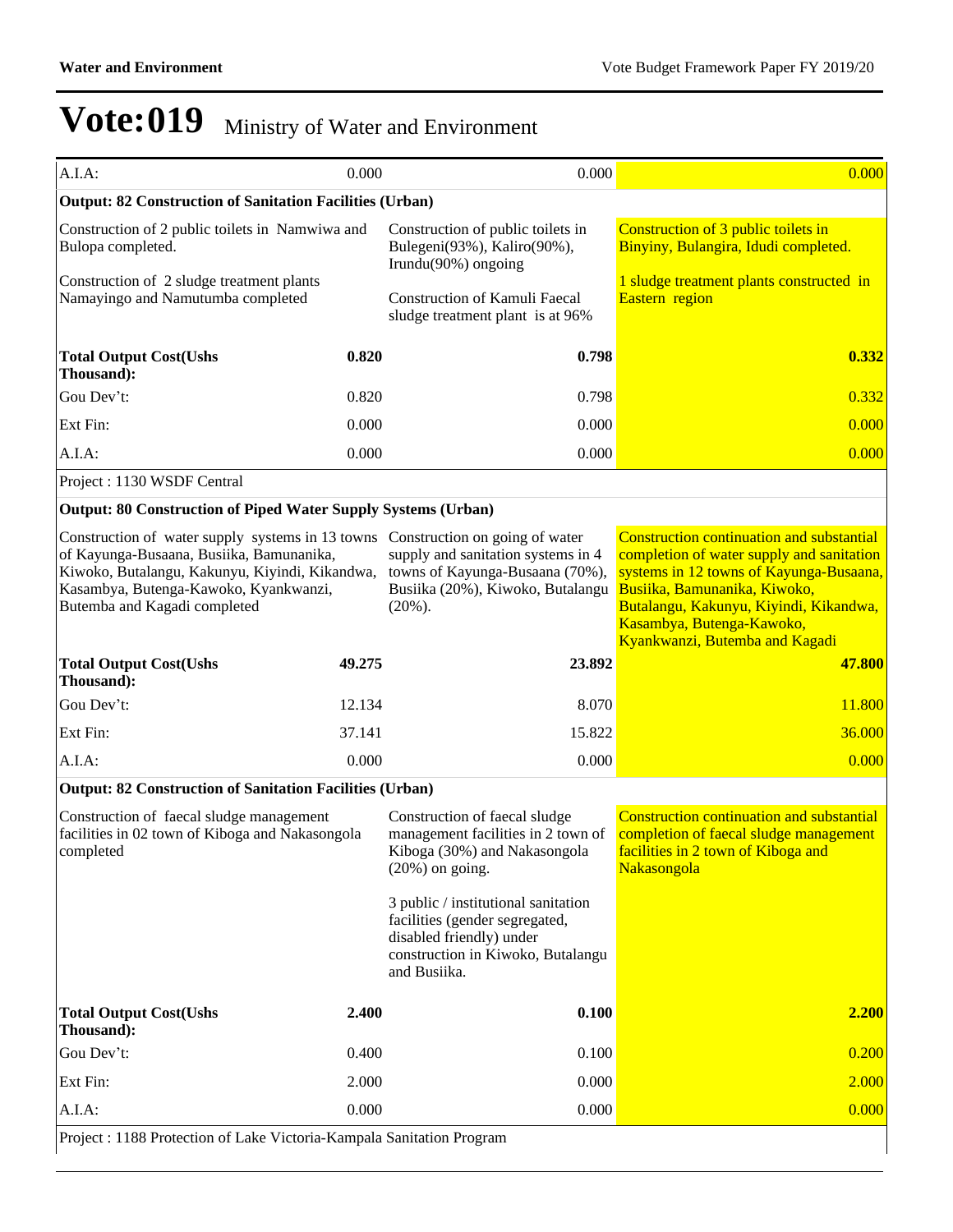# Vote:019 Ministry of Water and Environment

| | | | |
|---|---|---|---|
| A.I.A: | 0.000 | 0.000 | 0.000 |
| **Output: 82 Construction of Sanitation Facilities (Urban)** | | | |
| Construction of 2 public toilets in Namwiwa and Bulopa completed.<br><br>Construction of 2 sludge treatment plants Namayingo and Namutumba completed | | Construction of public toilets in Bulegeni(93%), Kaliro(90%), Irundu(90%) ongoing<br><br>Construction of Kamuli Faecal sludge treatment plant is at 96% | Construction of 3 public toilets in Binyiny, Bulangira, Idudi completed.<br><br>1 sludge treatment plants constructed in Eastern region |
| **Total Output Cost(Ushs Thousand):** | **0.820** | **0.798** | **0.332** |
| Gou Dev't: | 0.820 | 0.798 | 0.332 |
| Ext Fin: | 0.000 | 0.000 | 0.000 |
| A.I.A: | 0.000 | 0.000 | 0.000 |
| Project : 1130 WSDF Central | | | |
| **Output: 80 Construction of Piped Water Supply Systems (Urban)** | | | |
| Construction of water supply systems in 13 towns of Kayunga-Busaana, Busiika, Bamunanika, Kiwoko, Butalangu, Kakunyu, Kiyindi, Kikandwa, Kasambya, Butenga-Kawoko, Kyankwanzi, Butemba and Kagadi completed | | Construction on going of water supply and sanitation systems in 4 towns of Kayunga-Busaana (70%), Busiika (20%), Kiwoko, Butalangu (20%). | Construction continuation and substantial completion of water supply and sanitation systems in 12 towns of Kayunga-Busaana, Busiika, Bamunanika, Kiwoko, Butalangu, Kakunyu, Kiyindi, Kikandwa, Kasambya, Butenga-Kawoko, Kyankwanzi, Butemba and Kagadi |
| **Total Output Cost(Ushs Thousand):** | **49.275** | **23.892** | **47.800** |
| Gou Dev't: | 12.134 | 8.070 | 11.800 |
| Ext Fin: | 37.141 | 15.822 | 36.000 |
| A.I.A: | 0.000 | 0.000 | 0.000 |
| **Output: 82 Construction of Sanitation Facilities (Urban)** | | | |
| Construction of faecal sludge management facilities in 02 town of Kiboga and Nakasongola completed | | Construction of faecal sludge management facilities in 2 town of Kiboga (30%) and Nakasongola (20%) on going.<br><br>3 public / institutional sanitation facilities (gender segregated, disabled friendly) under construction in Kiwoko, Butalangu and Busiika. | Construction continuation and substantial completion of faecal sludge management facilities in 2 town of Kiboga and Nakasongola |
| **Total Output Cost(Ushs Thousand):** | **2.400** | **0.100** | **2.200** |
| Gou Dev't: | 0.400 | 0.100 | 0.200 |
| Ext Fin: | 2.000 | 0.000 | 2.000 |
| A.I.A: | 0.000 | 0.000 | 0.000 |
| Project : 1188 Protection of Lake Victoria-Kampala Sanitation Program | | | |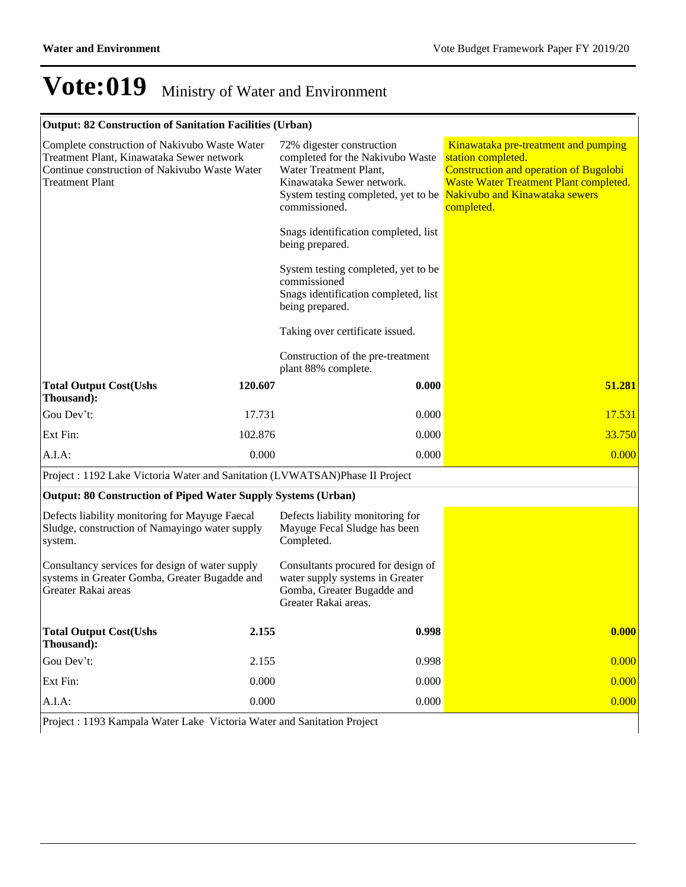# Vote:019 Ministry of Water and Environment

| Output: 82 Construction of Sanitation Facilities (Urban) | | | |
|---|---|---|---|
| Complete construction of Nakivubo Waste Water Treatment Plant, Kinawataka Sewer network Continue construction of Nakivubo Waste Water Treatment Plant | | 72% digester construction completed for the Nakivubo Waste Water Treatment Plant, Kinawataka Sewer network. System testing completed, yet to be commissioned.<br><br>Snags identification completed, list being prepared.<br><br>System testing completed, yet to be commissioned Snags identification completed, list being prepared.<br><br>Taking over certificate issued.<br><br>Construction of the pre-treatment plant 88% complete. | Kinawataka pre-treatment and pumping station completed. Construction and operation of Bugolobi Waste Water Treatment Plant completed. Nakivubo and Kinawataka sewers completed. |
| **Total Output Cost(Ushs Thousand):** | **120.607** | **0.000** | **51.281** |
| Gou Dev't: | 17.731 | 0.000 | 17.531 |
| Ext Fin: | 102.876 | 0.000 | 33.750 |
| A.I.A: | 0.000 | 0.000 | 0.000 |

Project : 1192 Lake Victoria Water and Sanitation (LVWATSAN)Phase II Project

| Output: 80 Construction of Piped Water Supply Systems (Urban) | | | |
|---|---|---|---|
| Defects liability monitoring for Mayuge Faecal Sludge, construction of Namayingo water supply system.<br><br>Consultancy services for design of water supply systems in Greater Gomba, Greater Bugadde and Greater Rakai areas | | Defects liability monitoring for Mayuge Fecal Sludge has been Completed.<br><br>Consultants procured for design of water supply systems in Greater Gomba, Greater Bugadde and Greater Rakai areas. | |
| **Total Output Cost(Ushs Thousand):** | **2.155** | **0.998** | **0.000** |
| Gou Dev't: | 2.155 | 0.998 | 0.000 |
| Ext Fin: | 0.000 | 0.000 | 0.000 |
| A.I.A: | 0.000 | 0.000 | 0.000 |

Project : 1193 Kampala Water Lake Victoria Water and Sanitation Project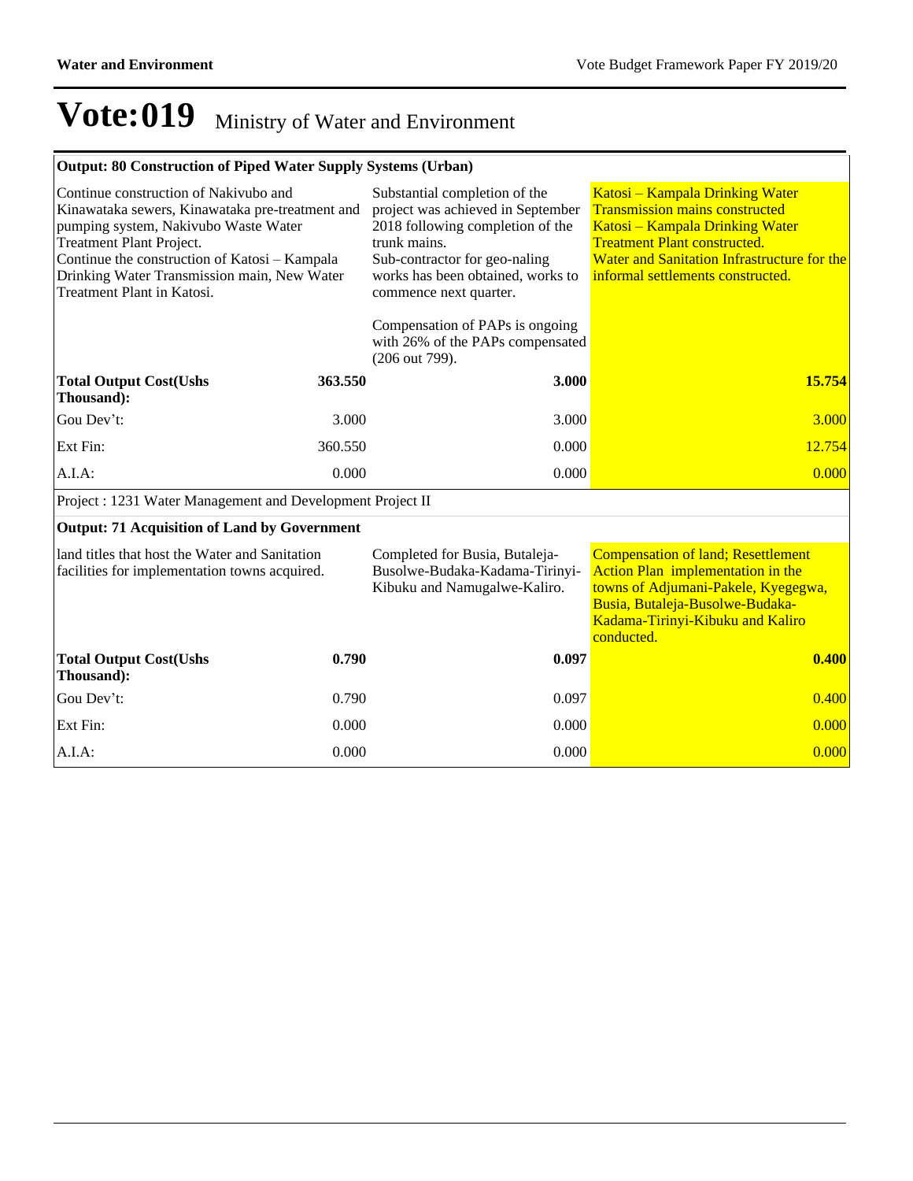# Vote:019 Ministry of Water and Environment

| **Output: 80 Construction of Piped Water Supply Systems (Urban)** | | | |
|---|---|---|---|
| Continue construction of Nakivubo and Kinawataka sewers, Kinawataka pre-treatment and pumping system, Nakivubo Waste Water Treatment Plant Project.<br>Continue the construction of Katosi – Kampala Drinking Water Transmission main, New Water Treatment Plant in Katosi. | | Substantial completion of the project was achieved in September 2018 following completion of the trunk mains.<br>Sub-contractor for geo-naling works has been obtained, works to commence next quarter.<br><br>Compensation of PAPs is ongoing with 26% of the PAPs compensated (206 out 799). | Katosi – Kampala Drinking Water Transmission mains constructed<br>Katosi – Kampala Drinking Water Treatment Plant constructed.<br>Water and Sanitation Infrastructure for the informal settlements constructed. |
| **Total Output Cost(Ushs Thousand):** | **363.550** | **3.000** | **15.754** |
| Gou Dev't: | 3.000 | 3.000 | 3.000 |
| Ext Fin: | 360.550 | 0.000 | 12.754 |
| A.I.A: | 0.000 | 0.000 | 0.000 |
| Project : 1231 Water Management and Development Project II | | | |
| **Output: 71 Acquisition of Land by Government** | | | |
| land titles that host the Water and Sanitation facilities for implementation towns acquired. | | Completed for Busia, Butaleja-Busolwe-Budaka-Kadama-Tirinyi-Kibuku and Namugalwe-Kaliro. | Compensation of land; Resettlement Action Plan implementation in the towns of Adjumani-Pakele, Kyegegwa, Busia, Butaleja-Busolwe-Budaka-Kadama-Tirinyi-Kibuku and Kaliro conducted. |
| **Total Output Cost(Ushs Thousand):** | **0.790** | **0.097** | **0.400** |
| Gou Dev't: | 0.790 | 0.097 | 0.400 |
| Ext Fin: | 0.000 | 0.000 | 0.000 |
| A.I.A: | 0.000 | 0.000 | 0.000 |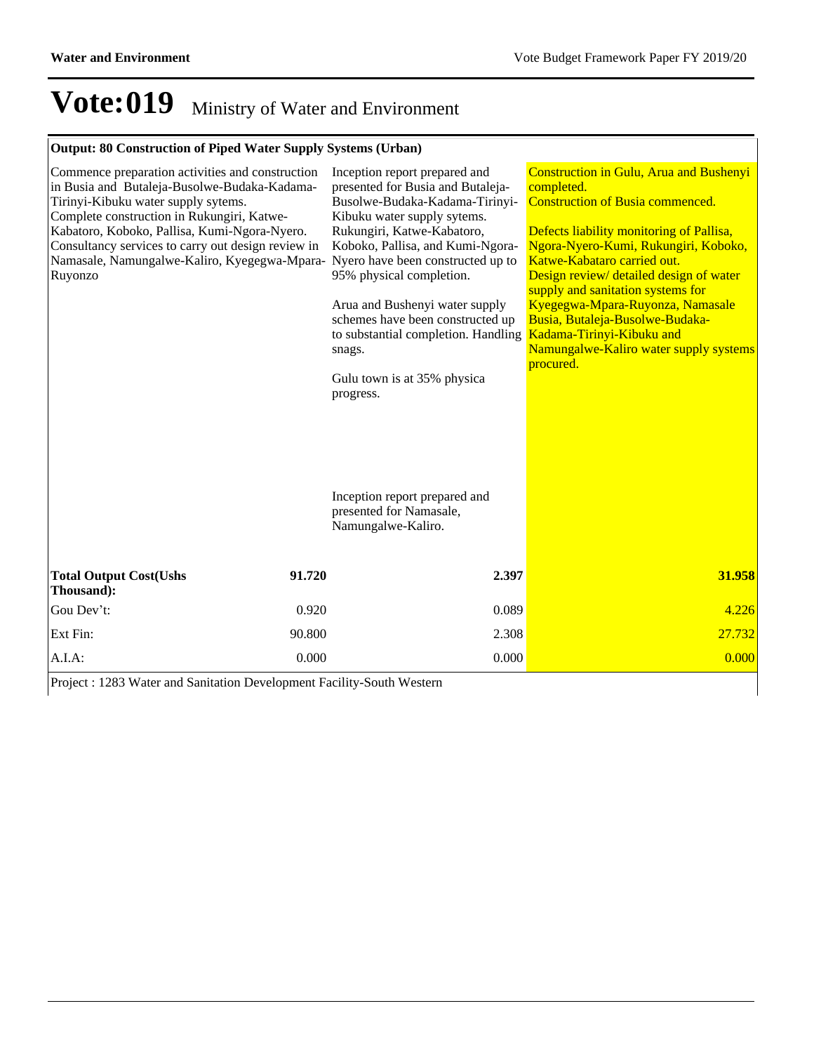# Vote:019 Ministry of Water and Environment

| Output: 80 Construction of Piped Water Supply Systems (Urban) | | | |
|---|---|---|---|
| Commence preparation activities and construction in Busia and Butaleja-Busolwe-Budaka-Kadama-Tirinyi-Kibuku water supply sytems.<br>Complete construction in Rukungiri, Katwe-Kabatoro, Koboko, Pallisa, Kumi-Ngora-Nyero.<br>Consultancy services to carry out design review in Namasale, Namungalwe-Kaliro, Kyegegwa-Mpara-Ruyonzo | | Inception report prepared and presented for Busia and Butaleja-Busolwe-Budaka-Kadama-Tirinyi-Kibuku water supply sytems.<br>Rukungiri, Katwe-Kabatoro, Koboko, Pallisa, and Kumi-Ngora-Nyero have been constructed up to 95% physical completion.<br><br>Arua and Bushenyi water supply schemes have been constructed up to substantial completion. Handling snags.<br><br>Gulu town is at 35% physica progress.<br><br>Inception report prepared and presented for Namasale, Namungalwe-Kaliro. | Construction in Gulu, Arua and Bushenyi completed.<br>Construction of Busia commenced.<br><br>Defects liability monitoring of Pallisa, Ngora-Nyero-Kumi, Rukungiri, Koboko, Katwe-Kabataro carried out.<br>Design review/ detailed design of water supply and sanitation systems for Kyegegwa-Mpara-Ruyonza, Namasale Busia, Butaleja-Busolwe-Budaka-Kadama-Tirinyi-Kibuku and Namungalwe-Kaliro water supply systems procured. |
| **Total Output Cost(Ushs Thousand):** | **91.720** | **2.397** | **31.958** |
| Gou Dev't: | 0.920 | 0.089 | 4.226 |
| Ext Fin: | 90.800 | 2.308 | 27.732 |
| A.I.A: | 0.000 | 0.000 | 0.000 |

Project : 1283 Water and Sanitation Development Facility-South Western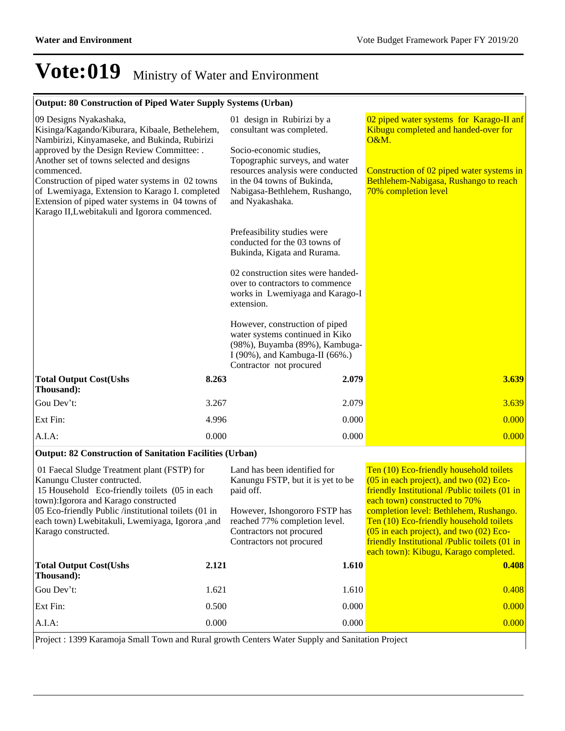# Vote:019 Ministry of Water and Environment

| **Output: 80 Construction of Piped Water Supply Systems (Urban)** | | | |
|---|---|---|---|
| 09 Designs Nyakashaka, Kisinga/Kagando/Kiburara, Kibaale, Bethelehem, Nambirizi, Kinyamaseke, and Bukinda, Rubirizi approved by the Design Review Committee: . Another set of towns selected and designs commenced.<br>Construction of piped water systems in 02 towns of Lwemiyaga, Extension to Karago I. completed Extension of piped water systems in 04 towns of Karago II,Lwebitakuli and Igorora commenced. | | 01 design in Rubirizi by a consultant was completed.<br><br>Socio-economic studies, Topographic surveys, and water resources analysis were conducted in the 04 towns of Bukinda, Nabigasa-Bethlehem, Rushango, and Nyakashaka.<br><br>Prefeasibility studies were conducted for the 03 towns of Bukinda, Kigata and Rurama.<br><br>02 construction sites were handed-over to contractors to commence works in Lwemiyaga and Karago-I extension.<br><br>However, construction of piped water systems continued in Kiko (98%), Buyamba (89%), Kambuga-I (90%), and Kambuga-II (66%.)<br>Contractor not procured | 02 piped water systems for Karago-II anf Kibugu completed and handed-over for O&M.<br><br>Construction of 02 piped water systems in Bethlehem-Nabigasa, Rushango to reach 70% completion level |
| **Total Output Cost(Ushs Thousand):** | **8.263** | **2.079** | **3.639** |
| Gou Dev't: | 3.267 | 2.079 | 3.639 |
| Ext Fin: | 4.996 | 0.000 | 0.000 |
| A.I.A: | 0.000 | 0.000 | 0.000 |
| **Output: 82 Construction of Sanitation Facilities (Urban)** | | | |
| 01 Faecal Sludge Treatment plant (FSTP) for Kanungu Cluster contructed.<br>15 Household Eco-friendly toilets (05 in each town):Igorora and Karago constructed<br>05 Eco-friendly Public /institutional toilets (01 in each town) Lwebitakuli, Lwemiyaga, Igorora ,and Karago constructed. | | Land has been identified for Kanungu FSTP, but it is yet to be paid off.<br><br>However, Ishongororo FSTP has reached 77% completion level.<br>Contractors not procured<br>Contractors not procured | Ten (10) Eco-friendly household toilets (05 in each project), and two (02) Eco-friendly Institutional /Public toilets (01 in each town) constructed to 70% completion level: Bethlehem, Rushango.<br>Ten (10) Eco-friendly household toilets (05 in each project), and two (02) Eco-friendly Institutional /Public toilets (01 in each town): Kibugu, Karago completed. |
| **Total Output Cost(Ushs Thousand):** | **2.121** | **1.610** | **0.408** |
| Gou Dev't: | 1.621 | 1.610 | 0.408 |
| Ext Fin: | 0.500 | 0.000 | 0.000 |
| A.I.A: | 0.000 | 0.000 | 0.000 |

Project : 1399 Karamoja Small Town and Rural growth Centers Water Supply and Sanitation Project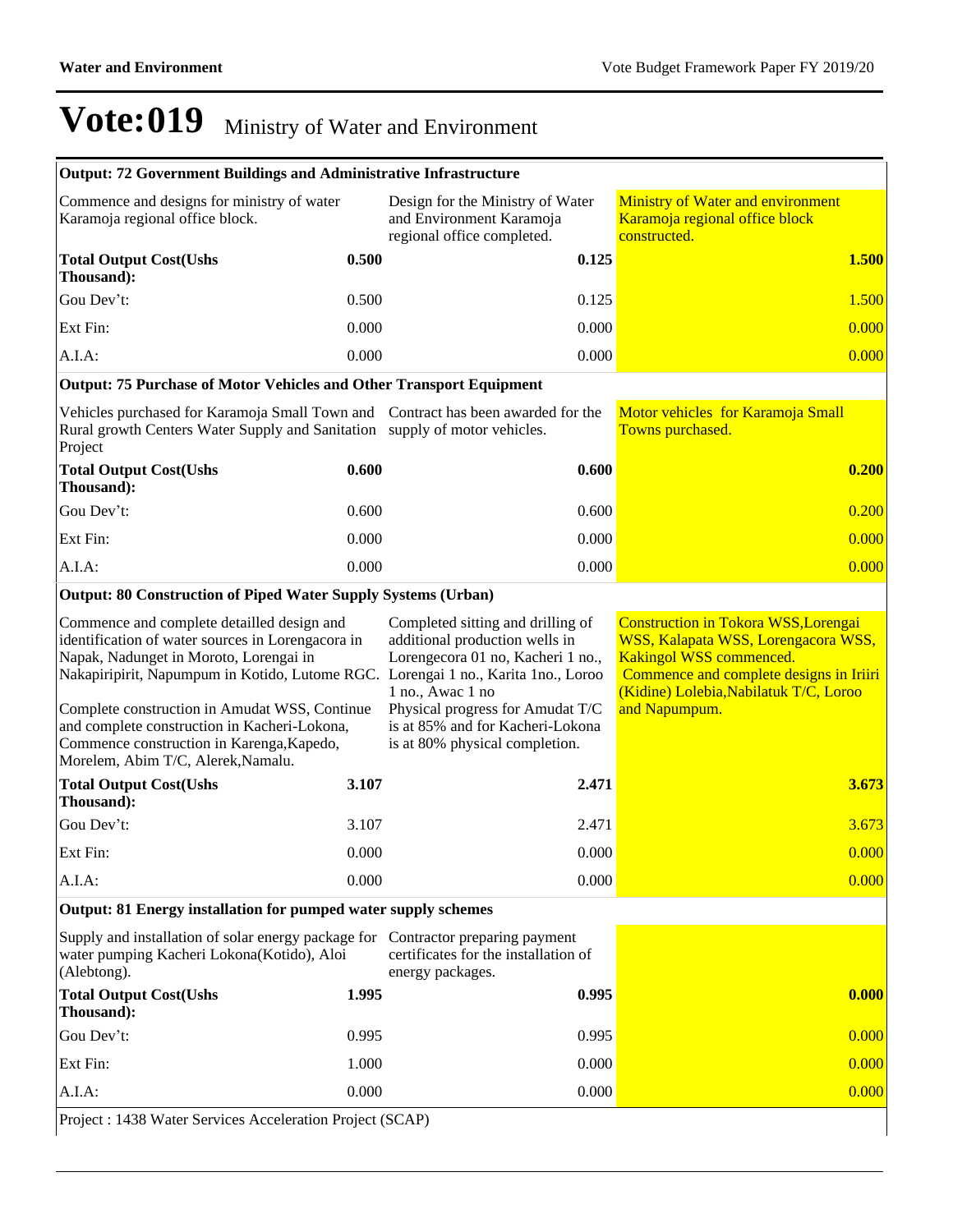# Vote:019 Ministry of Water and Environment

| | | | |
|---|---|---|---|
| **Output: 72 Government Buildings and Administrative Infrastructure** | | | |
| Commence and designs for ministry of water Karamoja regional office block. | | Design for the Ministry of Water and Environment Karamoja regional office completed. | Ministry of Water and environment Karamoja regional office block constructed. |
| **Total Output Cost(Ushs Thousand):** | **0.500** | **0.125** | **1.500** |
| Gou Dev't: | 0.500 | 0.125 | 1.500 |
| Ext Fin: | 0.000 | 0.000 | 0.000 |
| A.I.A: | 0.000 | 0.000 | 0.000 |
| **Output: 75 Purchase of Motor Vehicles and Other Transport Equipment** | | | |
| Vehicles purchased for Karamoja Small Town and Rural growth Centers Water Supply and Sanitation Project | | Contract has been awarded for the supply of motor vehicles. | Motor vehicles for Karamoja Small Towns purchased. |
| **Total Output Cost(Ushs Thousand):** | **0.600** | **0.600** | **0.200** |
| Gou Dev't: | 0.600 | 0.600 | 0.200 |
| Ext Fin: | 0.000 | 0.000 | 0.000 |
| A.I.A: | 0.000 | 0.000 | 0.000 |
| **Output: 80 Construction of Piped Water Supply Systems (Urban)** | | | |
| Commence and complete detailled design and identification of water sources in Lorengacora in Napak, Nadunget in Moroto, Lorengai in Nakapiripirit, Napumpum in Kotido, Lutome RGC.<br><br>Complete construction in Amudat WSS, Continue and complete construction in Kacheri-Lokona, Commence construction in Karenga,Kapedo, Morelem, Abim T/C, Alerek,Namalu. | | Completed sitting and drilling of additional production wells in Lorengecora 01 no, Kacheri 1 no., Lorengai 1 no., Karita 1no., Loroo 1 no., Awac 1 no<br>Physical progress for Amudat T/C is at 85% and for Kacheri-Lokona is at 80% physical completion. | Construction in Tokora WSS,Lorengai WSS, Kalapata WSS, Lorengacora WSS, Kakingol WSS commenced.<br>Commence and complete designs in Iriiri (Kidine) Lolebia,Nabilatuk T/C, Loroo and Napumpum. |
| **Total Output Cost(Ushs Thousand):** | **3.107** | **2.471** | **3.673** |
| Gou Dev't: | 3.107 | 2.471 | 3.673 |
| Ext Fin: | 0.000 | 0.000 | 0.000 |
| A.I.A: | 0.000 | 0.000 | 0.000 |
| **Output: 81 Energy installation for pumped water supply schemes** | | | |
| Supply and installation of solar energy package for water pumping Kacheri Lokona(Kotido), Aloi (Alebtong). | | Contractor preparing payment certificates for the installation of energy packages. | |
| **Total Output Cost(Ushs Thousand):** | **1.995** | **0.995** | **0.000** |
| Gou Dev't: | 0.995 | 0.995 | 0.000 |
| Ext Fin: | 1.000 | 0.000 | 0.000 |
| A.I.A: | 0.000 | 0.000 | 0.000 |

Project : 1438 Water Services Acceleration Project (SCAP)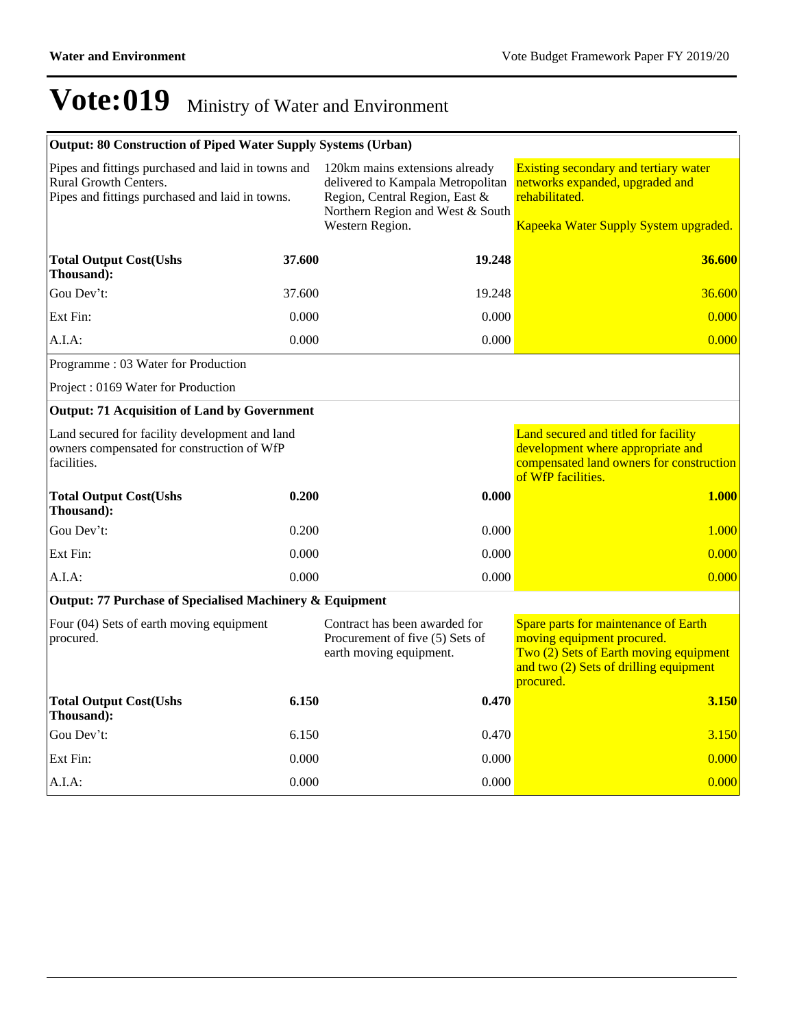# Vote:019 Ministry of Water and Environment

| Output: 80 Construction of Piped Water Supply Systems (Urban) | | | |
|---|---|---|---|
| Pipes and fittings purchased and laid in towns and Rural Growth Centers.<br>Pipes and fittings purchased and laid in towns. | | 120km mains extensions already delivered to Kampala Metropolitan Region, Central Region, East & Northern Region and West & South Western Region. | Existing secondary and tertiary water networks expanded, upgraded and rehabilitated.<br><br>Kapeeka Water Supply System upgraded. |
| **Total Output Cost(Ushs Thousand):** | **37.600** | **19.248** | **36.600** |
| Gou Dev't: | 37.600 | 19.248 | 36.600 |
| Ext Fin: | 0.000 | 0.000 | 0.000 |
| A.I.A: | 0.000 | 0.000 | 0.000 |
| Programme : 03 Water for Production | | | |
| Project : 0169 Water for Production | | | |
| **Output: 71 Acquisition of Land by Government** | | | |
| Land secured for facility development and land owners compensated for construction of WfP facilities. | | | Land secured and titled for facility development where appropriate and compensated land owners for construction of WfP facilities. |
| **Total Output Cost(Ushs Thousand):** | **0.200** | **0.000** | **1.000** |
| Gou Dev't: | 0.200 | 0.000 | 1.000 |
| Ext Fin: | 0.000 | 0.000 | 0.000 |
| A.I.A: | 0.000 | 0.000 | 0.000 |
| **Output: 77 Purchase of Specialised Machinery & Equipment** | | | |
| Four (04) Sets of earth moving equipment procured. | | Contract has been awarded for Procurement of five (5) Sets of earth moving equipment. | Spare parts for maintenance of Earth moving equipment procured.<br>Two (2) Sets of Earth moving equipment and two (2) Sets of drilling equipment procured. |
| **Total Output Cost(Ushs Thousand):** | **6.150** | **0.470** | **3.150** |
| Gou Dev't: | 6.150 | 0.470 | 3.150 |
| Ext Fin: | 0.000 | 0.000 | 0.000 |
| A.I.A: | 0.000 | 0.000 | 0.000 |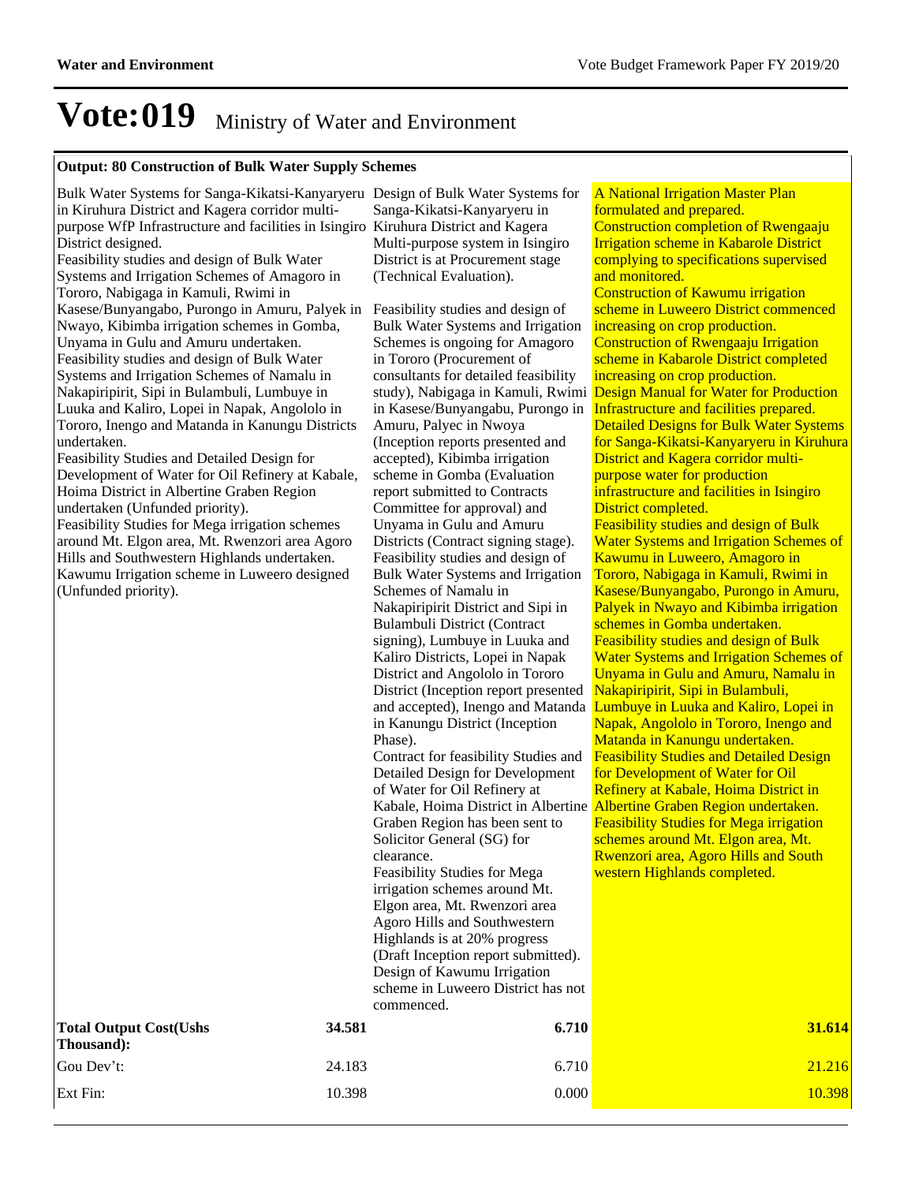# Vote:019 Ministry of Water and Environment

| **Output: 80 Construction of Bulk Water Supply Schemes** | | | |
|---|---|---|---|
| Bulk Water Systems for Sanga-Kikatsi-Kanyaryeru in Kiruhura District and Kagera corridor multi-purpose WfP Infrastructure and facilities in Isingiro District designed.<br>Feasibility studies and design of Bulk Water Systems and Irrigation Schemes of Amagoro in Tororo, Nabigaga in Kamuli, Rwimi in Kasese/Bunyangabo, Purongo in Amuru, Palyek in Nwayo, Kibimba irrigation schemes in Gomba, Unyama in Gulu and Amuru undertaken.<br>Feasibility studies and design of Bulk Water Systems and Irrigation Schemes of Namalu in Nakapiripirit, Sipi in Bulambuli, Lumbuye in Luuka and Kaliro, Lopei in Napak, Angololo in Tororo, Inengo and Matanda in Kanungu Districts undertaken.<br>Feasibility Studies and Detailed Design for Development of Water for Oil Refinery at Kabale, Hoima District in Albertine Graben Region undertaken (Unfunded priority).<br>Feasibility Studies for Mega irrigation schemes around Mt. Elgon area, Mt. Rwenzori area Agoro Hills and Southwestern Highlands undertaken.<br>Kawumu Irrigation scheme in Luweero designed (Unfunded priority). | | Design of Bulk Water Systems for Sanga-Kikatsi-Kanyaryeru in Kiruhura District and Kagera Multi-purpose system in Isingiro District is at Procurement stage (Technical Evaluation).<br><br>Feasibility studies and design of Bulk Water Systems and Irrigation Schemes is ongoing for Amagoro in Tororo (Procurement of consultants for detailed feasibility study), Nabigaga in Kamuli, Rwimi in Kasese/Bunyangabu, Purongo in Amuru, Palyec in Nwoya (Inception reports presented and accepted), Kibimba irrigation scheme in Gomba (Evaluation report submitted to Contracts Committee for approval) and Unyama in Gulu and Amuru Districts (Contract signing stage).<br>Feasibility studies and design of Bulk Water Systems and Irrigation Schemes of Namalu in Nakapiripirit District and Sipi in Bulambuli District (Contract signing), Lumbuye in Luuka and Kaliro Districts, Lopei in Napak District and Angololo in Tororo District (Inception report presented and accepted), Inengo and Matanda in Kanungu District (Inception Phase).<br>Contract for feasibility Studies and Detailed Design for Development of Water for Oil Refinery at Kabale, Hoima District in Albertine Graben Region has been sent to Solicitor General (SG) for clearance.<br>Feasibility Studies for Mega irrigation schemes around Mt. Elgon area, Mt. Rwenzori area Agoro Hills and Southwestern Highlands is at 20% progress (Draft Inception report submitted).<br>Design of Kawumu Irrigation scheme in Luweero District has not commenced. | A National Irrigation Master Plan formulated and prepared.<br>Construction completion of Rwengaaju Irrigation scheme in Kabarole District complying to specifications supervised and monitored.<br>Construction of Kawumu irrigation scheme in Luweero District commenced increasing on crop production.<br>Construction of Rwengaaju Irrigation scheme in Kabarole District completed increasing on crop production.<br>Design Manual for Water for Production Infrastructure and facilities prepared.<br>Detailed Designs for Bulk Water Systems for Sanga-Kikatsi-Kanyaryeru in Kiruhura District and Kagera corridor multi-purpose water for production infrastructure and facilities in Isingiro District completed.<br>Feasibility studies and design of Bulk Water Systems and Irrigation Schemes of Kawumu in Luweero, Amagoro in Tororo, Nabigaga in Kamuli, Rwimi in Kasese/Bunyangabo, Purongo in Amuru, Palyek in Nwayo and Kibimba irrigation schemes in Gomba undertaken.<br>Feasibility studies and design of Bulk Water Systems and Irrigation Schemes of Unyama in Gulu and Amuru, Namalu in Nakapiripirit, Sipi in Bulambuli, Lumbuye in Luuka and Kaliro, Lopei in Napak, Angololo in Tororo, Inengo and Matanda in Kanungu undertaken.<br>Feasibility Studies and Detailed Design for Development of Water for Oil Refinery at Kabale, Hoima District in Albertine Graben Region undertaken.<br>Feasibility Studies for Mega irrigation schemes around Mt. Elgon area, Mt. Rwenzori area, Agoro Hills and South western Highlands completed. |
| **Total Output Cost(Ushs Thousand):** | **34.581** | **6.710** | **31.614** |
| Gou Dev't: | 24.183 | 6.710 | 21.216 |
| Ext Fin: | 10.398 | 0.000 | 10.398 |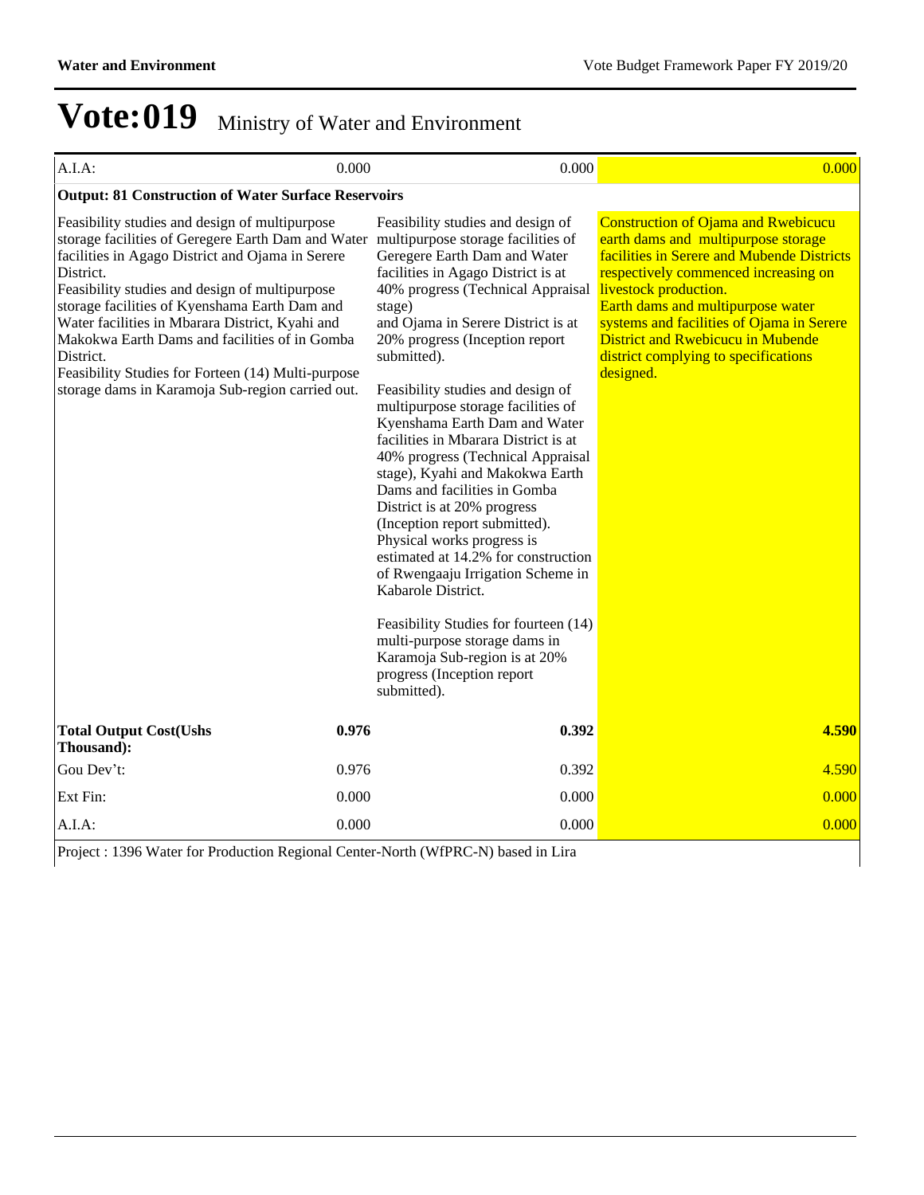# Vote:019 Ministry of Water and Environment

| | | |
|---|---|---|
| A.I.A: 0.000 | 0.000 | 0.000 |
| **Output: 81 Construction of Water Surface Reservoirs** | | |
| Feasibility studies and design of multipurpose storage facilities of Geregere Earth Dam and Water facilities in Agago District and Ojama in Serere District.<br>Feasibility studies and design of multipurpose storage facilities of Kyenshama Earth Dam and Water facilities in Mbarara District, Kyahi and Makokwa Earth Dams and facilities of in Gomba District.<br>Feasibility Studies for Forteen (14) Multi-purpose storage dams in Karamoja Sub-region carried out. | Feasibility studies and design of multipurpose storage facilities of Geregere Earth Dam and Water facilities in Agago District is at 40% progress (Technical Appraisal stage) and Ojama in Serere District is at 20% progress (Inception report submitted).<br><br>Feasibility studies and design of multipurpose storage facilities of Kyenshama Earth Dam and Water facilities in Mbarara District is at 40% progress (Technical Appraisal stage), Kyahi and Makokwa Earth Dams and facilities in Gomba District is at 20% progress (Inception report submitted).<br>Physical works progress is estimated at 14.2% for construction of Rwengaaju Irrigation Scheme in Kabarole District.<br><br>Feasibility Studies for fourteen (14) multi-purpose storage dams in Karamoja Sub-region is at 20% progress (Inception report submitted). | Construction of Ojama and Rwebicucu earth dams and multipurpose storage facilities in Serere and Mubende Districts respectively commenced increasing on livestock production.<br>Earth dams and multipurpose water systems and facilities of Ojama in Serere District and Rwebicucu in Mubende district complying to specifications designed. |
| **Total Output Cost(Ushs Thousand): 0.976** | **0.392** | **4.590** |
| Gou Dev't: 0.976 | 0.392 | 4.590 |
| Ext Fin: 0.000 | 0.000 | 0.000 |
| A.I.A: 0.000 | 0.000 | 0.000 |

Project : 1396 Water for Production Regional Center-North (WfPRC-N) based in Lira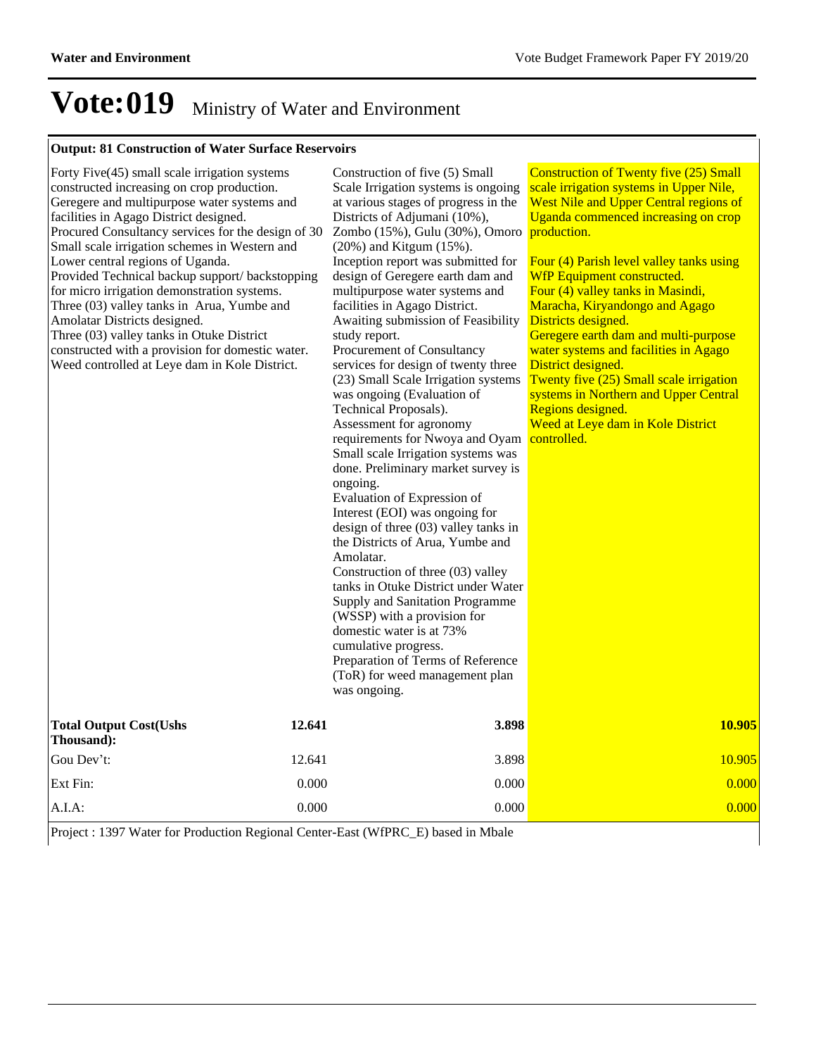# Vote:019 Ministry of Water and Environment

| Output: 81 Construction of Water Surface Reservoirs | | | |
|---|---|---|---|
| Forty Five(45) small scale irrigation systems constructed increasing on crop production.<br>Geregere and multipurpose water systems and facilities in Agago District designed.<br>Procured Consultancy services for the design of 30 Small scale irrigation schemes in Western and Lower central regions of Uganda.<br>Provided Technical backup support/ backstopping for micro irrigation demonstration systems.<br>Three (03) valley tanks in Arua, Yumbe and Amolatar Districts designed.<br>Three (03) valley tanks in Otuke District constructed with a provision for domestic water.<br>Weed controlled at Leye dam in Kole District. | | Construction of five (5) Small Scale Irrigation systems is ongoing at various stages of progress in the Districts of Adjumani (10%), Zombo (15%), Gulu (30%), Omoro (20%) and Kitgum (15%).<br>Inception report was submitted for design of Geregere earth dam and multipurpose water systems and facilities in Agago District. Awaiting submission of Feasibility study report.<br>Procurement of Consultancy services for design of twenty three (23) Small Scale Irrigation systems was ongoing (Evaluation of Technical Proposals).<br>Assessment for agronomy requirements for Nwoya and Oyam Small scale Irrigation systems was done. Preliminary market survey is ongoing.<br>Evaluation of Expression of Interest (EOI) was ongoing for design of three (03) valley tanks in the Districts of Arua, Yumbe and Amolatar.<br>Construction of three (03) valley tanks in Otuke District under Water Supply and Sanitation Programme (WSSP) with a provision for domestic water is at 73% cumulative progress.<br>Preparation of Terms of Reference (ToR) for weed management plan was ongoing. | Construction of Twenty five (25) Small scale irrigation systems in Upper Nile, West Nile and Upper Central regions of Uganda commenced increasing on crop production.<br><br>Four (4) Parish level valley tanks using WfP Equipment constructed.<br>Four (4) valley tanks in Masindi, Maracha, Kiryandongo and Agago Districts designed.<br>Geregere earth dam and multi-purpose water systems and facilities in Agago District designed.<br>Twenty five (25) Small scale irrigation systems in Northern and Upper Central Regions designed.<br>Weed at Leye dam in Kole District controlled. |
| **Total Output Cost(Ushs Thousand):** | **12.641** | **3.898** | **10.905** |
| Gou Dev't: | 12.641 | 3.898 | 10.905 |
| Ext Fin: | 0.000 | 0.000 | 0.000 |
| A.I.A: | 0.000 | 0.000 | 0.000 |

Project : 1397 Water for Production Regional Center-East (WfPRC_E) based in Mbale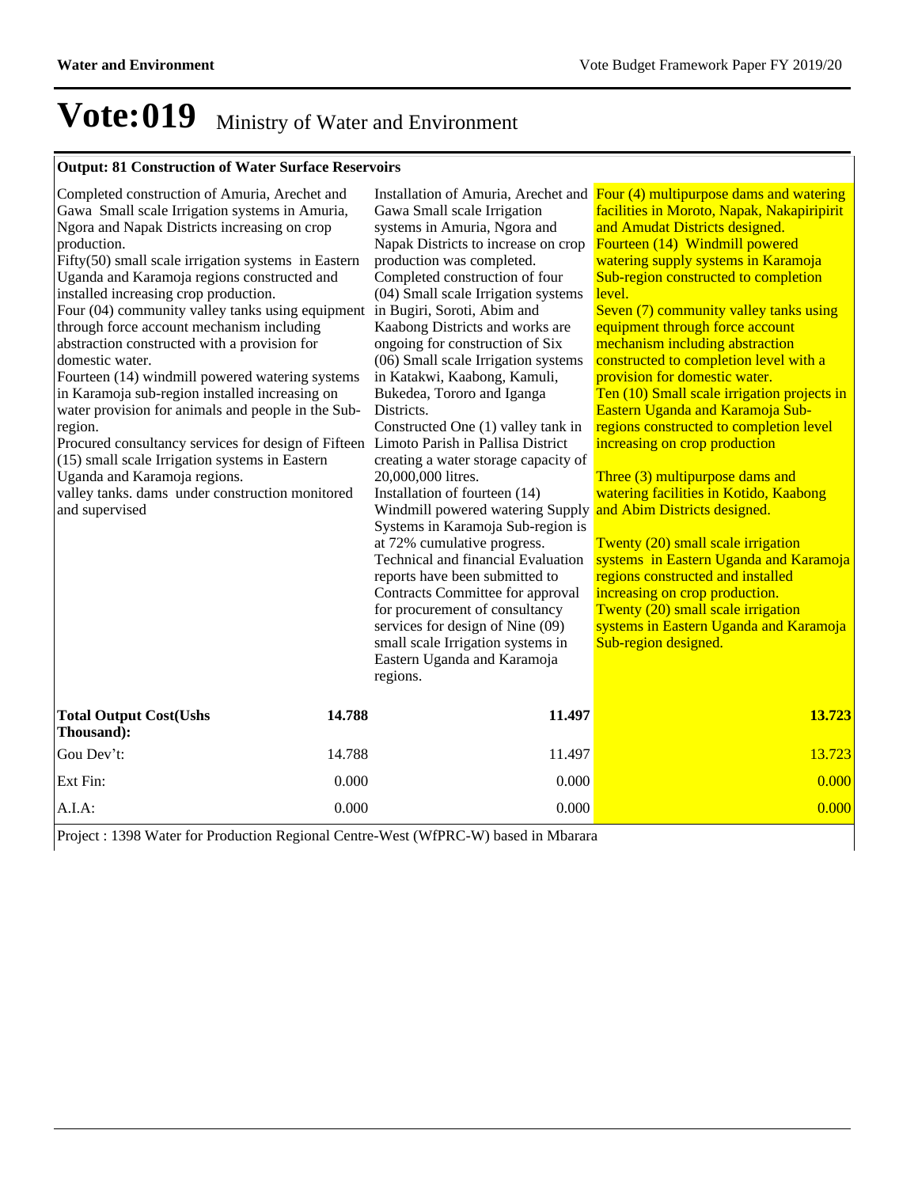# Vote:019 Ministry of Water and Environment

**Output: 81 Construction of Water Surface Reservoirs**

| | | |
|---|---|---|
| Completed construction of Amuria, Arechet and Gawa Small scale Irrigation systems in Amuria, Ngora and Napak Districts increasing on crop production.<br>Fifty(50) small scale irrigation systems in Eastern Uganda and Karamoja regions constructed and installed increasing crop production.<br>Four (04) community valley tanks using equipment through force account mechanism including abstraction constructed with a provision for domestic water.<br>Fourteen (14) windmill powered watering systems in Karamoja sub-region installed increasing on water provision for animals and people in the Sub-region.<br>Procured consultancy services for design of Fifteen (15) small scale Irrigation systems in Eastern Uganda and Karamoja regions.<br>valley tanks. dams under construction monitored and supervised | Installation of Amuria, Arechet and Gawa Small scale Irrigation systems in Amuria, Ngora and Napak Districts to increase on crop production was completed.<br>Completed construction of four (04) Small scale Irrigation systems in Bugiri, Soroti, Abim and Kaabong Districts and works are ongoing for construction of Six (06) Small scale Irrigation systems in Katakwi, Kaabong, Kamuli, Bukedea, Tororo and Iganga Districts.<br>Constructed One (1) valley tank in Limoto Parish in Pallisa District creating a water storage capacity of 20,000,000 litres.<br>Installation of fourteen (14) Windmill powered watering Supply Systems in Karamoja Sub-region is at 72% cumulative progress.<br>Technical and financial Evaluation reports have been submitted to Contracts Committee for approval for procurement of consultancy services for design of Nine (09) small scale Irrigation systems in Eastern Uganda and Karamoja regions. | Four (4) multipurpose dams and watering facilities in Moroto, Napak, Nakapiripirit and Amudat Districts designed.<br>Fourteen (14) Windmill powered watering supply systems in Karamoja Sub-region constructed to completion level.<br>Seven (7) community valley tanks using equipment through force account mechanism including abstraction constructed to completion level with a provision for domestic water.<br>Ten (10) Small scale irrigation projects in Eastern Uganda and Karamoja Sub-regions constructed to completion level increasing on crop production<br><br>Three (3) multipurpose dams and watering facilities in Kotido, Kaabong and Abim Districts designed.<br><br>Twenty (20) small scale irrigation systems in Eastern Uganda and Karamoja regions constructed and installed increasing on crop production.<br>Twenty (20) small scale irrigation systems in Eastern Uganda and Karamoja Sub-region designed. |
| **Total Output Cost(Ushs Thousand): 14.788** | **11.497** | **13.723** |
| Gou Dev't: 14.788 | 11.497 | 13.723 |
| Ext Fin: 0.000 | 0.000 | 0.000 |
| A.I.A: 0.000 | 0.000 | 0.000 |

Project : 1398 Water for Production Regional Centre-West (WfPRC-W) based in Mbarara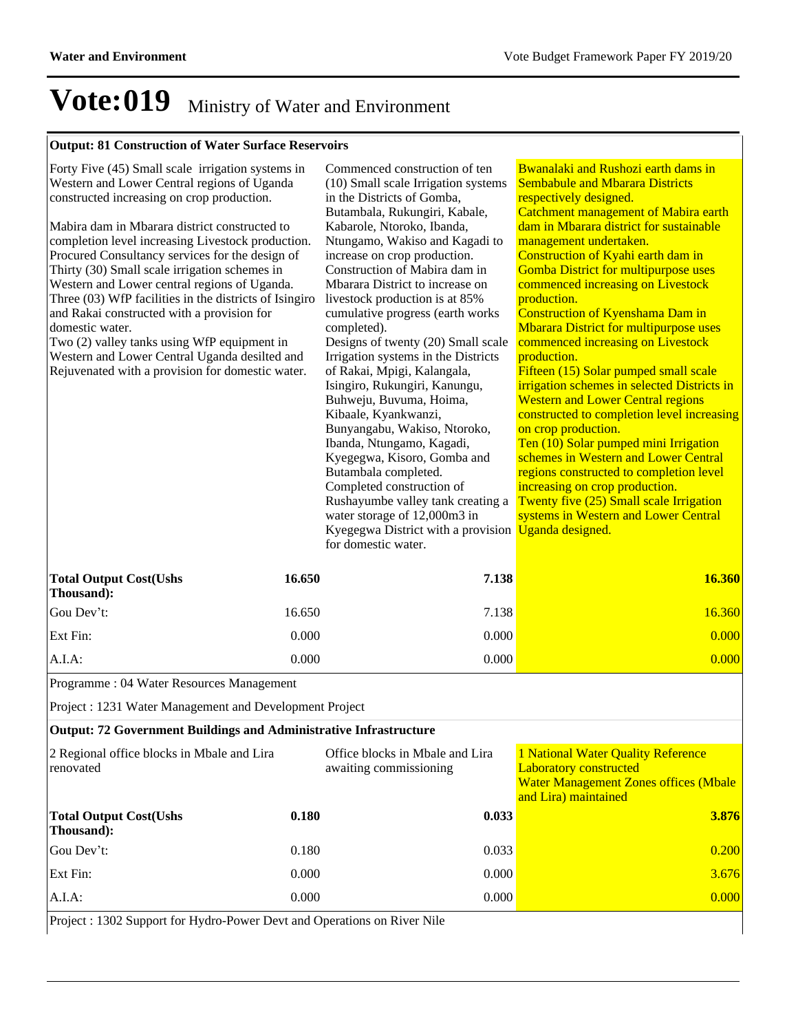# Vote:019 Ministry of Water and Environment

| Output: 81 Construction of Water Surface Reservoirs | | | |
|---|---|---|---|
| Forty Five (45) Small scale irrigation systems in Western and Lower Central regions of Uganda constructed increasing on crop production.<br><br>Mabira dam in Mbarara district constructed to completion level increasing Livestock production.<br>Procured Consultancy services for the design of Thirty (30) Small scale irrigation schemes in Western and Lower central regions of Uganda.<br>Three (03) WfP facilities in the districts of Isingiro and Rakai constructed with a provision for domestic water.<br>Two (2) valley tanks using WfP equipment in Western and Lower Central Uganda desilted and Rejuvenated with a provision for domestic water. | | Commenced construction of ten (10) Small scale Irrigation systems in the Districts of Gomba, Butambala, Rukungiri, Kabale, Kabarole, Ntoroko, Ibanda, Ntungamo, Wakiso and Kagadi to increase on crop production.<br>Construction of Mabira dam in Mbarara District to increase on livestock production is at 85% cumulative progress (earth works completed).<br>Designs of twenty (20) Small scale Irrigation systems in the Districts of Rakai, Mpigi, Kalangala, Isingiro, Rukungiri, Kanungu, Buhweju, Buvuma, Hoima, Kibaale, Kyankwanzi, Bunyangabu, Wakiso, Ntoroko, Ibanda, Ntungamo, Kagadi, Kyegegwa, Kisoro, Gomba and Butambala completed.<br>Completed construction of Rushayumbe valley tank creating a water storage of 12,000m3 in Kyegegwa District with a provision for domestic water. | Bwanalaki and Rushozi earth dams in Sembabule and Mbarara Districts respectively designed.<br>Catchment management of Mabira earth dam in Mbarara district for sustainable management undertaken.<br>Construction of Kyahi earth dam in Gomba District for multipurpose uses commenced increasing on Livestock production.<br>Construction of Kyenshama Dam in Mbarara District for multipurpose uses commenced increasing on Livestock production.<br>Fifteen (15) Solar pumped small scale irrigation schemes in selected Districts in Western and Lower Central regions constructed to completion level increasing on crop production.<br>Ten (10) Solar pumped mini Irrigation schemes in Western and Lower Central regions constructed to completion level increasing on crop production.<br>Twenty five (25) Small scale Irrigation systems in Western and Lower Central Uganda designed. |
| **Total Output Cost(Ushs Thousand):** | **16.650** | **7.138** | **16.360** |
| Gou Dev't: | 16.650 | 7.138 | 16.360 |
| Ext Fin: | 0.000 | 0.000 | 0.000 |
| A.I.A: | 0.000 | 0.000 | 0.000 |

Programme : 04 Water Resources Management

Project : 1231 Water Management and Development Project

| Output: 72 Government Buildings and Administrative Infrastructure | | | |
|---|---|---|---|
| 2 Regional office blocks in Mbale and Lira renovated | | Office blocks in Mbale and Lira awaiting commissioning | 1 National Water Quality Reference Laboratory constructed<br>Water Management Zones offices (Mbale and Lira) maintained |
| **Total Output Cost(Ushs Thousand):** | **0.180** | **0.033** | **3.876** |
| Gou Dev't: | 0.180 | 0.033 | 0.200 |
| Ext Fin: | 0.000 | 0.000 | 3.676 |
| A.I.A: | 0.000 | 0.000 | 0.000 |

Project : 1302 Support for Hydro-Power Devt and Operations on River Nile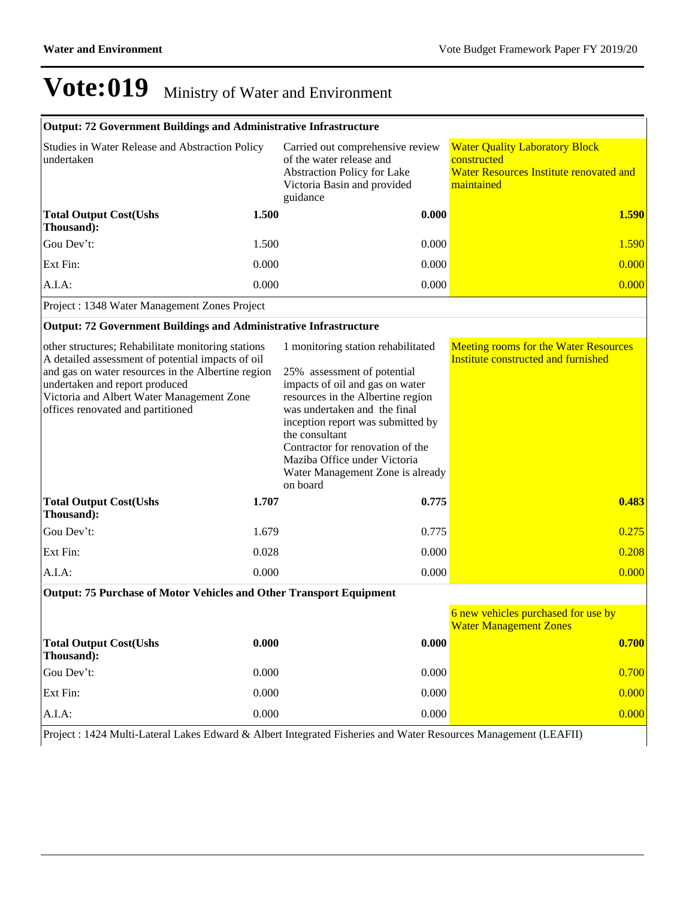# Vote:019 Ministry of Water and Environment

| | | |
|---|---|---|
| **Output: 72 Government Buildings and Administrative Infrastructure** | | |
| Studies in Water Release and Abstraction Policy undertaken | Carried out comprehensive review of the water release and Abstraction Policy for Lake Victoria Basin and provided guidance | Water Quality Laboratory Block constructed<br>Water Resources Institute renovated and maintained |
| **Total Output Cost(Ushs Thousand): 1.500** | **0.000** | **1.590** |
| Gou Dev't: 1.500 | 0.000 | 1.590 |
| Ext Fin: 0.000 | 0.000 | 0.000 |
| A.I.A: 0.000 | 0.000 | 0.000 |
| Project : 1348 Water Management Zones Project | | |
| **Output: 72 Government Buildings and Administrative Infrastructure** | | |
| other structures; Rehabilitate monitoring stations<br>A detailed assessment of potential impacts of oil and gas on water resources in the Albertine region undertaken and report produced<br>Victoria and Albert Water Management Zone offices renovated and partitioned | 1 monitoring station rehabilitated<br><br>25% assessment of potential impacts of oil and gas on water resources in the Albertine region was undertaken and the final inception report was submitted by the consultant<br>Contractor for renovation of the Maziba Office under Victoria Water Management Zone is already on board | Meeting rooms for the Water Resources Institute constructed and furnished |
| **Total Output Cost(Ushs Thousand): 1.707** | **0.775** | **0.483** |
| Gou Dev't: 1.679 | 0.775 | 0.275 |
| Ext Fin: 0.028 | 0.000 | 0.208 |
| A.I.A: 0.000 | 0.000 | 0.000 |
| **Output: 75 Purchase of Motor Vehicles and Other Transport Equipment** | | |
| | | 6 new vehicles purchased for use by Water Management Zones |
| **Total Output Cost(Ushs Thousand): 0.000** | **0.000** | **0.700** |
| Gou Dev't: 0.000 | 0.000 | 0.700 |
| Ext Fin: 0.000 | 0.000 | 0.000 |
| A.I.A: 0.000 | 0.000 | 0.000 |
| Project : 1424 Multi-Lateral Lakes Edward & Albert Integrated Fisheries and Water Resources Management (LEAFII) | | |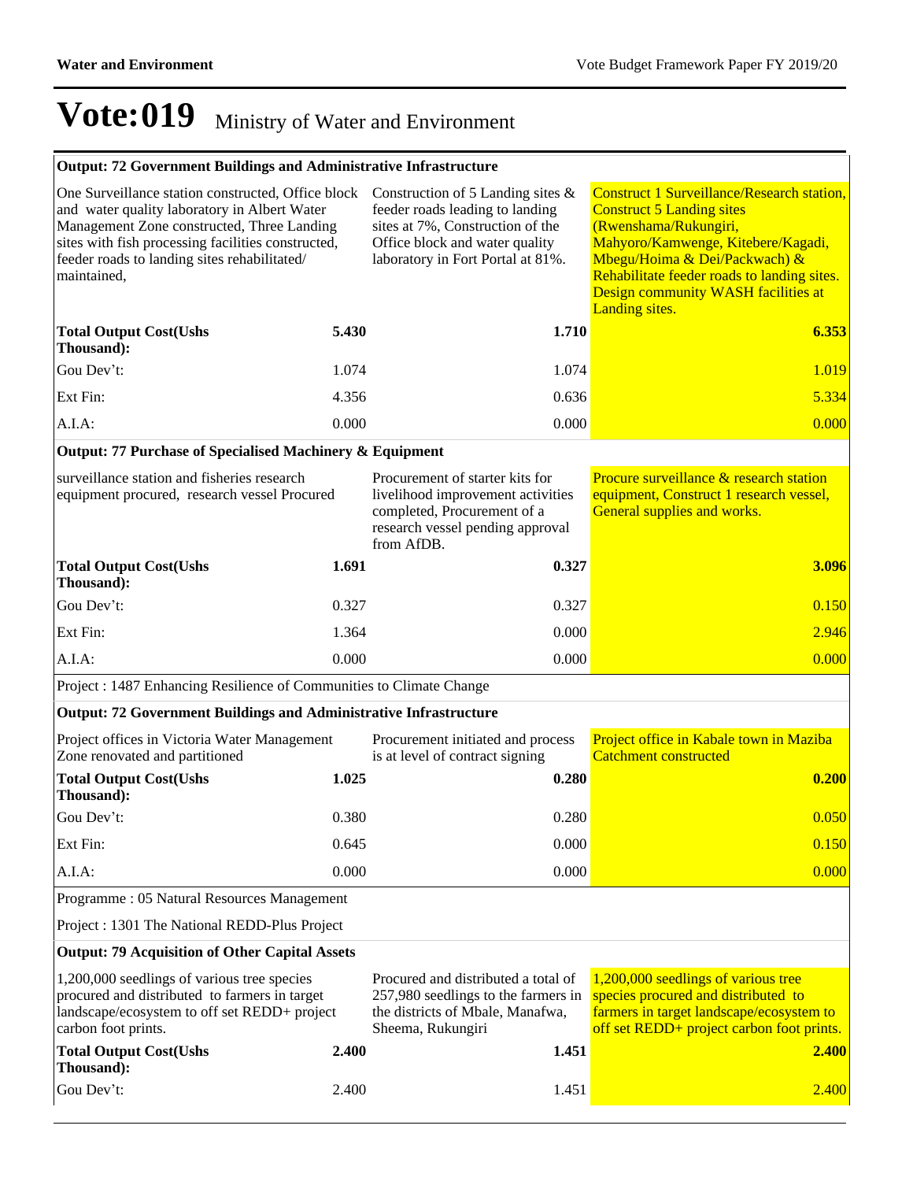# Vote:019 Ministry of Water and Environment

| | | |
|---|---|---|
| **Output: 72 Government Buildings and Administrative Infrastructure** | | |
| One Surveillance station constructed, Office block and water quality laboratory in Albert Water Management Zone constructed, Three Landing sites with fish processing facilities constructed, feeder roads to landing sites rehabilitated/ maintained, | Construction of 5 Landing sites & feeder roads leading to landing sites at 7%, Construction of the Office block and water quality laboratory in Fort Portal at 81%. | Construct 1 Surveillance/Research station, Construct 5 Landing sites (Rwenshama/Rukungiri, Mahyoro/Kamwenge, Kitebere/Kagadi, Mbegu/Hoima & Dei/Packwach) & Rehabilitate feeder roads to landing sites. Design community WASH facilities at Landing sites. |
| **Total Output Cost(Ushs Thousand):** **5.430** | **1.710** | **6.353** |
| Gou Dev't: 1.074 | 1.074 | 1.019 |
| Ext Fin: 4.356 | 0.636 | 5.334 |
| A.I.A: 0.000 | 0.000 | 0.000 |
| **Output: 77 Purchase of Specialised Machinery & Equipment** | | |
| surveillance station and fisheries research equipment procured, research vessel Procured | Procurement of starter kits for livelihood improvement activities completed, Procurement of a research vessel pending approval from AfDB. | Procure surveillance & research station equipment, Construct 1 research vessel, General supplies and works. |
| **Total Output Cost(Ushs Thousand):** **1.691** | **0.327** | **3.096** |
| Gou Dev't: 0.327 | 0.327 | 0.150 |
| Ext Fin: 1.364 | 0.000 | 2.946 |
| A.I.A: 0.000 | 0.000 | 0.000 |
| Project : 1487 Enhancing Resilience of Communities to Climate Change | | |
| **Output: 72 Government Buildings and Administrative Infrastructure** | | |
| Project offices in Victoria Water Management Zone renovated and partitioned | Procurement initiated and process is at level of contract signing | Project office in Kabale town in Maziba Catchment constructed |
| **Total Output Cost(Ushs Thousand):** **1.025** | **0.280** | **0.200** |
| Gou Dev't: 0.380 | 0.280 | 0.050 |
| Ext Fin: 0.645 | 0.000 | 0.150 |
| A.I.A: 0.000 | 0.000 | 0.000 |
| Programme : 05 Natural Resources Management | | |
| Project : 1301 The National REDD-Plus Project | | |
| **Output: 79 Acquisition of Other Capital Assets** | | |
| 1,200,000 seedlings of various tree species procured and distributed to farmers in target landscape/ecosystem to off set REDD+ project carbon foot prints. | Procured and distributed a total of 257,980 seedlings to the farmers in the districts of Mbale, Manafwa, Sheema, Rukungiri | 1,200,000 seedlings of various tree species procured and distributed to farmers in target landscape/ecosystem to off set REDD+ project carbon foot prints. |
| **Total Output Cost(Ushs Thousand):** **2.400** | **1.451** | **2.400** |
| Gou Dev't: 2.400 | 1.451 | 2.400 |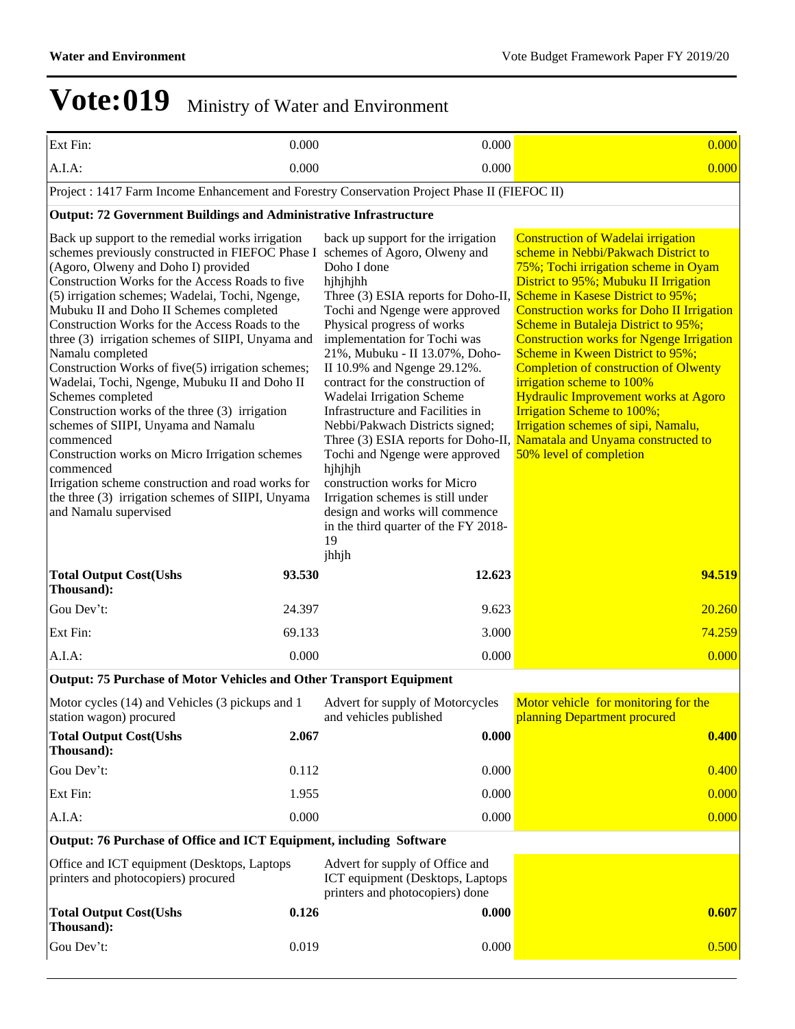# Vote:019 Ministry of Water and Environment

| | | | |
|---|---|---|---|
| Ext Fin: | 0.000 | 0.000 | 0.000 |
| A.I.A: | 0.000 | 0.000 | 0.000 |
| **Project : 1417 Farm Income Enhancement and Forestry Conservation Project Phase II (FIEFOC II)** | | | |
| **Output: 72 Government Buildings and Administrative Infrastructure** | | | |
| Back up support to the remedial works irrigation schemes previously constructed in FIEFOC Phase I (Agoro, Olweny and Doho I) provided<br>Construction Works for the Access Roads to five (5) irrigation schemes; Wadelai, Tochi, Ngenge, Mubuku II and Doho II Schemes completed<br>Construction Works for the Access Roads to the three (3) irrigation schemes of SIIPI, Unyama and Namalu completed<br>Construction Works of five(5) irrigation schemes; Wadelai, Tochi, Ngenge, Mubuku II and Doho II Schemes completed<br>Construction works of the three (3) irrigation schemes of SIIPI, Unyama and Namalu commenced<br>Construction works on Micro Irrigation schemes commenced<br>Irrigation scheme construction and road works for the three (3) irrigation schemes of SIIPI, Unyama and Namalu supervised | | back up support for the irrigation schemes of Agoro, Olweny and Doho I done<br>hjhjhjhh<br>Three (3) ESIA reports for Doho-II, Tochi and Ngenge were approved<br>Physical progress of works implementation for Tochi was 21%, Mubuku - II 13.07%, Doho-II 10.9% and Ngenge 29.12%.<br>contract for the construction of Wadelai Irrigation Scheme Infrastructure and Facilities in Nebbi/Pakwach Districts signed;<br>Three (3) ESIA reports for Doho-II, Tochi and Ngenge were approved<br>hjhjhjh<br>construction works for Micro Irrigation schemes is still under design and works will commence in the third quarter of the FY 2018-19<br>jhhjh | Construction of Wadelai irrigation scheme in Nebbi/Pakwach District to 75%; Tochi irrigation scheme in Oyam District to 95%; Mubuku II Irrigation Scheme in Kasese District to 95%;<br>Construction works for Doho II Irrigation Scheme in Butaleja District to 95%;<br>Construction works for Ngenge Irrigation Scheme in Kween District to 95%;<br>Completion of construction of Olwenty irrigation scheme to 100%<br>Hydraulic Improvement works at Agoro Irrigation Scheme to 100%;<br>Irrigation schemes of sipi, Namalu, Namatala and Unyama constructed to 50% level of completion |
| **Total Output Cost(Ushs Thousand):** | **93.530** | **12.623** | **94.519** |
| Gou Dev't: | 24.397 | 9.623 | 20.260 |
| Ext Fin: | 69.133 | 3.000 | 74.259 |
| A.I.A: | 0.000 | 0.000 | 0.000 |
| **Output: 75 Purchase of Motor Vehicles and Other Transport Equipment** | | | |
| Motor cycles (14) and Vehicles (3 pickups and 1 station wagon) procured | | Advert for supply of Motorcycles and vehicles published | Motor vehicle for monitoring for the planning Department procured |
| **Total Output Cost(Ushs Thousand):** | **2.067** | **0.000** | **0.400** |
| Gou Dev't: | 0.112 | 0.000 | 0.400 |
| Ext Fin: | 1.955 | 0.000 | 0.000 |
| A.I.A: | 0.000 | 0.000 | 0.000 |
| **Output: 76 Purchase of Office and ICT Equipment, including Software** | | | |
| Office and ICT equipment (Desktops, Laptops printers and photocopiers) procured | | Advert for supply of Office and ICT equipment (Desktops, Laptops printers and photocopiers) done | |
| **Total Output Cost(Ushs Thousand):** | **0.126** | **0.000** | **0.607** |
| Gou Dev't: | 0.019 | 0.000 | 0.500 |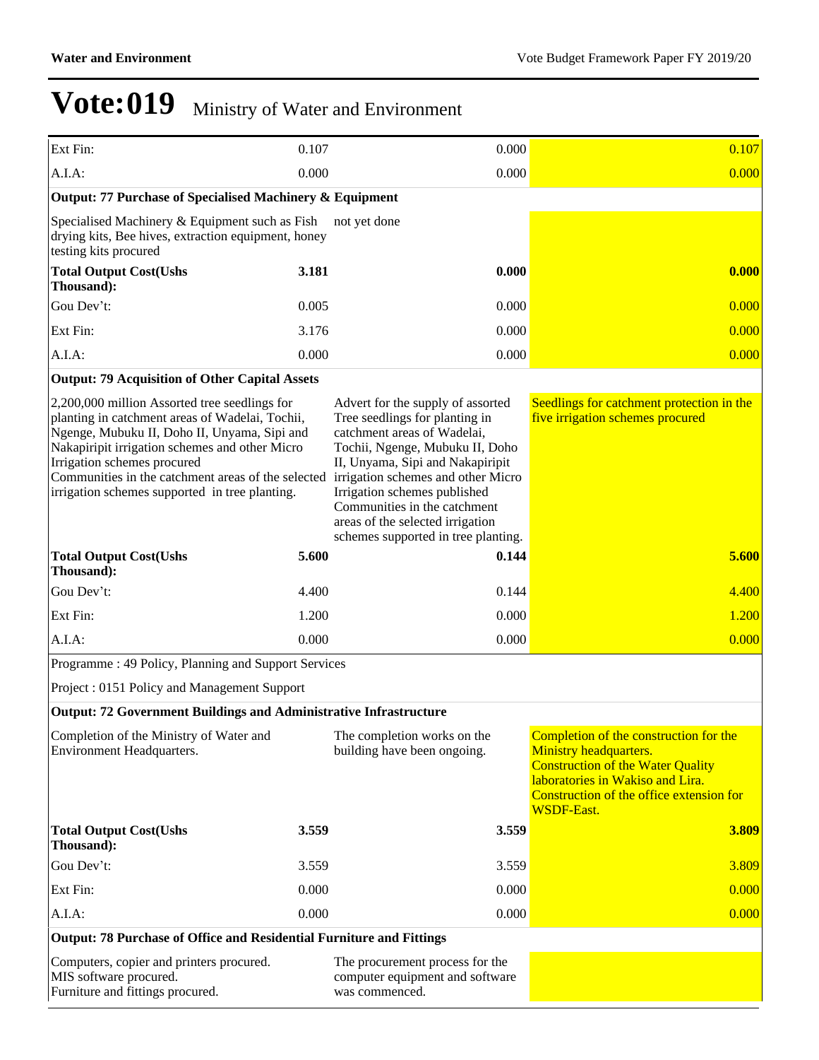# Vote:019 Ministry of Water and Environment

| | | | |
|---|---|---|---|
| Ext Fin: | 0.107 | 0.000 | 0.107 |
| A.I.A: | 0.000 | 0.000 | 0.000 |
| **Output: 77 Purchase of Specialised Machinery & Equipment** | | | |
| Specialised Machinery & Equipment such as Fish drying kits, Bee hives, extraction equipment, honey testing kits procured | | not yet done | |
| **Total Output Cost(Ushs Thousand):** | **3.181** | **0.000** | **0.000** |
| Gou Dev't: | 0.005 | 0.000 | 0.000 |
| Ext Fin: | 3.176 | 0.000 | 0.000 |
| A.I.A: | 0.000 | 0.000 | 0.000 |
| **Output: 79 Acquisition of Other Capital Assets** | | | |
| 2,200,000 million Assorted tree seedlings for planting in catchment areas of Wadelai, Tochii, Ngenge, Mubuku II, Doho II, Unyama, Sipi and Nakapiripit irrigation schemes and other Micro Irrigation schemes procured<br>Communities in the catchment areas of the selected irrigation schemes supported in tree planting. | | Advert for the supply of assorted Tree seedlings for planting in catchment areas of Wadelai, Tochii, Ngenge, Mubuku II, Doho II, Unyama, Sipi and Nakapiripit irrigation schemes and other Micro Irrigation schemes published<br>Communities in the catchment areas of the selected irrigation schemes supported in tree planting. | Seedlings for catchment protection in the five irrigation schemes procured |
| **Total Output Cost(Ushs Thousand):** | **5.600** | **0.144** | **5.600** |
| Gou Dev't: | 4.400 | 0.144 | 4.400 |
| Ext Fin: | 1.200 | 0.000 | 1.200 |
| A.I.A: | 0.000 | 0.000 | 0.000 |
| Programme : 49 Policy, Planning and Support Services | | | |
| Project : 0151 Policy and Management Support | | | |
| **Output: 72 Government Buildings and Administrative Infrastructure** | | | |
| Completion of the Ministry of Water and Environment Headquarters. | | The completion works on the building have been ongoing. | Completion of the construction for the Ministry headquarters.<br>Construction of the Water Quality laboratories in Wakiso and Lira.<br>Construction of the office extension for WSDF-East. |
| **Total Output Cost(Ushs Thousand):** | **3.559** | **3.559** | **3.809** |
| Gou Dev't: | 3.559 | 3.559 | 3.809 |
| Ext Fin: | 0.000 | 0.000 | 0.000 |
| A.I.A: | 0.000 | 0.000 | 0.000 |
| **Output: 78 Purchase of Office and Residential Furniture and Fittings** | | | |
| Computers, copier and printers procured.<br>MIS software procured.<br>Furniture and fittings procured. | | The procurement process for the computer equipment and software was commenced. | |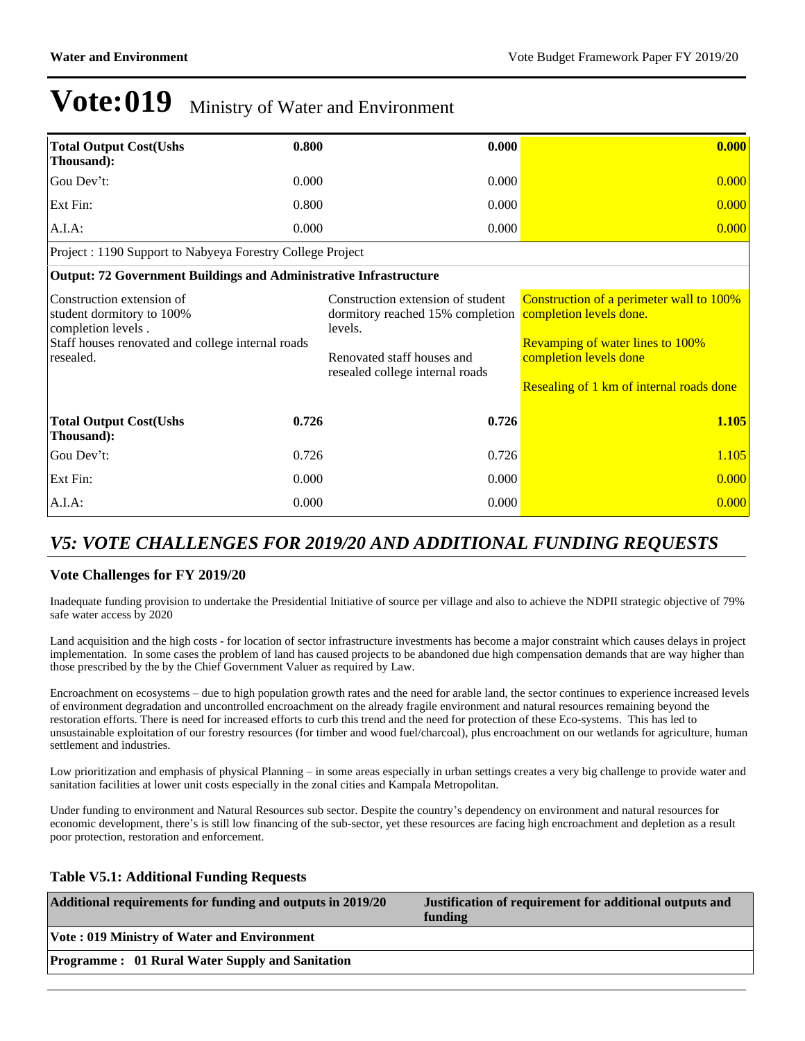# Vote:019 Ministry of Water and Environment

| | | | |
|---|---|---|---|
| **Total Output Cost(Ushs Thousand):** | **0.800** | **0.000** | **0.000** |
| Gou Dev't: | 0.000 | 0.000 | 0.000 |
| Ext Fin: | 0.800 | 0.000 | 0.000 |
| A.I.A: | 0.000 | 0.000 | 0.000 |
| Project : 1190 Support to Nabyeya Forestry College Project | | | |
| **Output: 72 Government Buildings and Administrative Infrastructure** | | | |
| Construction extension of student dormitory to 100% completion levels . Staff houses renovated and college internal roads resealed. | | Construction extension of student dormitory reached 15% completion levels. Renovated staff houses and resealed college internal roads | Construction of a perimeter wall to 100% completion levels done. Revamping of water lines to 100% completion levels done Resealing of 1 km of internal roads done |
| **Total Output Cost(Ushs Thousand):** | **0.726** | **0.726** | **1.105** |
| Gou Dev't: | 0.726 | 0.726 | 1.105 |
| Ext Fin: | 0.000 | 0.000 | 0.000 |
| A.I.A: | 0.000 | 0.000 | 0.000 |

## *V5: VOTE CHALLENGES FOR 2019/20 AND ADDITIONAL FUNDING REQUESTS*

### Vote Challenges for FY 2019/20

Inadequate funding provision to undertake the Presidential Initiative of source per village and also to achieve the NDPII strategic objective of 79% safe water access by 2020

Land acquisition and the high costs - for location of sector infrastructure investments has become a major constraint which causes delays in project implementation. In some cases the problem of land has caused projects to be abandoned due high compensation demands that are way higher than those prescribed by the by the Chief Government Valuer as required by Law.

Encroachment on ecosystems – due to high population growth rates and the need for arable land, the sector continues to experience increased levels of environment degradation and uncontrolled encroachment on the already fragile environment and natural resources remaining beyond the restoration efforts. There is need for increased efforts to curb this trend and the need for protection of these Eco-systems. This has led to unsustainable exploitation of our forestry resources (for timber and wood fuel/charcoal), plus encroachment on our wetlands for agriculture, human settlement and industries.

Low prioritization and emphasis of physical Planning – in some areas especially in urban settings creates a very big challenge to provide water and sanitation facilities at lower unit costs especially in the zonal cities and Kampala Metropolitan.

Under funding to environment and Natural Resources sub sector. Despite the country's dependency on environment and natural resources for economic development, there's is still low financing of the sub-sector, yet these resources are facing high encroachment and depletion as a result poor protection, restoration and enforcement.

### Table V5.1: Additional Funding Requests

| Additional requirements for funding and outputs in 2019/20 | Justification of requirement for additional outputs and funding |
|---|---|
| **Vote : 019 Ministry of Water and Environment** | |
| **Programme : 01 Rural Water Supply and Sanitation** | |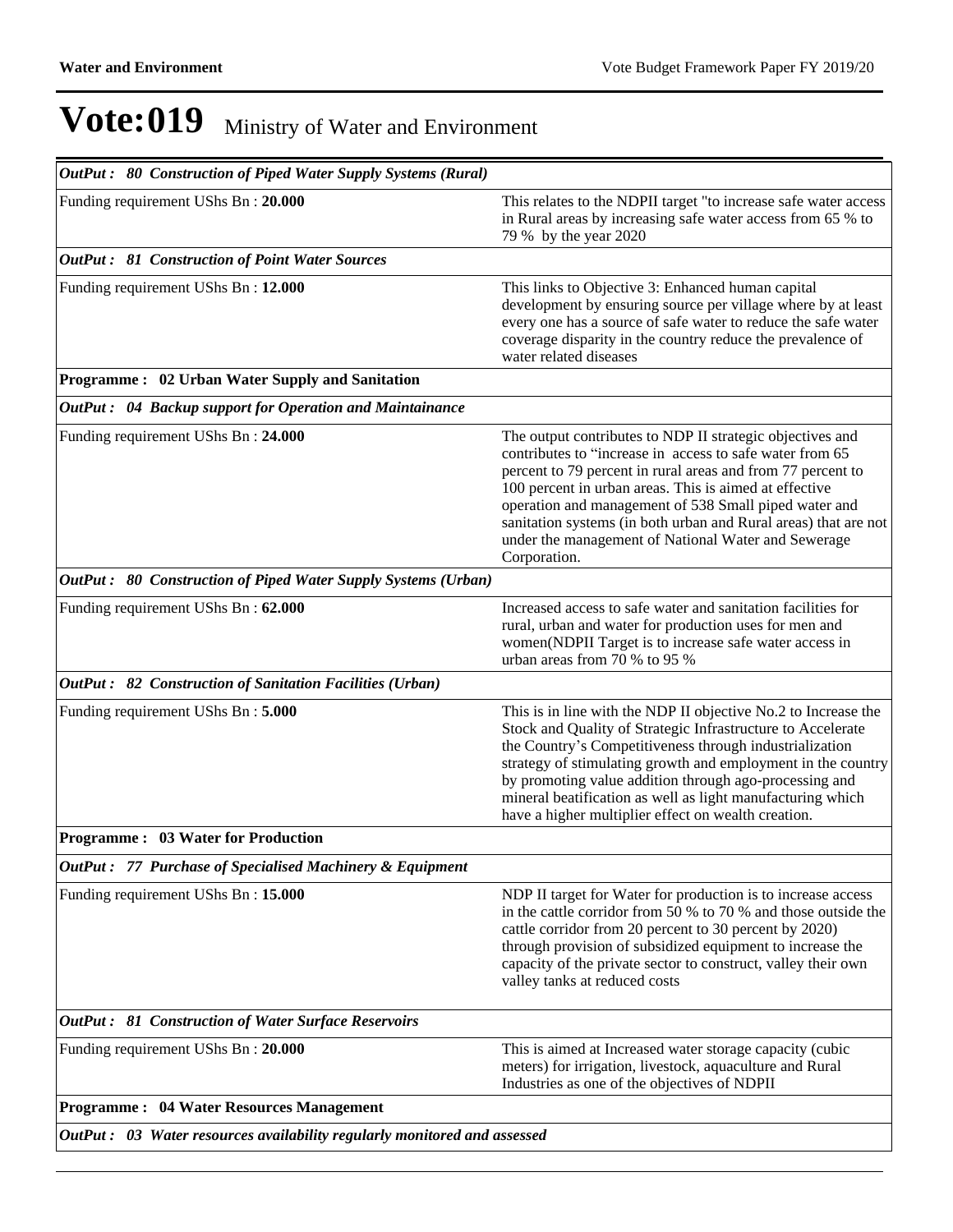# Vote:019 Ministry of Water and Environment

| *OutPut : 80 Construction of Piped Water Supply Systems (Rural)* | |
|---|---|
| Funding requirement UShs Bn : **20.000** | This relates to the NDPII target "to increase safe water access in Rural areas by increasing safe water access from 65 % to 79 % by the year 2020 |
| *OutPut : 81 Construction of Point Water Sources* | |
| Funding requirement UShs Bn : **12.000** | This links to Objective 3: Enhanced human capital development by ensuring source per village where by at least every one has a source of safe water to reduce the safe water coverage disparity in the country reduce the prevalence of water related diseases |
| **Programme : 02 Urban Water Supply and Sanitation** | |
| *OutPut : 04 Backup support for Operation and Maintainance* | |
| Funding requirement UShs Bn : **24.000** | The output contributes to NDP II strategic objectives and contributes to "increase in access to safe water from 65 percent to 79 percent in rural areas and from 77 percent to 100 percent in urban areas. This is aimed at effective operation and management of 538 Small piped water and sanitation systems (in both urban and Rural areas) that are not under the management of National Water and Sewerage Corporation. |
| *OutPut : 80 Construction of Piped Water Supply Systems (Urban)* | |
| Funding requirement UShs Bn : **62.000** | Increased access to safe water and sanitation facilities for rural, urban and water for production uses for men and women(NDPII Target is to increase safe water access in urban areas from 70 % to 95 % |
| *OutPut : 82 Construction of Sanitation Facilities (Urban)* | |
| Funding requirement UShs Bn : **5.000** | This is in line with the NDP II objective No.2 to Increase the Stock and Quality of Strategic Infrastructure to Accelerate the Country's Competitiveness through industrialization strategy of stimulating growth and employment in the country by promoting value addition through ago-processing and mineral beatification as well as light manufacturing which have a higher multiplier effect on wealth creation. |
| **Programme : 03 Water for Production** | |
| *OutPut : 77 Purchase of Specialised Machinery & Equipment* | |
| Funding requirement UShs Bn : **15.000** | NDP II target for Water for production is to increase access in the cattle corridor from 50 % to 70 % and those outside the cattle corridor from 20 percent to 30 percent by 2020) through provision of subsidized equipment to increase the capacity of the private sector to construct, valley their own valley tanks at reduced costs |
| *OutPut : 81 Construction of Water Surface Reservoirs* | |
| Funding requirement UShs Bn : **20.000** | This is aimed at Increased water storage capacity (cubic meters) for irrigation, livestock, aquaculture and Rural Industries as one of the objectives of NDPII |
| **Programme : 04 Water Resources Management** | |
| *OutPut : 03 Water resources availability regularly monitored and assessed* | |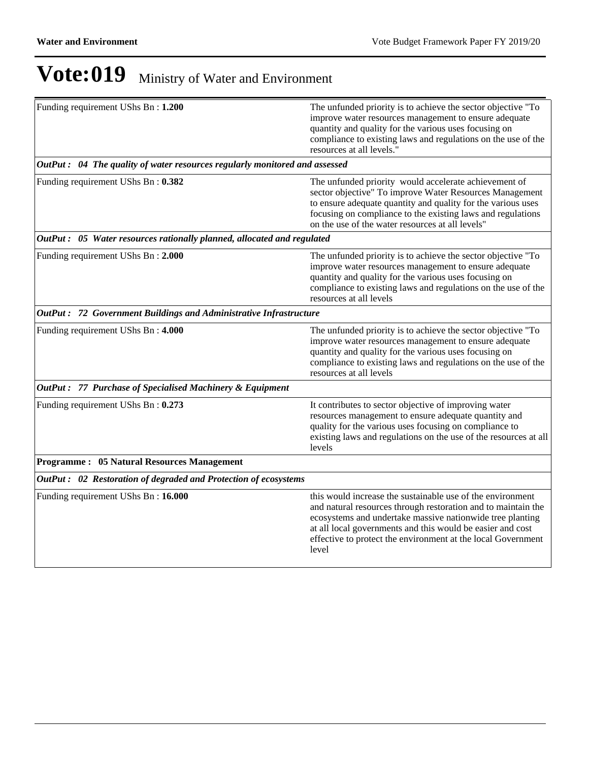# Vote:019 Ministry of Water and Environment

| | |
|---|---|
| Funding requirement UShs Bn : **1.200** | The unfunded priority is to achieve the sector objective "To improve water resources management to ensure adequate quantity and quality for the various uses focusing on compliance to existing laws and regulations on the use of the resources at all levels." |
| ***OutPut : 04 The quality of water resources regularly monitored and assessed*** | |
| Funding requirement UShs Bn : **0.382** | The unfunded priority would accelerate achievement of sector objective" To improve Water Resources Management to ensure adequate quantity and quality for the various uses focusing on compliance to the existing laws and regulations on the use of the water resources at all levels" |
| ***OutPut : 05 Water resources rationally planned, allocated and regulated*** | |
| Funding requirement UShs Bn : **2.000** | The unfunded priority is to achieve the sector objective "To improve water resources management to ensure adequate quantity and quality for the various uses focusing on compliance to existing laws and regulations on the use of the resources at all levels |
| ***OutPut : 72 Government Buildings and Administrative Infrastructure*** | |
| Funding requirement UShs Bn : **4.000** | The unfunded priority is to achieve the sector objective "To improve water resources management to ensure adequate quantity and quality for the various uses focusing on compliance to existing laws and regulations on the use of the resources at all levels |
| ***OutPut : 77 Purchase of Specialised Machinery & Equipment*** | |
| Funding requirement UShs Bn : **0.273** | It contributes to sector objective of improving water resources management to ensure adequate quantity and quality for the various uses focusing on compliance to existing laws and regulations on the use of the resources at all levels |
| **Programme : 05 Natural Resources Management** | |
| ***OutPut : 02 Restoration of degraded and Protection of ecosystems*** | |
| Funding requirement UShs Bn : **16.000** | this would increase the sustainable use of the environment and natural resources through restoration and to maintain the ecosystems and undertake massive nationwide tree planting at all local governments and this would be easier and cost effective to protect the environment at the local Government level |